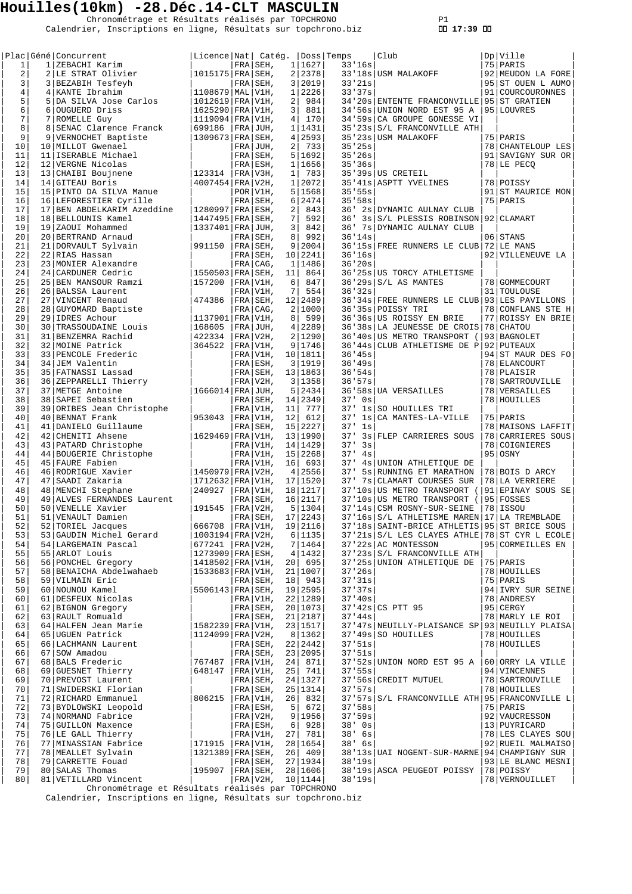# Houilles(10km) -28.Déc.14-CLT MASCULIN

Chronométrage et Résultats réalisés par TOPCHRONO
Calendrier, Inscriptions en ligne, Résultats sur topchrono.biz

17:39

| Plac | Géné | Concurrent | Licence | Nat | Catég. | | Doss | Temps | Club | Dp | Ville |
|---|---|---|---|---|---|---|---|---|---|---|---|
| 1 | 1 | ZEBACHI Karim | | FRA | SEH, | 1 | 1627 | 33'16s | | 75 | PARIS |
| 2 | 2 | LE STRAT Olivier | 1015175 | FRA | SEH, | 2 | 2378 | 33'18s | USM MALAKOFF | 92 | MEUDON LA FORE |
| 3 | 3 | BEZABIH Tesfeyh | | FRA | SEH, | 3 | 2019 | 33'21s | | 95 | ST OUEN L AUMO |
| 4 | 4 | KANTE Ibrahim | 1108679 | MAL | V1H, | 1 | 2226 | 33'37s | | 91 | COURCOURONNES |
| 5 | 5 | DA SILVA Jose Carlos | 1012619 | FRA | V1H, | 2 | 984 | 34'20s | ENTENTE FRANCONVILLE | 95 | ST GRATIEN |
| 6 | 6 | OUGUERD Driss | 1625290 | FRA | V1H, | 3 | 881 | 34'56s | UNION NORD EST 95 A | 95 | LOUVRES |
| 7 | 7 | ROMELLE Guy | 1119094 | FRA | V1H, | 4 | 170 | 34'59s | CA GROUPE GONESSE VI | | |
| 8 | 8 | SENAC Clarence Franck | 699186 | FRA | JUH, | 1 | 1431 | 35'23s | S/L FRANCONVILLE ATH | | |
| 9 | 9 | VERNOCHET Baptiste | 1309673 | FRA | SEH, | 4 | 2593 | 35'23s | USM MALAKOFF | 75 | PARIS |
| 10 | 10 | MILLOT Gwenael | | FRA | JUH, | 2 | 733 | 35'25s | | 78 | CHANTELOUP LES |
| 11 | 11 | ISERABLE Michael | | FRA | SEH, | 5 | 1692 | 35'26s | | 91 | SAVIGNY SUR OR |
| 12 | 12 | VERGNE Nicolas | | FRA | ESH, | 1 | 1656 | 35'36s | | 78 | LE PECQ |
| 13 | 13 | CHAIBI Boujnene | 123314 | FRA | V3H, | 1 | 783 | 35'39s | US CRETEIL | | |
| 14 | 14 | GITEAU Boris | 4007454 | FRA | V2H, | 1 | 2072 | 35'41s | ASPTT YVELINES | 78 | POISSY |
| 15 | 15 | PINTO DA SILVA Manue | | POR | V1H, | 5 | 1568 | 35'55s | | 91 | ST MAURICE MON |
| 16 | 16 | LEFORESTIER Cyrille | | FRA | SEH, | 6 | 2474 | 35'58s | | 75 | PARIS |
| 17 | 17 | BEN ABDELKARIM Azeddine | 1280997 | FRA | ESH, | 2 | 843 | 36' 2s | DYNAMIC AULNAY CLUB | | |
| 18 | 18 | BELLOUNIS Kamel | 1447495 | FRA | SEH, | 7 | 592 | 36' 3s | S/L PLESSIS ROBINSON | 92 | CLAMART |
| 19 | 19 | ZAOUI Mohammed | 1337401 | FRA | JUH, | 3 | 842 | 36' 7s | DYNAMIC AULNAY CLUB | | |
| 20 | 20 | BERTRAND Arnaud | | FRA | SEH, | 8 | 992 | 36'14s | | 06 | STANS |
| 21 | 21 | DORVAULT Sylvain | 991150 | FRA | SEH, | 9 | 2004 | 36'15s | FREE RUNNERS LE CLUB | 72 | LE MANS |
| 22 | 22 | RIAS Hassan | | FRA | SEH, | 10 | 2241 | 36'16s | | 92 | VILLENEUVE LA |
| 23 | 23 | MONIER Alexandre | | FRA | CAG, | 1 | 1486 | 36'20s | | | |
| 24 | 24 | CARDUNER Cedric | 1550503 | FRA | SEH, | 11 | 864 | 36'25s | US TORCY ATHLETISME | | |
| 25 | 25 | BEN MANSOUR Ramzi | 157200 | FRA | V1H, | 6 | 847 | 36'29s | S/L AS MANTES | 78 | GOMMECOURT |
| 26 | 26 | BALSSA Laurent | | FRA | V1H, | 7 | 554 | 36'32s | | 31 | TOULOUSE |
| 27 | 27 | VINCENT Renaud | 474386 | FRA | SEH, | 12 | 2489 | 36'34s | FREE RUNNERS LE CLUB | 93 | LES PAVILLONS |
| 28 | 28 | GUYOMARD Baptiste | | FRA | CAG, | 2 | 1000 | 36'35s | POISSY TRI | 78 | CONFLANS STE H |
| 29 | 29 | IDRES Achour | 1137901 | FRA | V1H, | 8 | 599 | 36'36s | US ROISSY EN BRIE | 77 | ROISSY EN BRIE |
| 30 | 30 | TRASSOUDAINE Louis | 168605 | FRA | JUH, | 4 | 2289 | 36'38s | LA JEUNESSE DE CROIS | 78 | CHATOU |
| 31 | 31 | BENZEMRA Rachid | 422334 | FRA | V2H, | 2 | 1290 | 36'40s | US METRO TRANSPORT ( | 93 | BAGNOLET |
| 32 | 32 | MOINE Patrick | 364522 | FRA | V1H, | 9 | 1746 | 36'44s | CLUB ATHLETISME DE P | 92 | PUTEAUX |
| 33 | 33 | PENCOLE Frederic | | FRA | V1H, | 10 | 1811 | 36'45s | | 94 | ST MAUR DES FO |
| 34 | 34 | JEM Valentin | | FRA | ESH, | 3 | 1919 | 36'49s | | 78 | ELANCOURT |
| 35 | 35 | FATNASSI Lassad | | FRA | SEH, | 13 | 1863 | 36'54s | | 78 | PLAISIR |
| 36 | 36 | ZEPPARELLI Thierry | | FRA | V2H, | 3 | 1358 | 36'57s | | 78 | SARTROUVILLE |
| 37 | 37 | METGE Antoine | 1666014 | FRA | JUH, | 5 | 2434 | 36'58s | UA VERSAILLES | 78 | VERSAILLES |
| 38 | 38 | SAPEI Sebastien | | FRA | SEH, | 14 | 2349 | 37' 0s | | 78 | HOUILLES |
| 39 | 39 | ORIBES Jean Christophe | | FRA | V1H, | 11 | 777 | 37' 1s | SO HOUILLES TRI | | |
| 40 | 40 | BENNAT Frank | 953043 | FRA | V1H, | 12 | 612 | 37' 1s | CA MANTES-LA-VILLE | 75 | PARIS |
| 41 | 41 | DANIELO Guillaume | | FRA | SEH, | 15 | 2227 | 37' 1s | | 78 | MAISONS LAFFIT |
| 42 | 42 | CHENITI Ahsene | 1629469 | FRA | V1H, | 13 | 1990 | 37' 3s | FLEP CARRIERES SOUS | 78 | CARRIERES SOUS |
| 43 | 43 | PATARD Christophe | | FRA | V1H, | 14 | 1429 | 37' 3s | | 78 | COIGNIERES |
| 44 | 44 | BOUGERIE Christophe | | FRA | V1H, | 15 | 2268 | 37' 4s | | 95 | OSNY |
| 45 | 45 | FAURE Fabien | | FRA | V1H, | 16 | 693 | 37' 4s | UNION ATHLETIQUE DE | | |
| 46 | 46 | RODRIGUE Xavier | 1450979 | FRA | V2H, | 4 | 2556 | 37' 5s | RUNNING ET MARATHON | 78 | BOIS D ARCY |
| 47 | 47 | SAADI Zakaria | 1712632 | FRA | V1H, | 17 | 1520 | 37' 7s | CLAMART COURSES SUR | 78 | LA VERRIERE |
| 48 | 48 | MENCHI Stephane | 240927 | FRA | V1H, | 18 | 1217 | 37'10s | US METRO TRANSPORT ( | 91 | EPINAY SOUS SE |
| 49 | 49 | ALVES FERNANDES Laurent | | FRA | SEH, | 16 | 2117 | 37'10s | US METRO TRANSPORT ( | 95 | FOSSES |
| 50 | 50 | VENELLE Xavier | 191545 | FRA | V2H, | 5 | 1304 | 37'14s | CSM ROSNY-SUR-SEINE | 78 | ISSOU |
| 51 | 51 | VENAULT Damien | | FRA | SEH, | 17 | 2243 | 37'16s | S/L ATHLETISME MAREN | 17 | LA TREMBLADE |
| 52 | 52 | TORIEL Jacques | 666708 | FRA | V1H, | 19 | 2116 | 37'18s | SAINT-BRICE ATHLETIS | 95 | ST BRICE SOUS |
| 53 | 53 | GAUDIN Michel Gerard | 1003194 | FRA | V2H, | 6 | 1135 | 37'21s | S/L LES CLAYES ATHLE | 78 | ST CYR L ECOLE |
| 54 | 54 | LARGEMAIN Pascal | 677241 | FRA | V2H, | 7 | 1464 | 37'22s | AC MONTESSON | 95 | CORMEILLES EN |
| 55 | 55 | ARLOT Louis | 1273909 | FRA | ESH, | 4 | 1432 | 37'23s | S/L FRANCONVILLE ATH | | |
| 56 | 56 | PONCHEL Gregory | 1418502 | FRA | V1H, | 20 | 695 | 37'25s | UNION ATHLETIQUE DE | 75 | PARIS |
| 57 | 58 | BENAICHA Abdelwahaeb | 1533683 | FRA | V1H, | 21 | 1007 | 37'26s | | 78 | HOUILLES |
| 58 | 59 | VILMAIN Eric | | FRA | SEH, | 18 | 943 | 37'31s | | 75 | PARIS |
| 59 | 60 | NOUNOU Kamel | 5506143 | FRA | SEH, | 19 | 2595 | 37'37s | | 94 | IVRY SUR SEINE |
| 60 | 61 | DESFEUX Nicolas | | FRA | V1H, | 22 | 1289 | 37'40s | | 78 | ANDRESY |
| 61 | 62 | BIGNON Gregory | | FRA | SEH, | 20 | 1073 | 37'42s | CS PTT 95 | 95 | CERGY |
| 62 | 63 | RAULT Romuald | | FRA | SEH, | 21 | 2187 | 37'44s | | 78 | MARLY LE ROI |
| 63 | 64 | HALFEN Jean Marie | 1582239 | FRA | V1H, | 23 | 1517 | 37'47s | NEUILLY-PLAISANCE SP | 93 | NEUILLY PLAISA |
| 64 | 65 | UGUEN Patrick | 1124099 | FRA | V2H, | 8 | 1362 | 37'49s | SO HOUILLES | 78 | HOUILLES |
| 65 | 66 | LACHMANN Laurent | | FRA | SEH, | 22 | 2442 | 37'51s | | 78 | HOUILLES |
| 66 | 67 | SOW Amadou | | FRA | SEH, | 23 | 2095 | 37'51s | | | |
| 67 | 68 | BALS Frederic | 767487 | FRA | V1H, | 24 | 871 | 37'52s | UNION NORD EST 95 A | 60 | ORRY LA VILLE |
| 68 | 69 | GUESNET Thierry | 648147 | FRA | V1H, | 25 | 741 | 37'55s | | 94 | VINCENNES |
| 69 | 70 | PREVOST Laurent | | FRA | SEH, | 24 | 1327 | 37'56s | CREDIT MUTUEL | 78 | SARTROUVILLE |
| 70 | 71 | SWIDERSKI Florian | | FRA | SEH, | 25 | 1314 | 37'57s | | 78 | HOUILLES |
| 71 | 72 | RICHARD Emmanuel | 806215 | FRA | V1H, | 26 | 832 | 37'57s | S/L FRANCONVILLE ATH | 95 | FRANCONVILLE L |
| 72 | 73 | BYDLOWSKI Leopold | | FRA | ESH, | 5 | 672 | 37'58s | | 75 | PARIS |
| 73 | 74 | NORMAND Fabrice | | FRA | V2H, | 9 | 1956 | 37'59s | | 92 | VAUCRESSON |
| 74 | 75 | GUILLON Maxence | | FRA | ESH, | 6 | 928 | 38' 0s | | 13 | PUYRICARD |
| 75 | 76 | LE GALL Thierry | | FRA | V1H, | 27 | 781 | 38' 6s | | 78 | LES CLAYES SOU |
| 76 | 77 | MINASSIAN Fabrice | 171915 | FRA | V1H, | 28 | 1654 | 38' 6s | | 92 | RUEIL MALMAISO |
| 77 | 78 | MEALLET Sylvain | 1321389 | FRA | SEH, | 26 | 409 | 38'13s | UAI NOGENT-SUR-MARNE | 94 | CHAMPIGNY SUR |
| 78 | 79 | CARRETTE Fouad | | FRA | SEH, | 27 | 1934 | 38'19s | | 93 | LE BLANC MESNI |
| 79 | 80 | SALAS Thomas | 195907 | FRA | SEH, | 28 | 1606 | 38'19s | ASCA PEUGEOT POISSY | 78 | POISSY |
| 80 | 81 | VETILLARD Vincent | | FRA | V2H, | 10 | 1144 | 38'19s | | 78 | VERNOUILLET |

Chronométrage et Résultats réalisés par TOPCHRONO
Calendrier, Inscriptions en ligne, Résultats sur topchrono.biz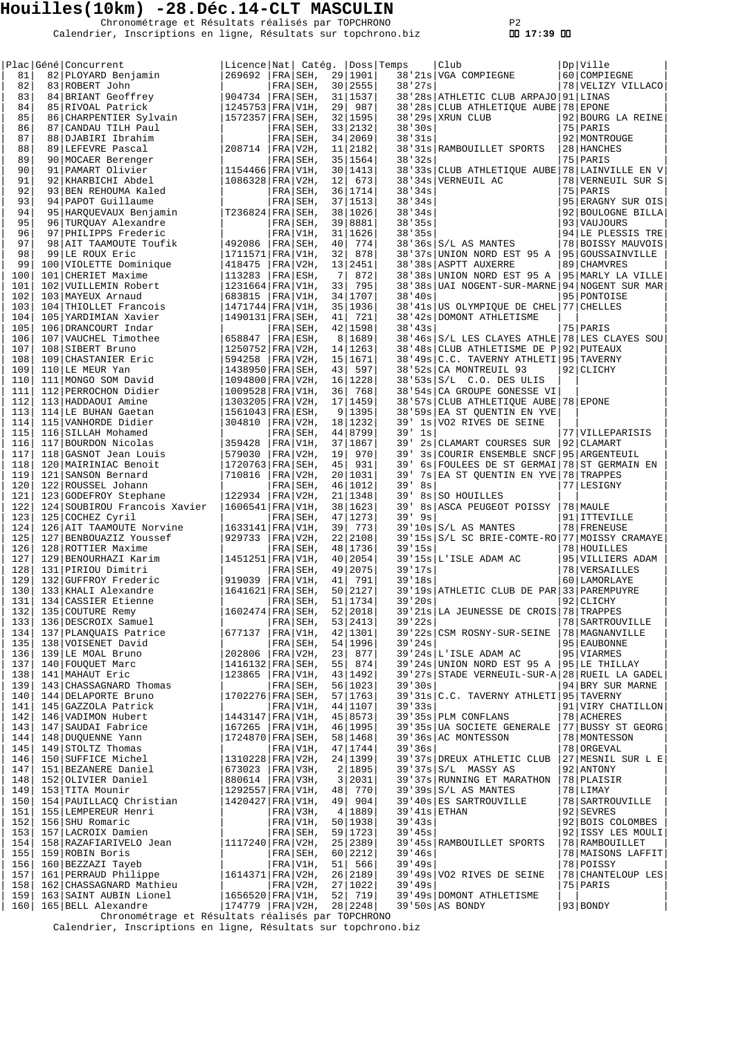# Houilles(10km) -28.Déc.14-CLT MASCULIN

Chronométrage et Résultats réalisés par TOPCHRONO
Calendrier, Inscriptions en ligne, Résultats sur topchrono.biz

17:39

| Plac | Géné | Concurrent | Licence | Nat | Catég. | | Doss | Temps | Club | Dp | Ville |
|---|---|---|---|---|---|---|---|---|---|---|---|
| 81 | 82 | PLOYARD Benjamin | 269692 | FRA | SEH, | 29 | 1901 | 38'21s | VGA COMPIEGNE | 60 | COMPIEGNE |
| 82 | 83 | ROBERT John | | FRA | SEH, | 30 | 2555 | 38'27s | | 78 | VELIZY VILLACO |
| 83 | 84 | BRIANT Geoffrey | 904734 | FRA | SEH, | 31 | 1537 | 38'28s | ATHLETIC CLUB ARPAJO | 91 | LINAS |
| 84 | 85 | RIVOAL Patrick | 1245753 | FRA | V1H, | 29 | 987 | 38'28s | CLUB ATHLETIQUE AUBE | 78 | EPONE |
| 85 | 86 | CHARPENTIER Sylvain | 1572357 | FRA | SEH, | 32 | 1595 | 38'29s | XRUN CLUB | 92 | BOURG LA REINE |
| 86 | 87 | CANDAU TILH Paul | | FRA | SEH, | 33 | 2132 | 38'30s | | 75 | PARIS |
| 87 | 88 | DJABIRI Ibrahim | | FRA | SEH, | 34 | 2069 | 38'31s | | 92 | MONTROUGE |
| 88 | 89 | LEFEVRE Pascal | 208714 | FRA | V2H, | 11 | 2182 | 38'31s | RAMBOUILLET SPORTS | 28 | HANCHES |
| 89 | 90 | MOCAER Berenger | | FRA | SEH, | 35 | 1564 | 38'32s | | 75 | PARIS |
| 90 | 91 | PAMART Olivier | 1154466 | FRA | V1H, | 30 | 1413 | 38'33s | CLUB ATHLETIQUE AUBE | 78 | LAINVILLE EN V |
| 91 | 92 | KHARBICHI Abdel | 1086328 | FRA | V2H, | 12 | 673 | 38'34s | VERNEUIL AC | 78 | VERNEUIL SUR S |
| 92 | 93 | BEN REHOUMA Kaled | | FRA | SEH, | 36 | 1714 | 38'34s | | 75 | PARIS |
| 93 | 94 | PAPOT Guillaume | | FRA | SEH, | 37 | 1513 | 38'34s | | 95 | ERAGNY SUR OIS |
| 94 | 95 | HARQUEVAUX Benjamin | T236824 | FRA | SEH, | 38 | 1026 | 38'34s | | 92 | BOULOGNE BILLA |
| 95 | 96 | TURQUAY Alexandre | | FRA | SEH, | 39 | 8881 | 38'35s | | 93 | VAUJOURS |
| 96 | 97 | PHILIPPS Frederic | | FRA | V1H, | 31 | 1626 | 38'35s | | 94 | LE PLESSIS TRE |
| 97 | 98 | AIT TAAMOUTE Toufik | 492086 | FRA | SEH, | 40 | 774 | 38'36s | S/L AS MANTES | 78 | BOISSY MAUVOIS |
| 98 | 99 | LE ROUX Eric | 1711571 | FRA | V1H, | 32 | 878 | 38'37s | UNION NORD EST 95 A | 95 | GOUSSAINVILLE |
| 99 | 100 | VIOLETTE Dominique | 418475 | FRA | V2H, | 13 | 2451 | 38'38s | ASPTT AUXERRE | 89 | CHAMVRES |
| 100 | 101 | CHERIET Maxime | 113283 | FRA | ESH, | 7 | 872 | 38'38s | UNION NORD EST 95 A | 95 | MARLY LA VILLE |
| 101 | 102 | VUILLEMIN Robert | 1231664 | FRA | V1H, | 33 | 795 | 38'38s | UAI NOGENT-SUR-MARNE | 94 | NOGENT SUR MAR |
| 102 | 103 | MAYEUX Arnaud | 683815 | FRA | V1H, | 34 | 1707 | 38'40s | | 95 | PONTOISE |
| 103 | 104 | THIOLLET Francois | 1471744 | FRA | V1H, | 35 | 1936 | 38'41s | US OLYMPIQUE DE CHEL | 77 | CHELLES |
| 104 | 105 | YARDIMIAN Xavier | 1490131 | FRA | SEH, | 41 | 721 | 38'42s | DOMONT ATHLETISME | | |
| 105 | 106 | DRANCOURT Indar | | FRA | SEH, | 42 | 1598 | 38'43s | | 75 | PARIS |
| 106 | 107 | VAUCHEL Timothee | 658847 | FRA | ESH, | 8 | 1689 | 38'46s | S/L LES CLAYES ATHLE | 78 | LES CLAYES SOU |
| 107 | 108 | SIBERT Bruno | 1250752 | FRA | V2H, | 14 | 1263 | 38'48s | CLUB ATHLETISME DE P | 92 | PUTEAUX |
| 108 | 109 | CHASTANIER Eric | 594258 | FRA | V2H, | 15 | 1671 | 38'49s | C.C. TAVERNY ATHLETI | 95 | TAVERNY |
| 109 | 110 | LE MEUR Yan | 1438950 | FRA | SEH, | 43 | 597 | 38'52s | CA MONTREUIL 93 | 92 | CLICHY |
| 110 | 111 | MONGO SOM David | 1094800 | FRA | V2H, | 16 | 1228 | 38'53s | S/L C.O. DES ULIS | | |
| 111 | 112 | PERROCHON Didier | 1009528 | FRA | V1H, | 36 | 768 | 38'54s | CA GROUPE GONESSE VI | | |
| 112 | 113 | HADDAOUI Amine | 1303205 | FRA | V2H, | 17 | 1459 | 38'57s | CLUB ATHLETIQUE AUBE | 78 | EPONE |
| 113 | 114 | LE BUHAN Gaetan | 1561043 | FRA | ESH, | 9 | 1395 | 38'59s | EA ST QUENTIN EN YVE | | |
| 114 | 115 | VANHORDE Didier | 304810 | FRA | V2H, | 18 | 1232 | 39' 1s | VO2 RIVES DE SEINE | | |
| 115 | 116 | SILLAH Mohamed | | FRA | SEH, | 44 | 8799 | 39' 1s | | 77 | VILLEPARISIS |
| 116 | 117 | BOURDON Nicolas | 359428 | FRA | V1H, | 37 | 1867 | 39' 2s | CLAMART COURSES SUR | 92 | CLAMART |
| 117 | 118 | GASNOT Jean Louis | 579030 | FRA | V2H, | 19 | 970 | 39' 3s | COURIR ENSEMBLE SNCF | 95 | ARGENTEUIL |
| 118 | 120 | MAIRINIAC Benoit | 1720763 | FRA | SEH, | 45 | 931 | 39' 6s | FOULEES DE ST GERMAI | 78 | ST GERMAIN EN |
| 119 | 121 | SANSON Bernard | 710816 | FRA | V2H, | 20 | 1031 | 39' 7s | EA ST QUENTIN EN YVE | 78 | TRAPPES |
| 120 | 122 | ROUSSEL Johann | | FRA | SEH, | 46 | 1012 | 39' 8s | | 77 | LESIGNY |
| 121 | 123 | GODEFROY Stephane | 122934 | FRA | V2H, | 21 | 1348 | 39' 8s | SO HOUILLES | | |
| 122 | 124 | SOUBIROU Francois Xavier | 1606541 | FRA | V1H, | 38 | 1623 | 39' 8s | ASCA PEUGEOT POISSY | 78 | MAULE |
| 123 | 125 | COCHEZ Cyril | | FRA | SEH, | 47 | 1273 | 39' 9s | | 91 | ITTEVILLE |
| 124 | 126 | AIT TAAMOUTE Norvine | 1633141 | FRA | V1H, | 39 | 773 | 39'10s | S/L AS MANTES | 78 | FRENEUSE |
| 125 | 127 | BENBOUAZIZ Youssef | 929733 | FRA | V2H, | 22 | 2108 | 39'15s | S/L SC BRIE-COMTE-RO | 77 | MOISSY CRAMAYE |
| 126 | 128 | ROTTIER Maxime | | FRA | SEH, | 48 | 1736 | 39'15s | | 78 | HOUILLES |
| 127 | 129 | BENOURHAZI Karim | 1451251 | FRA | V1H, | 40 | 2054 | 39'15s | L'ISLE ADAM AC | 95 | VILLIERS ADAM |
| 128 | 131 | PIRIOU Dimitri | | FRA | SEH, | 49 | 2075 | 39'17s | | 78 | VERSAILLES |
| 129 | 132 | GUFFROY Frederic | 919039 | FRA | V1H, | 41 | 791 | 39'18s | | 60 | LAMORLAYE |
| 130 | 133 | KHALI Alexandre | 1641621 | FRA | SEH, | 50 | 2127 | 39'19s | ATHLETIC CLUB DE PAR | 33 | PAREMPUYRE |
| 131 | 134 | CASSIER Etienne | | FRA | SEH, | 51 | 1734 | 39'20s | | 92 | CLICHY |
| 132 | 135 | COUTURE Remy | 1602474 | FRA | SEH, | 52 | 2018 | 39'21s | LA JEUNESSE DE CROIS | 78 | TRAPPES |
| 133 | 136 | DESCROIX Samuel | | FRA | SEH, | 53 | 2413 | 39'22s | | 78 | SARTROUVILLE |
| 134 | 137 | PLANQUAIS Patrice | 677137 | FRA | V1H, | 42 | 1301 | 39'22s | CSM ROSNY-SUR-SEINE | 78 | MAGNANVILLE |
| 135 | 138 | VOISENET David | | FRA | SEH, | 54 | 1996 | 39'24s | | 95 | EAUBONNE |
| 136 | 139 | LE MOAL Bruno | 202806 | FRA | V2H, | 23 | 877 | 39'24s | L'ISLE ADAM AC | 95 | VIARMES |
| 137 | 140 | FOUQUET Marc | 1416132 | FRA | SEH, | 55 | 874 | 39'24s | UNION NORD EST 95 A | 95 | LE THILLAY |
| 138 | 141 | MAHAUT Eric | 123865 | FRA | V1H, | 43 | 1492 | 39'27s | STADE VERNEUIL-SUR-A | 28 | RUEIL LA GADEL |
| 139 | 143 | CHASSAGNARD Thomas | | FRA | SEH, | 56 | 1023 | 39'30s | | 94 | BRY SUR MARNE |
| 140 | 144 | DELAPORTE Bruno | 1702276 | FRA | SEH, | 57 | 1763 | 39'31s | C.C. TAVERNY ATHLETI | 95 | TAVERNY |
| 141 | 145 | GAZZOLA Patrick | | FRA | V1H, | 44 | 1107 | 39'33s | | 91 | VIRY CHATILLON |
| 142 | 146 | VADIMON Hubert | 1443147 | FRA | V1H, | 45 | 8573 | 39'35s | PLM CONFLANS | 78 | ACHERES |
| 143 | 147 | SAUDAI Fabrice | 167265 | FRA | V1H, | 46 | 1995 | 39'35s | UA SOCIETE GENERALE | 77 | BUSSY ST GEORG |
| 144 | 148 | DUQUENNE Yann | 1724870 | FRA | SEH, | 58 | 1468 | 39'36s | AC MONTESSON | 78 | MONTESSON |
| 145 | 149 | STOLTZ Thomas | | FRA | V1H, | 47 | 1744 | 39'36s | | 78 | ORGEVAL |
| 146 | 150 | SUFFICE Michel | 1310228 | FRA | V2H, | 24 | 1399 | 39'37s | DREUX ATHLETIC CLUB | 27 | MESNIL SUR L E |
| 147 | 151 | BEZANERE Daniel | 673023 | FRA | V3H, | 2 | 1895 | 39'37s | S/L MASSY AS | 92 | ANTONY |
| 148 | 152 | OLIVIER Daniel | 880614 | FRA | V3H, | 3 | 2031 | 39'37s | RUNNING ET MARATHON | 78 | PLAISIR |
| 149 | 153 | TITA Mounir | 1292557 | FRA | V1H, | 48 | 770 | 39'39s | S/L AS MANTES | 78 | LIMAY |
| 150 | 154 | PAUILLACQ Christian | 1420427 | FRA | V1H, | 49 | 904 | 39'40s | ES SARTROUVILLE | 78 | SARTROUVILLE |
| 151 | 155 | LEMPEREUR Henri | | FRA | V3H, | 4 | 1889 | 39'41s | ETHAN | 92 | SEVRES |
| 152 | 156 | SHU Romaric | | FRA | V1H, | 50 | 1938 | 39'43s | | 92 | BOIS COLOMBES |
| 153 | 157 | LACROIX Damien | | FRA | SEH, | 59 | 1723 | 39'45s | | 92 | ISSY LES MOULI |
| 154 | 158 | RAZAFIARIVELO Jean | 1117240 | FRA | V2H, | 25 | 2389 | 39'45s | RAMBOUILLET SPORTS | 78 | RAMBOUILLET |
| 155 | 159 | ROBIN Boris | | FRA | SEH, | 60 | 2212 | 39'46s | | 78 | MAISONS LAFFIT |
| 156 | 160 | BEZZAZI Tayeb | | FRA | V1H, | 51 | 566 | 39'49s | | 78 | POISSY |
| 157 | 161 | PERRAUD Philippe | 1614371 | FRA | V2H, | 26 | 2189 | 39'49s | VO2 RIVES DE SEINE | 78 | CHANTELOUP LES |
| 158 | 162 | CHASSAGNARD Mathieu | | FRA | V2H, | 27 | 1022 | 39'49s | | 75 | PARIS |
| 159 | 163 | SAINT AUBIN Lionel | 1656520 | FRA | V1H, | 52 | 719 | 39'49s | DOMONT ATHLETISME | | |
| 160 | 165 | BELL Alexandre | 174779 | FRA | V2H, | 28 | 2248 | 39'50s | AS BONDY | 93 | BONDY |

Chronométrage et Résultats réalisés par TOPCHRONO
Calendrier, Inscriptions en ligne, Résultats sur topchrono.biz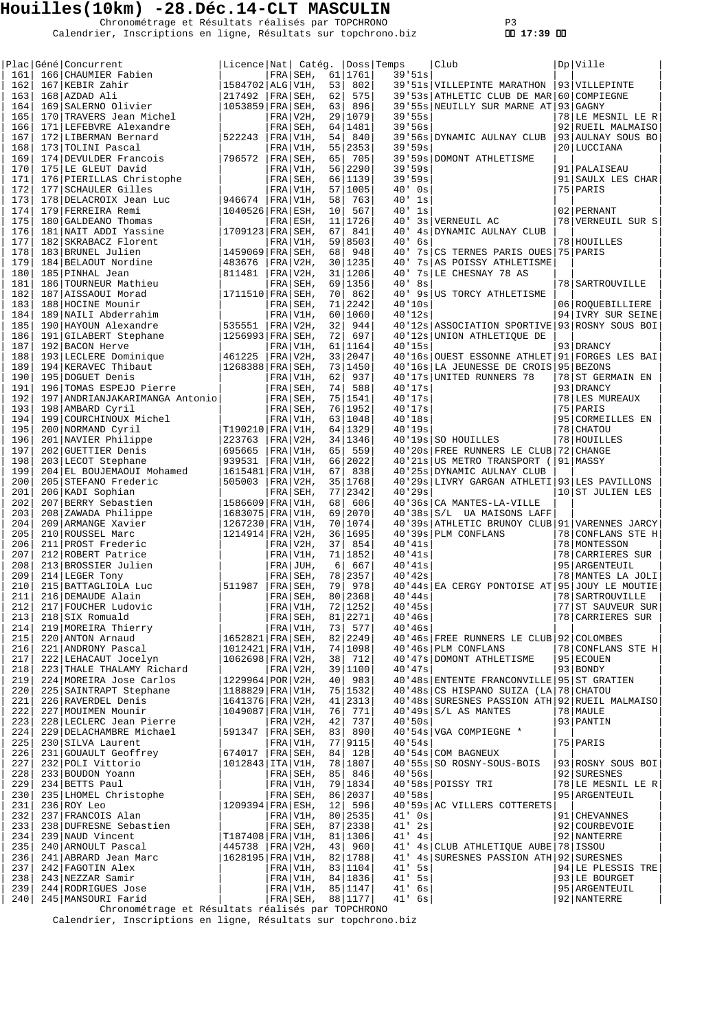# Houilles(10km) -28.Déc.14-CLT MASCULIN

Chronométrage et Résultats réalisés par TOPCHRONO
Calendrier, Inscriptions en ligne, Résultats sur topchrono.biz

P3
17:39

| Plac | Géné | Concurrent | Licence | Nat | Catég. | | Doss | Temps | Club | Dp | Ville |
|---|---|---|---|---|---|---|---|---|---|---|---|
| 161 | 166 | CHAUMIER Fabien | | FRA | SEH, | 61 | 1761 | 39'51s | | | |
| 162 | 167 | KEBIR Zahir | 1584702 | ALG | V1H, | 53 | 802 | 39'51s | VILLEPINTE MARATHON | 93 | VILLEPINTE |
| 163 | 168 | AZDAD Ali | 217492 | FRA | SEH, | 62 | 575 | 39'53s | ATHLETIC CLUB DE MAR | 60 | COMPIEGNE |
| 164 | 169 | SALERNO Olivier | 1053859 | FRA | SEH, | 63 | 896 | 39'55s | NEUILLY SUR MARNE AT | 93 | GAGNY |
| 165 | 170 | TRAVERS Jean Michel | | FRA | V2H, | 29 | 1079 | 39'55s | | 78 | LE MESNIL LE R |
| 166 | 171 | LEFEBVRE Alexandre | | FRA | SEH, | 64 | 1481 | 39'56s | | 92 | RUEIL MALMAISO |
| 167 | 172 | LIBERMAN Bernard | 522243 | FRA | V1H, | 54 | 840 | 39'56s | DYNAMIC AULNAY CLUB | 93 | AULNAY SOUS BO |
| 168 | 173 | TOLINI Pascal | | FRA | V1H, | 55 | 2353 | 39'59s | | 20 | LUCCIANA |
| 169 | 174 | DEVULDER Francois | 796572 | FRA | SEH, | 65 | 705 | 39'59s | DOMONT ATHLETISME | | |
| 170 | 175 | LE GLEUT David | | FRA | V1H, | 56 | 2290 | 39'59s | | 91 | PALAISEAU |
| 171 | 176 | PIERILLAS Christophe | | FRA | SEH, | 66 | 1139 | 39'59s | | 91 | SAULX LES CHAR |
| 172 | 177 | SCHAULER Gilles | | FRA | V1H, | 57 | 1005 | 40' 0s | | 75 | PARIS |
| 173 | 178 | DELACROIX Jean Luc | 946674 | FRA | V1H, | 58 | 763 | 40' 1s | | | |
| 174 | 179 | FERREIRA Remi | 1040526 | FRA | ESH, | 10 | 567 | 40' 1s | | 02 | PERNANT |
| 175 | 180 | GALDEANO Thomas | | FRA | ESH, | 11 | 1726 | 40' 3s | VERNEUIL AC | 78 | VERNEUIL SUR S |
| 176 | 181 | NAIT ADDI Yassine | 1709123 | FRA | SEH, | 67 | 841 | 40' 4s | DYNAMIC AULNAY CLUB | | |
| 177 | 182 | SKRABACZ Florent | | FRA | V1H, | 59 | 8503 | 40' 6s | | 78 | HOUILLES |
| 178 | 183 | BRUNEL Julien | 1459069 | FRA | SEH, | 68 | 948 | 40' 7s | CS TERNES PARIS OUES | 75 | PARIS |
| 179 | 184 | BELAOUT Nordine | 483676 | FRA | V2H, | 30 | 1235 | 40' 7s | AS POISSY ATHLETISME | | |
| 180 | 185 | PINHAL Jean | 811481 | FRA | V2H, | 31 | 1206 | 40' 7s | LE CHESNAY 78 AS | | |
| 181 | 186 | TOURNEUR Mathieu | | FRA | SEH, | 69 | 1356 | 40' 8s | | 78 | SARTROUVILLE |
| 182 | 187 | AISSAOUI Morad | 1711510 | FRA | SEH, | 70 | 862 | 40' 9s | US TORCY ATHLETISME | | |
| 183 | 188 | HOCINE Mounir | | FRA | SEH, | 71 | 2242 | 40'10s | | 06 | ROQUEBILLIERE |
| 184 | 189 | NAILI Abderrahim | | FRA | V1H, | 60 | 1060 | 40'12s | | 94 | IVRY SUR SEINE |
| 185 | 190 | HAYOUN Alexandre | 535551 | FRA | V2H, | 32 | 944 | 40'12s | ASSOCIATION SPORTIVE | 93 | ROSNY SOUS BOI |
| 186 | 191 | GILABERT Stephane | 1256993 | FRA | SEH, | 72 | 697 | 40'12s | UNION ATHLETIQUE DE | | |
| 187 | 192 | BACON Herve | | FRA | V1H, | 61 | 1164 | 40'15s | | 93 | DRANCY |
| 188 | 193 | LECLERE Dominique | 461225 | FRA | V2H, | 33 | 2047 | 40'16s | OUEST ESSONNE ATHLET | 91 | FORGES LES BAI |
| 189 | 194 | KERAVEC Thibaut | 1268388 | FRA | SEH, | 73 | 1450 | 40'16s | LA JEUNESSE DE CROIS | 95 | BEZONS |
| 190 | 195 | DOGUET Denis | | FRA | V1H, | 62 | 937 | 40'17s | UNITED RUNNERS 78 | 78 | ST GERMAIN EN |
| 191 | 196 | TOMAS ESPEJO Pierre | | FRA | SEH, | 74 | 588 | 40'17s | | 93 | DRANCY |
| 192 | 197 | ANDRIANJAKARIMANGA Antonio | | FRA | SEH, | 75 | 1541 | 40'17s | | 78 | LES MUREAUX |
| 193 | 198 | AMBARD Cyril | | FRA | SEH, | 76 | 1952 | 40'17s | | 75 | PARIS |
| 194 | 199 | COURCHINOUX Michel | | FRA | V1H, | 63 | 1048 | 40'18s | | 95 | CORMEILLES EN |
| 195 | 200 | NORMAND Cyril | T190210 | FRA | V1H, | 64 | 1329 | 40'19s | | 78 | CHATOU |
| 196 | 201 | NAVIER Philippe | 223763 | FRA | V2H, | 34 | 1346 | 40'19s | SO HOUILLES | 78 | HOUILLES |
| 197 | 202 | GUETTIER Denis | 695665 | FRA | V1H, | 65 | 559 | 40'20s | FREE RUNNERS LE CLUB | 72 | CHANGE |
| 198 | 203 | LECOT Stephane | 939531 | FRA | V1H, | 66 | 2022 | 40'21s | US METRO TRANSPORT ( | 91 | MASSY |
| 199 | 204 | EL BOUJEMAOUI Mohamed | 1615481 | FRA | V1H, | 67 | 838 | 40'25s | DYNAMIC AULNAY CLUB | | |
| 200 | 205 | STEFANO Frederic | 505003 | FRA | V2H, | 35 | 1768 | 40'29s | LIVRY GARGAN ATHLETI | 93 | LES PAVILLONS |
| 201 | 206 | KADI Sophian | | FRA | SEH, | 77 | 2342 | 40'29s | | 10 | ST JULIEN LES |
| 202 | 207 | BERRY Sebastien | 1586609 | FRA | V1H, | 68 | 606 | 40'36s | CA MANTES-LA-VILLE | | |
| 203 | 208 | ZAWADA Philippe | 1683075 | FRA | V1H, | 69 | 2070 | 40'38s | S/L UA MAISONS LAFF | | |
| 204 | 209 | ARMANGE Xavier | 1267230 | FRA | V1H, | 70 | 1074 | 40'39s | ATHLETIC BRUNOY CLUB | 91 | VARENNES JARCY |
| 205 | 210 | ROUSSEL Marc | 1214914 | FRA | V2H, | 36 | 1695 | 40'39s | PLM CONFLANS | 78 | CONFLANS STE H |
| 206 | 211 | PROST Frederic | | FRA | V2H, | 37 | 854 | 40'41s | | 78 | MONTESSON |
| 207 | 212 | ROBERT Patrice | | FRA | V1H, | 71 | 1852 | 40'41s | | 78 | CARRIERES SUR |
| 208 | 213 | BROSSIER Julien | | FRA | JUH, | 6 | 667 | 40'41s | | 95 | ARGENTEUIL |
| 209 | 214 | LEGER Tony | | FRA | SEH, | 78 | 2357 | 40'42s | | 78 | MANTES LA JOLI |
| 210 | 215 | BATTAGLIOLA Luc | 511987 | FRA | SEH, | 79 | 978 | 40'44s | EA CERGY PONTOISE AT | 95 | JOUY LE MOUTIE |
| 211 | 216 | DEMAUDE Alain | | FRA | SEH, | 80 | 2368 | 40'44s | | 78 | SARTROUVILLE |
| 212 | 217 | FOUCHER Ludovic | | FRA | V1H, | 72 | 1252 | 40'45s | | 77 | ST SAUVEUR SUR |
| 213 | 218 | SIX Romuald | | FRA | SEH, | 81 | 2271 | 40'46s | | 78 | CARRIERES SUR |
| 214 | 219 | MOREIRA Thierry | | FRA | V1H, | 73 | 577 | 40'46s | | | |
| 215 | 220 | ANTON Arnaud | 1652821 | FRA | SEH, | 82 | 2249 | 40'46s | FREE RUNNERS LE CLUB | 92 | COLOMBES |
| 216 | 221 | ANDRONY Pascal | 1012421 | FRA | V1H, | 74 | 1098 | 40'46s | PLM CONFLANS | 78 | CONFLANS STE H |
| 217 | 222 | LEHACAUT Jocelyn | 1062698 | FRA | V2H, | 38 | 712 | 40'47s | DOMONT ATHLETISME | 95 | ECOUEN |
| 218 | 223 | THALE THALAMY Richard | | FRA | V2H, | 39 | 1100 | 40'47s | | 93 | BONDY |
| 219 | 224 | MOREIRA Jose Carlos | 1229964 | POR | V2H, | 40 | 983 | 40'48s | ENTENTE FRANCONVILLE | 95 | ST GRATIEN |
| 220 | 225 | SAINTRAPT Stephane | 1188829 | FRA | V1H, | 75 | 1532 | 40'48s | CS HISPANO SUIZA (LA | 78 | CHATOU |
| 221 | 226 | RAVERDEL Denis | 1641376 | FRA | V2H, | 41 | 2313 | 40'48s | SURESNES PASSION ATH | 92 | RUEIL MALMAISO |
| 222 | 227 | MOUIMEN Mounir | 1049087 | FRA | V1H, | 76 | 771 | 40'49s | S/L AS MANTES | 78 | MAULE |
| 223 | 228 | LECLERC Jean Pierre | | FRA | V2H, | 42 | 737 | 40'50s | | 93 | PANTIN |
| 224 | 229 | DELACHAMBRE Michael | 591347 | FRA | SEH, | 83 | 890 | 40'54s | VGA COMPIEGNE * | | |
| 225 | 230 | SILVA Laurent | | FRA | V1H, | 77 | 9115 | 40'54s | | 75 | PARIS |
| 226 | 231 | GOUAULT Geoffrey | 674017 | FRA | SEH, | 84 | 128 | 40'54s | COM BAGNEUX | | |
| 227 | 232 | POLI Vittorio | 1012843 | ITA | V1H, | 78 | 1807 | 40'55s | SO ROSNY-SOUS-BOIS | 93 | ROSNY SOUS BOI |
| 228 | 233 | BOUDON Yoann | | FRA | SEH, | 85 | 846 | 40'56s | | 92 | SURESNES |
| 229 | 234 | BETTS Paul | | FRA | V1H, | 79 | 1834 | 40'58s | POISSY TRI | 78 | LE MESNIL LE R |
| 230 | 235 | LHOMEL Christophe | | FRA | SEH, | 86 | 2037 | 40'58s | | 95 | ARGENTEUIL |
| 231 | 236 | ROY Leo | 1209394 | FRA | ESH, | 12 | 596 | 40'59s | AC VILLERS COTTERETS | | |
| 232 | 237 | FRANCOIS Alan | | FRA | V1H, | 80 | 2535 | 41' 0s | | 91 | CHEVANNES |
| 233 | 238 | DUFRESNE Sebastien | | FRA | SEH, | 87 | 2338 | 41' 2s | | 92 | COURBEVOIE |
| 234 | 239 | NAUD Vincent | T187408 | FRA | V1H, | 81 | 1306 | 41' 4s | | 92 | NANTERRE |
| 235 | 240 | ARNOULT Pascal | 445738 | FRA | V2H, | 43 | 960 | 41' 4s | CLUB ATHLETIQUE AUBE | 78 | ISSOU |
| 236 | 241 | ABRARD Jean Marc | 1628195 | FRA | V1H, | 82 | 1788 | 41' 4s | SURESNES PASSION ATH | 92 | SURESNES |
| 237 | 242 | FAGOTIN Alex | | FRA | V1H, | 83 | 1104 | 41' 5s | | 94 | LE PLESSIS TRE |
| 238 | 243 | NEZZAR Samir | | FRA | V1H, | 84 | 1836 | 41' 5s | | 93 | LE BOURGET |
| 239 | 244 | RODRIGUES Jose | | FRA | V1H, | 85 | 1147 | 41' 6s | | 95 | ARGENTEUIL |
| 240 | 245 | MANSOURI Farid | | FRA | SEH, | 88 | 1177 | 41' 6s | | 92 | NANTERRE |

Chronométrage et Résultats réalisés par TOPCHRONO
Calendrier, Inscriptions en ligne, Résultats sur topchrono.biz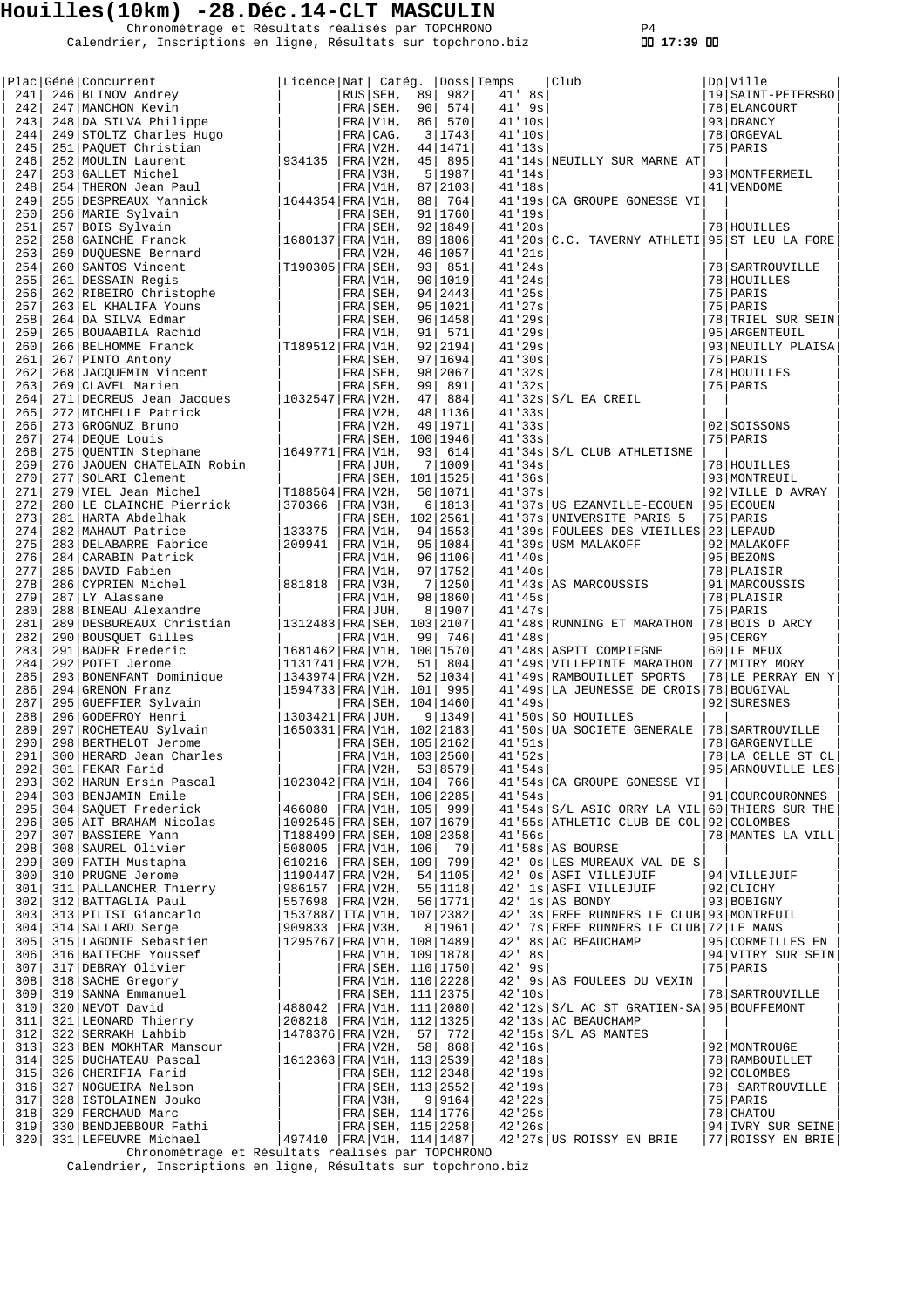# Houilles(10km) -28.Déc.14-CLT MASCULIN

Chronométrage et Résultats réalisés par TOPCHRONO
Calendrier, Inscriptions en ligne, Résultats sur topchrono.biz

17:39

| Plac | Géné | Concurrent | Licence | Nat | Catég. | | Doss | Temps | Club | Dp | Ville |
|---|---|---|---|---|---|---|---|---|---|---|---|
| 241 | 246 | BLINOV Andrey | | RUS | SEH, | 89 | 982 | 41' 8s | | 19 | SAINT-PETERSBO |
| 242 | 247 | MANCHON Kevin | | FRA | SEH, | 90 | 574 | 41' 9s | | 78 | ELANCOURT |
| 243 | 248 | DA SILVA Philippe | | FRA | V1H, | 86 | 570 | 41'10s | | 93 | DRANCY |
| 244 | 249 | STOLTZ Charles Hugo | | FRA | CAG, | 3 | 1743 | 41'10s | | 78 | ORGEVAL |
| 245 | 251 | PAQUET Christian | | FRA | V2H, | 44 | 1471 | 41'13s | | 75 | PARIS |
| 246 | 252 | MOULIN Laurent | 934135 | FRA | V2H, | 45 | 895 | 41'14s | NEUILLY SUR MARNE AT | | |
| 247 | 253 | GALLET Michel | | FRA | V3H, | 5 | 1987 | 41'14s | | 93 | MONTFERMEIL |
| 248 | 254 | THERON Jean Paul | | FRA | V1H, | 87 | 2103 | 41'18s | | 41 | VENDOME |
| 249 | 255 | DESPREAUX Yannick | 1644354 | FRA | V1H, | 88 | 764 | 41'19s | CA GROUPE GONESSE VI | | |
| 250 | 256 | MARIE Sylvain | | FRA | SEH, | 91 | 1760 | 41'19s | | | |
| 251 | 257 | BOIS Sylvain | | FRA | SEH, | 92 | 1849 | 41'20s | | 78 | HOUILLES |
| 252 | 258 | GAINCHE Franck | 1680137 | FRA | V1H, | 89 | 1806 | 41'20s | C.C. TAVERNY ATHLETI | 95 | ST LEU LA FORE |
| 253 | 259 | DUQUESNE Bernard | | FRA | V2H, | 46 | 1057 | 41'21s | | | |
| 254 | 260 | SANTOS Vincent | T190305 | FRA | SEH, | 93 | 851 | 41'24s | | 78 | SARTROUVILLE |
| 255 | 261 | DESSAIN Regis | | FRA | V1H, | 90 | 1019 | 41'24s | | 78 | HOUILLES |
| 256 | 262 | RIBEIRO Christophe | | FRA | SEH, | 94 | 2443 | 41'25s | | 75 | PARIS |
| 257 | 263 | EL KHALIFA Youns | | FRA | SEH, | 95 | 1021 | 41'27s | | 75 | PARIS |
| 258 | 264 | DA SILVA Edmar | | FRA | SEH, | 96 | 1458 | 41'29s | | 78 | TRIEL SUR SEIN |
| 259 | 265 | BOUAABILA Rachid | | FRA | V1H, | 91 | 571 | 41'29s | | 95 | ARGENTEUIL |
| 260 | 266 | BELHOMME Franck | T189512 | FRA | V1H, | 92 | 2194 | 41'29s | | 93 | NEUILLY PLAISA |
| 261 | 267 | PINTO Antony | | FRA | SEH, | 97 | 1694 | 41'30s | | 75 | PARIS |
| 262 | 268 | JACQUEMIN Vincent | | FRA | SEH, | 98 | 2067 | 41'32s | | 78 | HOUILLES |
| 263 | 269 | CLAVEL Marien | | FRA | SEH, | 99 | 891 | 41'32s | | 75 | PARIS |
| 264 | 271 | DECREUS Jean Jacques | 1032547 | FRA | V2H, | 47 | 884 | 41'32s | S/L EA CREIL | | |
| 265 | 272 | MICHELLE Patrick | | FRA | V2H, | 48 | 1136 | 41'33s | | | |
| 266 | 273 | GROGNUZ Bruno | | FRA | V2H, | 49 | 1971 | 41'33s | | 02 | SOISSONS |
| 267 | 274 | DEQUE Louis | | FRA | SEH, | 100 | 1946 | 41'33s | | 75 | PARIS |
| 268 | 275 | QUENTIN Stephane | 1649771 | FRA | V1H, | 93 | 614 | 41'34s | S/L CLUB ATHLETISME | | |
| 269 | 276 | JAOUEN CHATELAIN Robin | | FRA | JUH, | 7 | 1009 | 41'34s | | 78 | HOUILLES |
| 270 | 277 | SOLARI Clement | | FRA | SEH, | 101 | 1525 | 41'36s | | 93 | MONTREUIL |
| 271 | 279 | VIEL Jean Michel | T188564 | FRA | V2H, | 50 | 1071 | 41'37s | | 92 | VILLE D AVRAY |
| 272 | 280 | LE CLAINCHE Pierrick | 370366 | FRA | V3H, | 6 | 1813 | 41'37s | US EZANVILLE-ECOUEN | 95 | ECOUEN |
| 273 | 281 | HARTA Abdelhak | | FRA | SEH, | 102 | 2561 | 41'37s | UNIVERSITE PARIS 5 | 75 | PARIS |
| 274 | 282 | MAHAUT Patrice | 133375 | FRA | V1H, | 94 | 1553 | 41'39s | FOULEES DES VIEILLES | 23 | LEPAUD |
| 275 | 283 | DELABARRE Fabrice | 209941 | FRA | V1H, | 95 | 1084 | 41'39s | USM MALAKOFF | 92 | MALAKOFF |
| 276 | 284 | CARABIN Patrick | | FRA | V1H, | 96 | 1106 | 41'40s | | 95 | BEZONS |
| 277 | 285 | DAVID Fabien | | FRA | V1H, | 97 | 1752 | 41'40s | | 78 | PLAISIR |
| 278 | 286 | CYPRIEN Michel | 881818 | FRA | V3H, | 7 | 1250 | 41'43s | AS MARCOUSSIS | 91 | MARCOUSSIS |
| 279 | 287 | LY Alassane | | FRA | V1H, | 98 | 1860 | 41'45s | | 78 | PLAISIR |
| 280 | 288 | BINEAU Alexandre | | FRA | JUH, | 8 | 1907 | 41'47s | | 75 | PARIS |
| 281 | 289 | DESBUREAUX Christian | 1312483 | FRA | SEH, | 103 | 2107 | 41'48s | RUNNING ET MARATHON | 78 | BOIS D ARCY |
| 282 | 290 | BOUSQUET Gilles | | FRA | V1H, | 99 | 746 | 41'48s | | 95 | CERGY |
| 283 | 291 | BADER Frederic | 1681462 | FRA | V1H, | 100 | 1570 | 41'48s | ASPTT COMPIEGNE | 60 | LE MEUX |
| 284 | 292 | POTET Jerome | 1131741 | FRA | V2H, | 51 | 804 | 41'49s | VILLEPINTE MARATHON | 77 | MITRY MORY |
| 285 | 293 | BONENFANT Dominique | 1343974 | FRA | V2H, | 52 | 1034 | 41'49s | RAMBOUILLET SPORTS | 78 | LE PERRAY EN Y |
| 286 | 294 | GRENON Franz | 1594733 | FRA | V1H, | 101 | 995 | 41'49s | LA JEUNESSE DE CROIS | 78 | BOUGIVAL |
| 287 | 295 | GUEFFIER Sylvain | | FRA | SEH, | 104 | 1460 | 41'49s | | 92 | SURESNES |
| 288 | 296 | GODEFROY Henri | 1303421 | FRA | JUH, | 9 | 1349 | 41'50s | SO HOUILLES | | |
| 289 | 297 | ROCHETEAU Sylvain | 1650331 | FRA | V1H, | 102 | 2183 | 41'50s | UA SOCIETE GENERALE | 78 | SARTROUVILLE |
| 290 | 298 | BERTHELOT Jerome | | FRA | SEH, | 105 | 2162 | 41'51s | | 78 | GARGENVILLE |
| 291 | 300 | HERARD Jean Charles | | FRA | V1H, | 103 | 2560 | 41'52s | | 78 | LA CELLE ST CL |
| 292 | 301 | FEKAR Farid | | FRA | V2H, | 53 | 8579 | 41'54s | | 95 | ARNOUVILLE LES |
| 293 | 302 | HARUN Ersin Pascal | 1023042 | FRA | V1H, | 104 | 766 | 41'54s | CA GROUPE GONESSE VI | | |
| 294 | 303 | BENJAMIN Emile | | FRA | SEH, | 106 | 2285 | 41'54s | | 91 | COURCOURONNES |
| 295 | 304 | SAQUET Frederick | 466080 | FRA | V1H, | 105 | 999 | 41'54s | S/L ASIC ORRY LA VIL | 60 | THIERS SUR THE |
| 296 | 305 | AIT BRAHAM Nicolas | 1092545 | FRA | SEH, | 107 | 1679 | 41'55s | ATHLETIC CLUB DE COL | 92 | COLOMBES |
| 297 | 307 | BASSIERE Yann | T188499 | FRA | SEH, | 108 | 2358 | 41'56s | | 78 | MANTES LA VILL |
| 298 | 308 | SAUREL Olivier | 508005 | FRA | V1H, | 106 | 79 | 41'58s | AS BOURSE | | |
| 299 | 309 | FATIH Mustapha | 610216 | FRA | SEH, | 109 | 799 | 42' 0s | LES MUREAUX VAL DE S | | |
| 300 | 310 | PRUGNE Jerome | 1190447 | FRA | V2H, | 54 | 1105 | 42' 0s | ASFI VILLEJUIF | 94 | VILLEJUIF |
| 301 | 311 | PALLANCHER Thierry | 986157 | FRA | V2H, | 55 | 1118 | 42' 1s | ASFI VILLEJUIF | 92 | CLICHY |
| 302 | 312 | BATTAGLIA Paul | 557698 | FRA | V2H, | 56 | 1771 | 42' 1s | AS BONDY | 93 | BOBIGNY |
| 303 | 313 | PILISI Giancarlo | 1537887 | ITA | V1H, | 107 | 2382 | 42' 3s | FREE RUNNERS LE CLUB | 93 | MONTREUIL |
| 304 | 314 | SALLARD Serge | 909833 | FRA | V3H, | 8 | 1961 | 42' 7s | FREE RUNNERS LE CLUB | 72 | LE MANS |
| 305 | 315 | LAGONIE Sebastien | 1295767 | FRA | V1H, | 108 | 1489 | 42' 8s | AC BEAUCHAMP | 95 | CORMEILLES EN |
| 306 | 316 | BAITECHE Youssef | | FRA | SEH, | 109 | 1878 | 42' 8s | | 94 | VITRY SUR SEIN |
| 307 | 317 | DEBRAY Olivier | | FRA | SEH, | 110 | 1750 | 42' 9s | | 75 | PARIS |
| 308 | 318 | SACHE Gregory | | FRA | V1H, | 110 | 2228 | 42' 9s | AS FOULEES DU VEXIN | | |
| 309 | 319 | SANNA Emmanuel | | FRA | SEH, | 111 | 2375 | 42'10s | | 78 | SARTROUVILLE |
| 310 | 320 | NEVOT David | 488042 | FRA | V1H, | 111 | 2080 | 42'12s | S/L AC ST GRATIEN-SA | 95 | BOUFFEMONT |
| 311 | 321 | LEONARD Thierry | 208218 | FRA | V1H, | 112 | 1325 | 42'13s | AC BEAUCHAMP | | |
| 312 | 322 | SERRAKH Lahbib | 1478376 | FRA | V2H, | 57 | 772 | 42'15s | S/L AS MANTES | | |
| 313 | 323 | BEN MOKHTAR Mansour | | FRA | V2H, | 58 | 868 | 42'16s | | 92 | MONTROUGE |
| 314 | 325 | DUCHATEAU Pascal | 1612363 | FRA | V1H, | 113 | 2539 | 42'18s | | 78 | RAMBOUILLET |
| 315 | 326 | CHERIFIA Farid | | FRA | SEH, | 112 | 2348 | 42'19s | | 92 | COLOMBES |
| 316 | 327 | NOGUEIRA Nelson | | FRA | SEH, | 113 | 2552 | 42'19s | | 78 | SARTROUVILLE |
| 317 | 328 | ISTOLAINEN Jouko | | FRA | V3H, | 9 | 9164 | 42'22s | | 75 | PARIS |
| 318 | 329 | FERCHAUD Marc | | FRA | SEH, | 114 | 1776 | 42'25s | | 78 | CHATOU |
| 319 | 330 | BENDJEBBOUR Fathi | | FRA | SEH, | 115 | 2258 | 42'26s | | 94 | IVRY SUR SEINE |
| 320 | 331 | LEFEUVRE Michael | 497410 | FRA | V1H, | 114 | 1487 | 42'27s | US ROISSY EN BRIE | 77 | ROISSY EN BRIE |

Chronométrage et Résultats réalisés par TOPCHRONO
Calendrier, Inscriptions en ligne, Résultats sur topchrono.biz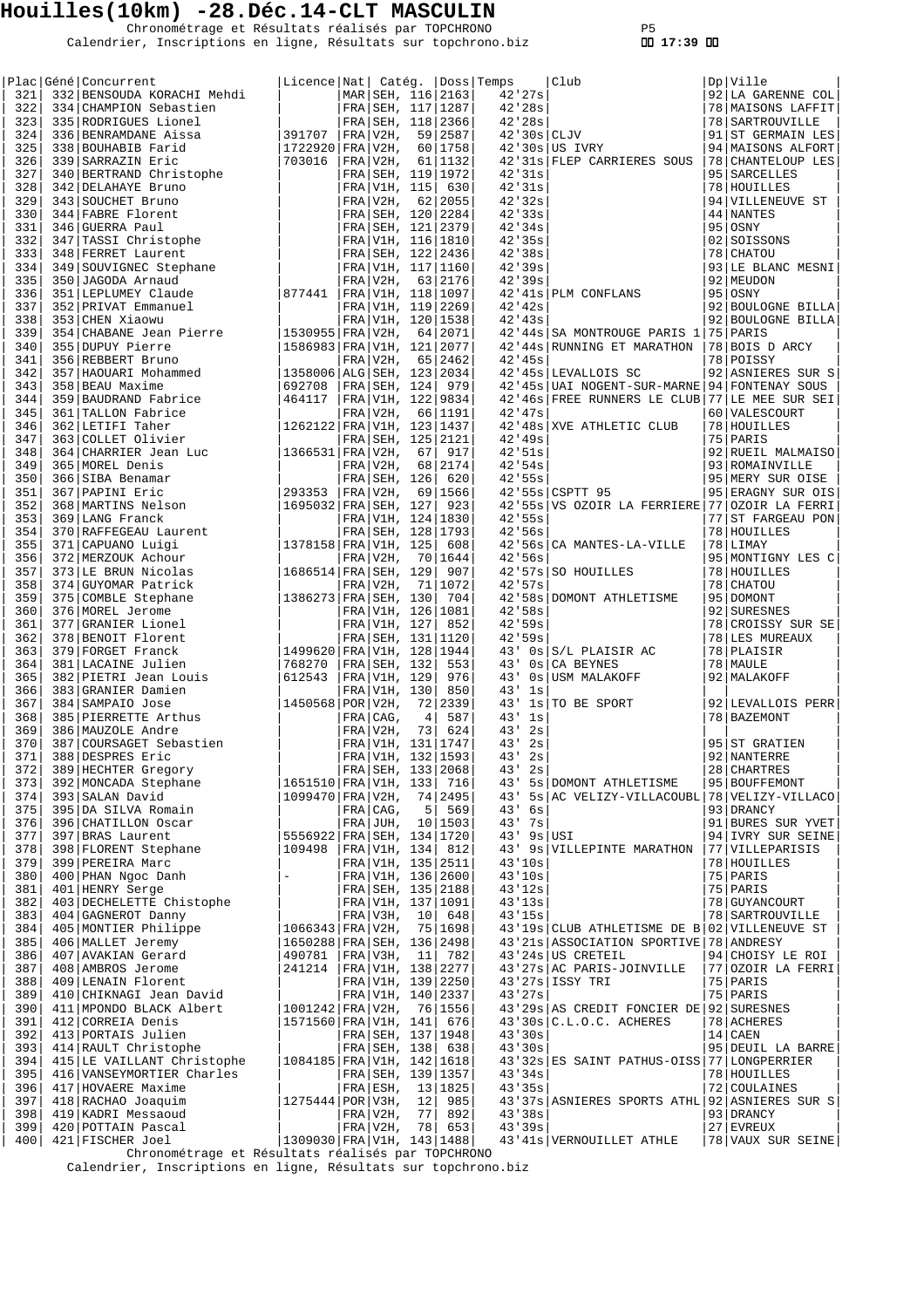# Houilles(10km) -28.Déc.14-CLT MASCULIN

Chronométrage et Résultats réalisés par TOPCHRONO
Calendrier, Inscriptions en ligne, Résultats sur topchrono.biz

17:39

| Plac | Géné | Concurrent | Licence | Nat | Catég. | | Doss | Temps | Club | Dp | Ville |
|---|---|---|---|---|---|---|---|---|---|---|---|
| 321 | 332 | BENSOUDA KORACHI Mehdi | | MAR | SEH, | 116 | 2163 | 42'27s | | 92 | LA GARENNE COL |
| 322 | 334 | CHAMPION Sebastien | | FRA | SEH, | 117 | 1287 | 42'28s | | 78 | MAISONS LAFFIT |
| 323 | 335 | RODRIGUES Lionel | | FRA | SEH, | 118 | 2366 | 42'28s | | 78 | SARTROUVILLE |
| 324 | 336 | BENRAMDANE Aissa | 391707 | FRA | V2H, | 59 | 2587 | 42'30s | CLJV | 91 | ST GERMAIN LES |
| 325 | 338 | BOUHABIB Farid | 1722920 | FRA | V2H, | 60 | 1758 | 42'30s | US IVRY | 94 | MAISONS ALFORT |
| 326 | 339 | SARRAZIN Eric | 703016 | FRA | V2H, | 61 | 1132 | 42'31s | FLEP CARRIERES SOUS | 78 | CHANTELOUP LES |
| 327 | 340 | BERTRAND Christophe | | FRA | SEH, | 119 | 1972 | 42'31s | | 95 | SARCELLES |
| 328 | 342 | DELAHAYE Bruno | | FRA | V1H, | 115 | 630 | 42'31s | | 78 | HOUILLES |
| 329 | 343 | SOUCHET Bruno | | FRA | V2H, | 62 | 2055 | 42'32s | | 94 | VILLENEUVE ST |
| 330 | 344 | FABRE Florent | | FRA | SEH, | 120 | 2284 | 42'33s | | 44 | NANTES |
| 331 | 346 | GUERRA Paul | | FRA | SEH, | 121 | 2379 | 42'34s | | 95 | OSNY |
| 332 | 347 | TASSI Christophe | | FRA | V1H, | 116 | 1810 | 42'35s | | 02 | SOISSONS |
| 333 | 348 | FERRET Laurent | | FRA | SEH, | 122 | 2436 | 42'38s | | 78 | CHATOU |
| 334 | 349 | SOUVIGNEC Stephane | | FRA | V1H, | 117 | 1160 | 42'39s | | 93 | LE BLANC MESNI |
| 335 | 350 | JAGODA Arnaud | | FRA | V2H, | 63 | 2176 | 42'39s | | 92 | MEUDON |
| 336 | 351 | LEPLUMEY Claude | 877441 | FRA | V1H, | 118 | 1097 | 42'41s | PLM CONFLANS | 95 | OSNY |
| 337 | 352 | PRIVAT Emmanuel | | FRA | V1H, | 119 | 2269 | 42'42s | | 92 | BOULOGNE BILLA |
| 338 | 353 | CHEN Xiaowu | | FRA | V1H, | 120 | 1538 | 42'43s | | 92 | BOULOGNE BILLA |
| 339 | 354 | CHABANE Jean Pierre | 1530955 | FRA | V2H, | 64 | 2071 | 42'44s | SA MONTROUGE PARIS 1 | 75 | PARIS |
| 340 | 355 | DUPUY Pierre | 1586983 | FRA | V1H, | 121 | 2077 | 42'44s | RUNNING ET MARATHON | 78 | BOIS D ARCY |
| 341 | 356 | REBBERT Bruno | | FRA | V2H, | 65 | 2462 | 42'45s | | 78 | POISSY |
| 342 | 357 | HAOUARI Mohammed | 1358006 | ALG | SEH, | 123 | 2034 | 42'45s | LEVALLOIS SC | 92 | ASNIERES SUR S |
| 343 | 358 | BEAU Maxime | 692708 | FRA | SEH, | 124 | 979 | 42'45s | UAI NOGENT-SUR-MARNE | 94 | FONTENAY SOUS |
| 344 | 359 | BAUDRAND Fabrice | 464117 | FRA | V1H, | 122 | 9834 | 42'46s | FREE RUNNERS LE CLUB | 77 | LE MEE SUR SEI |
| 345 | 361 | TALLON Fabrice | | FRA | V2H, | 66 | 1191 | 42'47s | | 60 | VALESCOURT |
| 346 | 362 | LETIFI Taher | 1262122 | FRA | V1H, | 123 | 1437 | 42'48s | XVE ATHLETIC CLUB | 78 | HOUILLES |
| 347 | 363 | COLLET Olivier | | FRA | SEH, | 125 | 2121 | 42'49s | | 75 | PARIS |
| 348 | 364 | CHARRIER Jean Luc | 1366531 | FRA | V2H, | 67 | 917 | 42'51s | | 92 | RUEIL MALMAISO |
| 349 | 365 | MOREL Denis | | FRA | V2H, | 68 | 2174 | 42'54s | | 93 | ROMAINVILLE |
| 350 | 366 | SIBA Benamar | | FRA | SEH, | 126 | 620 | 42'55s | | 95 | MERY SUR OISE |
| 351 | 367 | PAPINI Eric | 293353 | FRA | V2H, | 69 | 1566 | 42'55s | CSPTT 95 | 95 | ERAGNY SUR OIS |
| 352 | 368 | MARTINS Nelson | 1695032 | FRA | SEH, | 127 | 923 | 42'55s | VS OZOIR LA FERRIERE | 77 | OZOIR LA FERRI |
| 353 | 369 | LANG Franck | | FRA | V1H, | 124 | 1830 | 42'55s | | 77 | ST FARGEAU PON |
| 354 | 370 | RAFFEGEAU Laurent | | FRA | SEH, | 128 | 1793 | 42'56s | | 78 | HOUILLES |
| 355 | 371 | CAPUANO Luigi | 1378158 | FRA | V1H, | 125 | 608 | 42'56s | CA MANTES-LA-VILLE | 78 | LIMAY |
| 356 | 372 | MERZOUK Achour | | FRA | V2H, | 70 | 1644 | 42'56s | | 95 | MONTIGNY LES C |
| 357 | 373 | LE BRUN Nicolas | 1686514 | FRA | SEH, | 129 | 907 | 42'57s | SO HOUILLES | 78 | HOUILLES |
| 358 | 374 | GUYOMAR Patrick | | FRA | V2H, | 71 | 1072 | 42'57s | | 78 | CHATOU |
| 359 | 375 | COMBLE Stephane | 1386273 | FRA | SEH, | 130 | 704 | 42'58s | DOMONT ATHLETISME | 95 | DOMONT |
| 360 | 376 | MOREL Jerome | | FRA | V1H, | 126 | 1081 | 42'58s | | 92 | SURESNES |
| 361 | 377 | GRANIER Lionel | | FRA | V1H, | 127 | 852 | 42'59s | | 78 | CROISSY SUR SE |
| 362 | 378 | BENOIT Florent | | FRA | SEH, | 131 | 1120 | 42'59s | | 78 | LES MUREAUX |
| 363 | 379 | FORGET Franck | 1499620 | FRA | V1H, | 128 | 1944 | 43' 0s | S/L PLAISIR AC | 78 | PLAISIR |
| 364 | 381 | LACAINE Julien | 768270 | FRA | SEH, | 132 | 553 | 43' 0s | CA BEYNES | 78 | MAULE |
| 365 | 382 | PIETRI Jean Louis | 612543 | FRA | V1H, | 129 | 976 | 43' 0s | USM MALAKOFF | 92 | MALAKOFF |
| 366 | 383 | GRANIER Damien | | FRA | V1H, | 130 | 850 | 43' 1s | | | |
| 367 | 384 | SAMPAIO Jose | 1450568 | POR | V2H, | 72 | 2339 | 43' 1s | TO BE SPORT | 92 | LEVALLOIS PERR |
| 368 | 385 | PIERRETTE Arthus | | FRA | CAG, | 4 | 587 | 43' 1s | | 78 | BAZEMONT |
| 369 | 386 | MAUZOLE Andre | | FRA | V2H, | 73 | 624 | 43' 2s | | | |
| 370 | 387 | COURSAGET Sebastien | | FRA | V1H, | 131 | 1747 | 43' 2s | | 95 | ST GRATIEN |
| 371 | 388 | DESPRES Eric | | FRA | V1H, | 132 | 1593 | 43' 2s | | 92 | NANTERRE |
| 372 | 389 | HECHTER Gregory | | FRA | SEH, | 133 | 2068 | 43' 2s | | 28 | CHARTRES |
| 373 | 392 | MONCADA Stephane | 1651510 | FRA | V1H, | 133 | 716 | 43' 5s | DOMONT ATHLETISME | 95 | BOUFFEMONT |
| 374 | 393 | SALAN David | 1099470 | FRA | V2H, | 74 | 2495 | 43' 5s | AC VELIZY-VILLACOUBL | 78 | VELIZY-VILLACO |
| 375 | 395 | DA SILVA Romain | | FRA | CAG, | 5 | 569 | 43' 6s | | 93 | DRANCY |
| 376 | 396 | CHATILLON Oscar | | FRA | JUH, | 10 | 1503 | 43' 7s | | 91 | BURES SUR YVET |
| 377 | 397 | BRAS Laurent | 5556922 | FRA | SEH, | 134 | 1720 | 43' 9s | USI | 94 | IVRY SUR SEINE |
| 378 | 398 | FLORENT Stephane | 109498 | FRA | V1H, | 134 | 812 | 43' 9s | VILLEPINTE MARATHON | 77 | VILLEPARISIS |
| 379 | 399 | PEREIRA Marc | | FRA | V1H, | 135 | 2511 | 43'10s | | 78 | HOUILLES |
| 380 | 400 | PHAN Ngoc Danh | - | FRA | V1H, | 136 | 2600 | 43'10s | | 75 | PARIS |
| 381 | 401 | HENRY Serge | | FRA | SEH, | 135 | 2188 | 43'12s | | 75 | PARIS |
| 382 | 403 | DECHELETTE Chistophe | | FRA | V1H, | 137 | 1091 | 43'13s | | 78 | GUYANCOURT |
| 383 | 404 | GAGNEROT Danny | | FRA | V3H, | 10 | 648 | 43'15s | | 78 | SARTROUVILLE |
| 384 | 405 | MONTIER Philippe | 1066343 | FRA | V2H, | 75 | 1698 | 43'19s | CLUB ATHLETISME DE B | 02 | VILLENEUVE ST |
| 385 | 406 | MALLET Jeremy | 1650288 | FRA | SEH, | 136 | 2498 | 43'21s | ASSOCIATION SPORTIVE | 78 | ANDRESY |
| 386 | 407 | AVAKIAN Gerard | 490781 | FRA | V3H, | 11 | 782 | 43'24s | US CRETEIL | 94 | CHOISY LE ROI |
| 387 | 408 | AMBROS Jerome | 241214 | FRA | V1H, | 138 | 2277 | 43'27s | AC PARIS-JOINVILLE | 77 | OZOIR LA FERRI |
| 388 | 409 | LENAIN Florent | | FRA | V1H, | 139 | 2250 | 43'27s | ISSY TRI | 75 | PARIS |
| 389 | 410 | CHIKNAGI Jean David | | FRA | V1H, | 140 | 2337 | 43'27s | | 75 | PARIS |
| 390 | 411 | MPONDO BLACK Albert | 1001242 | FRA | V2H, | 76 | 1556 | 43'29s | AS CREDIT FONCIER DE | 92 | SURESNES |
| 391 | 412 | CORREIA Denis | 1571560 | FRA | V1H, | 141 | 676 | 43'30s | C.L.O.C. ACHERES | 78 | ACHERES |
| 392 | 413 | PORTAIS Julien | | FRA | SEH, | 137 | 1948 | 43'30s | | 14 | CAEN |
| 393 | 414 | RAULT Christophe | | FRA | SEH, | 138 | 638 | 43'30s | | 95 | DEUIL LA BARRE |
| 394 | 415 | LE VAILLANT Christophe | 1084185 | FRA | V1H, | 142 | 1618 | 43'32s | ES SAINT PATHUS-OISS | 77 | LONGPERRIER |
| 395 | 416 | VANSEYMORTIER Charles | | FRA | SEH, | 139 | 1357 | 43'34s | | 78 | HOUILLES |
| 396 | 417 | HOVAERE Maxime | | FRA | ESH, | 13 | 1825 | 43'35s | | 72 | COULAINES |
| 397 | 418 | RACHAO Joaquim | 1275444 | POR | V3H, | 12 | 985 | 43'37s | ASNIERES SPORTS ATHL | 92 | ASNIERES SUR S |
| 398 | 419 | KADRI Messaoud | | FRA | V2H, | 77 | 892 | 43'38s | | 93 | DRANCY |
| 399 | 420 | POTTAIN Pascal | | FRA | V2H, | 78 | 653 | 43'39s | | 27 | EVREUX |
| 400 | 421 | FISCHER Joel | 1309030 | FRA | V1H, | 143 | 1488 | 43'41s | VERNOUILLET ATHLE | 78 | VAUX SUR SEINE |

Chronométrage et Résultats réalisés par TOPCHRONO
Calendrier, Inscriptions en ligne, Résultats sur topchrono.biz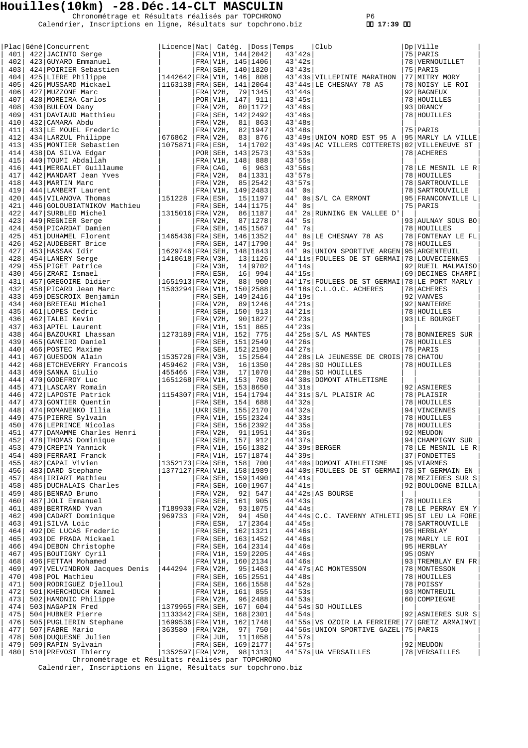# Houilles(10km) -28.Déc.14-CLT MASCULIN

Chronométrage et Résultats réalisés par TOPCHRONO
Calendrier, Inscriptions en ligne, Résultats sur topchrono.biz

17:39

| Plac | Géné | Concurrent | Licence | Nat | Catég. | Doss | Temps | Club | Dp | Ville |
|---|---|---|---|---|---|---|---|---|---|---|
| 401 | 422 | JACINTO Serge | | FRA | V1H, 144 | 2042 | 43'42s | | 75 | PARIS |
| 402 | 423 | GUYARD Emmanuel | | FRA | V1H, 145 | 1406 | 43'42s | | 78 | VERNOUILLET |
| 403 | 424 | POIRIER Sebastien | | FRA | SEH, 140 | 1820 | 43'43s | | 75 | PARIS |
| 404 | 425 | LIERE Philippe | 1442642 | FRA | V1H, 146 | 808 | 43'43s | VILLEPINTE MARATHON | 77 | MITRY MORY |
| 405 | 426 | MUSSARD Mickael | 1163138 | FRA | SEH, 141 | 2064 | 43'44s | LE CHESNAY 78 AS | 78 | NOISY LE ROI |
| 406 | 427 | MUZZONE Marc | | FRA | V2H, 79 | 1345 | 43'44s | | 92 | BAGNEUX |
| 407 | 428 | MOREIRA Carlos | | POR | V1H, 147 | 911 | 43'45s | | 78 | HOUILLES |
| 408 | 430 | BULEON Dany | | FRA | V2H, 80 | 1172 | 43'46s | | 93 | DRANCY |
| 409 | 431 | DAVIAUD Matthieu | | FRA | SEH, 142 | 2492 | 43'46s | | 78 | HOUILLES |
| 410 | 432 | CAMARA Abdu | | FRA | V2H, 81 | 863 | 43'48s | | | |
| 411 | 433 | LE MOUEL Frederic | | FRA | V2H, 82 | 1947 | 43'48s | | 75 | PARIS |
| 412 | 434 | LARZUL Philippe | 676862 | FRA | V2H, 83 | 876 | 43'49s | UNION NORD EST 95 A | 95 | MARLY LA VILLE |
| 413 | 435 | MONTIER Sebastien | 1075871 | FRA | ESH, 14 | 1702 | 43'49s | AC VILLERS COTTERETS | 02 | VILLENEUVE ST |
| 414 | 438 | DA SILVA Edgar | | POR | SEH, 143 | 2573 | 43'53s | | 78 | ACHERES |
| 415 | 440 | TOUMI Abdallah | | FRA | V1H, 148 | 888 | 43'55s | | | |
| 416 | 441 | MERGALET Guillaume | | FRA | CAG, 6 | 963 | 43'56s | | 78 | LE MESNIL LE R |
| 417 | 442 | MANDART Jean Yves | | FRA | V2H, 84 | 1331 | 43'57s | | 78 | HOUILLES |
| 418 | 443 | MARTIN Marc | | FRA | V2H, 85 | 2542 | 43'57s | | 78 | SARTROUVILLE |
| 419 | 444 | LAMBERT Laurent | | FRA | V1H, 149 | 2483 | 44' 0s | | 78 | SARTROUVILLE |
| 420 | 445 | VILANOVA Thomas | 151228 | FRA | ESH, 15 | 1197 | 44' 0s | S/L CA ERMONT | 95 | FRANCONVILLE L |
| 421 | 446 | GOLOUBIATNIKOV Mathieu | | FRA | SEH, 144 | 1175 | 44' 0s | | 75 | PARIS |
| 422 | 447 | SURBLED Michel | 1315016 | FRA | V2H, 86 | 1187 | 44' 2s | RUNNING EN VALLEE D' | | |
| 423 | 449 | REGNIER Serge | | FRA | V2H, 87 | 1278 | 44' 5s | | 93 | AULNAY SOUS BO |
| 424 | 450 | PICARDAT Damien | | FRA | SEH, 145 | 1567 | 44' 7s | | 78 | HOUILLES |
| 425 | 451 | DUHAMEL Florent | 1465436 | FRA | SEH, 146 | 1352 | 44' 8s | LE CHESNAY 78 AS | 78 | FONTENAY LE FL |
| 426 | 452 | AUDEBERT Brice | | FRA | SEH, 147 | 1790 | 44' 9s | | 78 | HOUILLES |
| 427 | 453 | HASSAK Idir | 1629746 | FRA | SEH, 148 | 1843 | 44' 9s | UNION SPORTIVE ARGEN | 95 | ARGENTEUIL |
| 428 | 454 | LANERY Serge | 1410618 | FRA | V3H, 13 | 1126 | 44'11s | FOULEES DE ST GERMAI | 78 | LOUVECIENNES |
| 429 | 455 | PIGET Patrice | | FRA | V3H, 14 | 9702 | 44'14s | | 92 | RUEIL MALMAISO |
| 430 | 456 | ZRARI Ismael | | FRA | ESH, 16 | 994 | 44'15s | | 69 | DECINES CHARPI |
| 431 | 457 | GREGOIRE Didier | 1651913 | FRA | V2H, 88 | 900 | 44'17s | FOULEES DE ST GERMAI | 78 | LE PORT MARLY |
| 432 | 458 | PICARD Jean Marc | 1503294 | FRA | V1H, 150 | 2588 | 44'18s | C.L.O.C. ACHERES | 78 | ACHERES |
| 433 | 459 | DESCROIX Benjamin | | FRA | SEH, 149 | 2416 | 44'19s | | 92 | VANVES |
| 434 | 460 | BRETEAU Michel | | FRA | V2H, 89 | 1246 | 44'21s | | 92 | NANTERRE |
| 435 | 461 | LOPES Cedric | | FRA | SEH, 150 | 913 | 44'21s | | 78 | HOUILLES |
| 436 | 462 | TALBI Kevin | | FRA | V2H, 90 | 1827 | 44'23s | | 93 | LE BOURGET |
| 437 | 463 | APTEL Laurent | | FRA | V1H, 151 | 865 | 44'23s | | | |
| 438 | 464 | BAZOUKRI Lhassan | 1273189 | FRA | V1H, 152 | 775 | 44'25s | S/L AS MANTES | 78 | BONNIERES SUR |
| 439 | 465 | GAMEIRO Daniel | | FRA | SEH, 151 | 2549 | 44'26s | | 78 | HOUILLES |
| 440 | 466 | POSTEC Maxime | | FRA | SEH, 152 | 2190 | 44'27s | | 75 | PARIS |
| 441 | 467 | GUESDON Alain | 1535726 | FRA | V3H, 15 | 2564 | 44'28s | LA JEUNESSE DE CROIS | 78 | CHATOU |
| 442 | 468 | ETCHEVERRY Francois | 459462 | FRA | V3H, 16 | 1350 | 44'28s | SO HOUILLES | 78 | HOUILLES |
| 443 | 469 | SANNA Giulio | 455466 | FRA | V3H, 17 | 1070 | 44'28s | SO HOUILLES | | |
| 444 | 470 | GODEFROY Luc | 1651268 | FRA | V1H, 153 | 708 | 44'30s | DOMONT ATHLETISME | | |
| 445 | 471 | LASCARY Romain | | FRA | SEH, 153 | 8650 | 44'31s | | 92 | ASNIERES |
| 446 | 472 | LAPOSTE Patrick | 1154307 | FRA | V1H, 154 | 1794 | 44'31s | S/L PLAISIR AC | 78 | PLAISIR |
| 447 | 473 | GONTIER Quentin | | FRA | SEH, 154 | 688 | 44'32s | | 78 | HOUILLES |
| 448 | 474 | ROMANENKO Illia | | UKR | SEH, 155 | 2170 | 44'32s | | 94 | VINCENNES |
| 449 | 475 | PIERRE Sylvain | | FRA | V1H, 155 | 2324 | 44'33s | | 78 | HOUILLES |
| 450 | 476 | LEPRINCE Nicolas | | FRA | SEH, 156 | 2392 | 44'35s | | 78 | HOUILLES |
| 451 | 477 | DAMAMME Charles Henri | | FRA | V2H, 91 | 1951 | 44'36s | | 92 | MEUDON |
| 452 | 478 | THOMAS Dominique | | FRA | SEH, 157 | 912 | 44'37s | | 94 | CHAMPIGNY SUR |
| 453 | 479 | CREPIN Yannick | | FRA | V1H, 156 | 1382 | 44'39s | BERGER | 78 | LE MESNIL LE R |
| 454 | 480 | FERRARI Franck | | FRA | V1H, 157 | 1874 | 44'39s | | 37 | FONDETTES |
| 455 | 482 | CAPAI Vivien | 1352173 | FRA | SEH, 158 | 700 | 44'40s | DOMONT ATHLETISME | 95 | VIARMES |
| 456 | 483 | DARD Stephane | 1377127 | FRA | V1H, 158 | 1989 | 44'40s | FOULEES DE ST GERMAI | 78 | ST GERMAIN EN |
| 457 | 484 | IRIART Mathieu | | FRA | SEH, 159 | 1490 | 44'41s | | 78 | MEZIERES SUR S |
| 458 | 485 | DUCHALAIS Charles | | FRA | SEH, 160 | 1967 | 44'41s | | 92 | BOULOGNE BILLA |
| 459 | 486 | BENRAD Bruno | | FRA | V2H, 92 | 547 | 44'42s | AS BOURSE | | |
| 460 | 487 | JOLI Emmanuel | | FRA | SEH, 161 | 905 | 44'43s | | 78 | HOUILLES |
| 461 | 489 | BERTRAND Yvan | T189930 | FRA | V2H, 93 | 1075 | 44'44s | | 78 | LE PERRAY EN Y |
| 462 | 490 | CADART Dominique | 969733 | FRA | V2H, 94 | 450 | 44'44s | C.C. TAVERNY ATHLETI | 95 | ST LEU LA FORE |
| 463 | 491 | SILVA Loic | | FRA | ESH, 17 | 2364 | 44'45s | | 78 | SARTROUVILLE |
| 464 | 492 | DE LUCAS Frederic | | FRA | SEH, 162 | 1321 | 44'46s | | 95 | HERBLAY |
| 465 | 493 | DE PRADA Mickael | | FRA | SEH, 163 | 1452 | 44'46s | | 78 | MARLY LE ROI |
| 466 | 494 | DEBON Christophe | | FRA | SEH, 164 | 2314 | 44'46s | | 95 | HERBLAY |
| 467 | 495 | BOUTIGNY Cyril | | FRA | V1H, 159 | 2205 | 44'46s | | 95 | OSNY |
| 468 | 496 | FETTAH Mohamed | | FRA | V1H, 160 | 2134 | 44'46s | | 93 | TREMBLAY EN FR |
| 469 | 497 | VELVINDRON Jacques Denis | 444294 | FRA | V2H, 95 | 1463 | 44'47s | AC MONTESSON | 78 | MONTESSON |
| 470 | 498 | POL Mathieu | | FRA | SEH, 165 | 2551 | 44'48s | | 78 | HOUILLES |
| 471 | 500 | RODRIGUEZ Djelloul | | FRA | SEH, 166 | 1558 | 44'52s | | 78 | POISSY |
| 472 | 501 | KHERCHOUCH Kamel | | FRA | V1H, 161 | 855 | 44'53s | | 93 | MONTREUIL |
| 473 | 502 | HAMONIC Philippe | | FRA | V2H, 96 | 2488 | 44'53s | | 60 | COMPIEGNE |
| 474 | 503 | NAGAPIN Fred | 1379965 | FRA | SEH, 167 | 604 | 44'54s | SO HOUILLES | | |
| 475 | 504 | HUBNER Pierre | 1133342 | FRA | SEH, 168 | 2301 | 44'54s | | 92 | ASNIERES SUR S |
| 476 | 505 | PUGLIERIN Stephane | 1699536 | FRA | V1H, 162 | 1748 | 44'55s | VS OZOIR LA FERRIERE | 77 | GRETZ ARMAINVI |
| 477 | 507 | FABRE Mario | 363580 | FRA | V2H, 97 | 750 | 44'56s | UNION SPORTIVE GAZEL | 75 | PARIS |
| 478 | 508 | DUQUESNE Julien | | FRA | JUH, 11 | 1058 | 44'57s | | | |
| 479 | 509 | RAPIN Sylvain | | FRA | SEH, 169 | 2177 | 44'57s | | 92 | MEUDON |
| 480 | 510 | PREVOST Thierry | 1352597 | FRA | V2H, 98 | 1313 | 44'57s | UA VERSAILLES | 78 | VERSAILLES |

Chronométrage et Résultats réalisés par TOPCHRONO
Calendrier, Inscriptions en ligne, Résultats sur topchrono.biz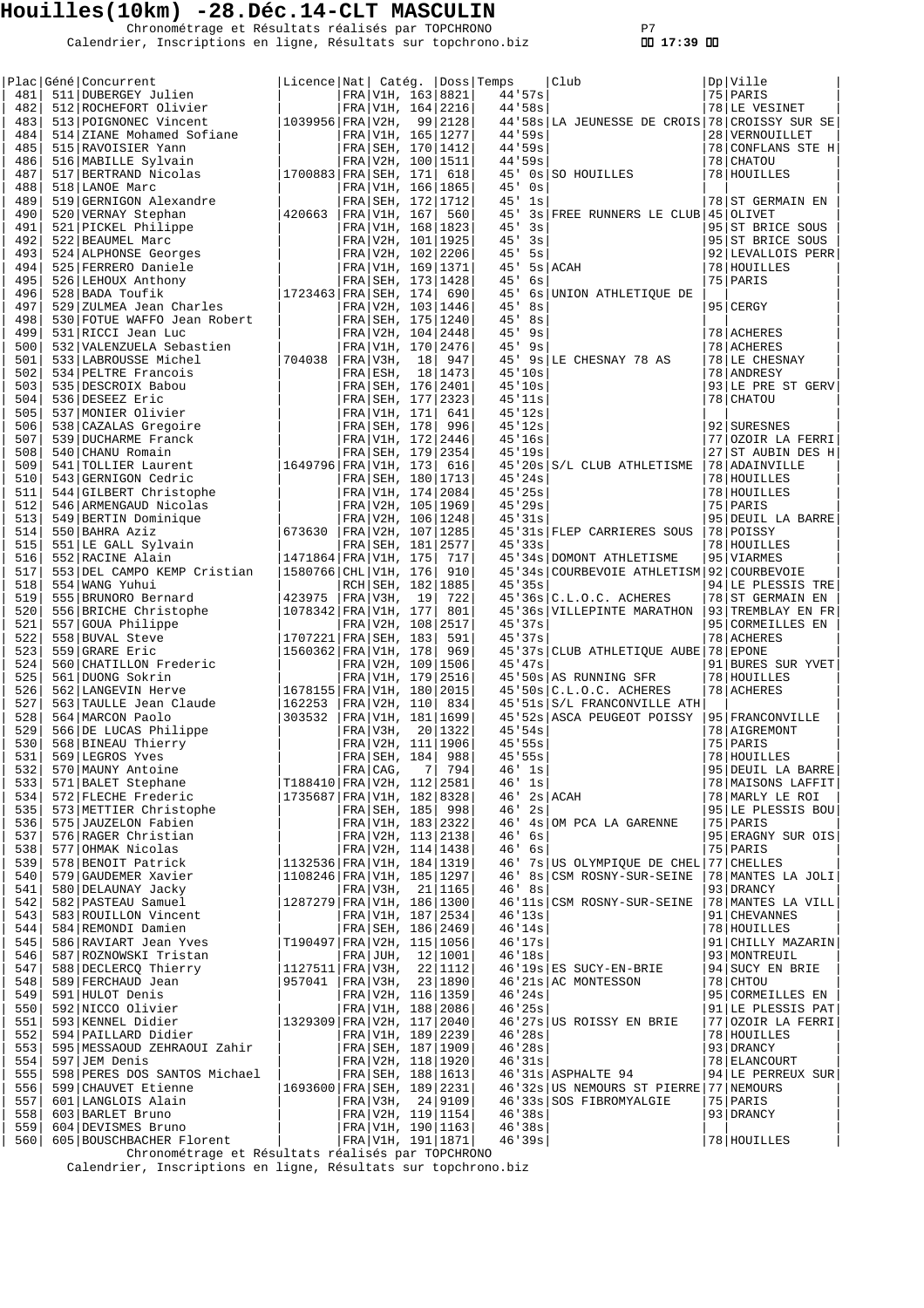# Houilles(10km) -28.Déc.14-CLT MASCULIN

Chronométrage et Résultats réalisés par TOPCHRONO
Calendrier, Inscriptions en ligne, Résultats sur topchrono.biz

17:39

| Plac | Géné | Concurrent | Licence | Nat | Catég. | | Doss | Temps | Club | Dp | Ville |
|---|---|---|---|---|---|---|---|---|---|---|---|
| 481 | 511 | DUBERGEY Julien | | FRA | V1H, | 163 | 8821 | 44'57s | | 75 | PARIS |
| 482 | 512 | ROCHEFORT Olivier | | FRA | V1H, | 164 | 2216 | 44'58s | | 78 | LE VESINET |
| 483 | 513 | POIGNONEC Vincent | 1039956 | FRA | V2H, | 99 | 2128 | 44'58s | LA JEUNESSE DE CROIS | 78 | CROISSY SUR SE |
| 484 | 514 | ZIANE Mohamed Sofiane | | FRA | V1H, | 165 | 1277 | 44'59s | | 28 | VERNOUILLET |
| 485 | 515 | RAVOISIER Yann | | FRA | SEH, | 170 | 1412 | 44'59s | | 78 | CONFLANS STE H |
| 486 | 516 | MABILLE Sylvain | | FRA | V2H, | 100 | 1511 | 44'59s | | 78 | CHATOU |
| 487 | 517 | BERTRAND Nicolas | 1700883 | FRA | SEH, | 171 | 618 | 45' 0s | SO HOUILLES | 78 | HOUILLES |
| 488 | 518 | LANOE Marc | | FRA | V1H, | 166 | 1865 | 45' 0s | | | |
| 489 | 519 | GERNIGON Alexandre | | FRA | SEH, | 172 | 1712 | 45' 1s | | 78 | ST GERMAIN EN |
| 490 | 520 | VERNAY Stephan | 420663 | FRA | V1H, | 167 | 560 | 45' 3s | FREE RUNNERS LE CLUB | 45 | OLIVET |
| 491 | 521 | PICKEL Philippe | | FRA | V1H, | 168 | 1823 | 45' 3s | | 95 | ST BRICE SOUS |
| 492 | 522 | BEAUMEL Marc | | FRA | V2H, | 101 | 1925 | 45' 3s | | 95 | ST BRICE SOUS |
| 493 | 524 | ALPHONSE Georges | | FRA | V2H, | 102 | 2206 | 45' 5s | | 92 | LEVALLOIS PERR |
| 494 | 525 | FERRERO Daniele | | FRA | V1H, | 169 | 1371 | 45' 5s | ACAH | 78 | HOUILLES |
| 495 | 526 | LEHOUX Anthony | | FRA | SEH, | 173 | 1428 | 45' 6s | | 75 | PARIS |
| 496 | 528 | BADA Toufik | 1723463 | FRA | SEH, | 174 | 690 | 45' 6s | UNION ATHLETIQUE DE | | |
| 497 | 529 | ZULMEA Jean Charles | | FRA | V2H, | 103 | 1446 | 45' 8s | | 95 | CERGY |
| 498 | 530 | FOTUE WAFFO Jean Robert | | FRA | SEH, | 175 | 1240 | 45' 8s | | | |
| 499 | 531 | RICCI Jean Luc | | FRA | V2H, | 104 | 2448 | 45' 9s | | 78 | ACHERES |
| 500 | 532 | VALENZUELA Sebastien | | FRA | V1H, | 170 | 2476 | 45' 9s | | 78 | ACHERES |
| 501 | 533 | LABROUSSE Michel | 704038 | FRA | V3H, | 18 | 947 | 45' 9s | LE CHESNAY 78 AS | 78 | LE CHESNAY |
| 502 | 534 | PELTRE Francois | | FRA | ESH, | 18 | 1473 | 45'10s | | 78 | ANDRESY |
| 503 | 535 | DESCROIX Babou | | FRA | SEH, | 176 | 2401 | 45'10s | | 93 | LE PRE ST GERV |
| 504 | 536 | DESEEZ Eric | | FRA | SEH, | 177 | 2323 | 45'11s | | 78 | CHATOU |
| 505 | 537 | MONIER Olivier | | FRA | V1H, | 171 | 641 | 45'12s | | | |
| 506 | 538 | CAZALAS Gregoire | | FRA | SEH, | 178 | 996 | 45'12s | | 92 | SURESNES |
| 507 | 539 | DUCHARME Franck | | FRA | V1H, | 172 | 2446 | 45'16s | | 77 | OZOIR LA FERRI |
| 508 | 540 | CHANU Romain | | FRA | SEH, | 179 | 2354 | 45'19s | | 27 | ST AUBIN DES H |
| 509 | 541 | TOLLIER Laurent | 1649796 | FRA | V1H, | 173 | 616 | 45'20s | S/L CLUB ATHLETISME | 78 | ADAINVILLE |
| 510 | 543 | GERNIGON Cedric | | FRA | SEH, | 180 | 1713 | 45'24s | | 78 | HOUILLES |
| 511 | 544 | GILBERT Christophe | | FRA | V1H, | 174 | 2084 | 45'25s | | 78 | HOUILLES |
| 512 | 546 | ARMENGAUD Nicolas | | FRA | V2H, | 105 | 1969 | 45'29s | | 75 | PARIS |
| 513 | 549 | BERTIN Dominique | | FRA | V2H, | 106 | 1248 | 45'31s | | 95 | DEUIL LA BARRE |
| 514 | 550 | BAHRA Aziz | 673630 | FRA | V2H, | 107 | 1285 | 45'31s | FLEP CARRIERES SOUS | 78 | POISSY |
| 515 | 551 | LE GALL Sylvain | | FRA | SEH, | 181 | 2577 | 45'33s | | 78 | HOUILLES |
| 516 | 552 | RACINE Alain | 1471864 | FRA | V1H, | 175 | 717 | 45'34s | DOMONT ATHLETISME | 95 | VIARMES |
| 517 | 553 | DEL CAMPO KEMP Cristian | 1580766 | CHL | V1H, | 176 | 910 | 45'34s | COURBEVOIE ATHLETISM | 92 | COURBEVOIE |
| 518 | 554 | WANG Yuhui | | RCH | SEH, | 182 | 1885 | 45'35s | | 94 | LE PLESSIS TRE |
| 519 | 555 | BRUNORO Bernard | 423975 | FRA | V3H, | 19 | 722 | 45'36s | C.L.O.C. ACHERES | 78 | ST GERMAIN EN |
| 520 | 556 | BRICHE Christophe | 1078342 | FRA | V1H, | 177 | 801 | 45'36s | VILLEPINTE MARATHON | 93 | TREMBLAY EN FR |
| 521 | 557 | GOUA Philippe | | FRA | V2H, | 108 | 2517 | 45'37s | | 95 | CORMEILLES EN |
| 522 | 558 | BUVAL Steve | 1707221 | FRA | SEH, | 183 | 591 | 45'37s | | 78 | ACHERES |
| 523 | 559 | GRARE Eric | 1560362 | FRA | V1H, | 178 | 969 | 45'37s | CLUB ATHLETIQUE AUBE | 78 | EPONE |
| 524 | 560 | CHATILLON Frederic | | FRA | V2H, | 109 | 1506 | 45'47s | | 91 | BURES SUR YVET |
| 525 | 561 | DUONG Sokrin | | FRA | V1H, | 179 | 2516 | 45'50s | AS RUNNING SFR | 78 | HOUILLES |
| 526 | 562 | LANGEVIN Herve | 1678155 | FRA | V1H, | 180 | 2015 | 45'50s | C.L.O.C. ACHERES | 78 | ACHERES |
| 527 | 563 | TAULLE Jean Claude | 162253 | FRA | V2H, | 110 | 834 | 45'51s | S/L FRANCONVILLE ATH | | |
| 528 | 564 | MARCON Paolo | 303532 | FRA | V1H, | 181 | 1699 | 45'52s | ASCA PEUGEOT POISSY | 95 | FRANCONVILLE |
| 529 | 566 | DE LUCAS Philippe | | FRA | V3H, | 20 | 1322 | 45'54s | | 78 | AIGREMONT |
| 530 | 568 | BINEAU Thierry | | FRA | V2H, | 111 | 1906 | 45'55s | | 75 | PARIS |
| 531 | 569 | LEGROS Yves | | FRA | SEH, | 184 | 988 | 45'55s | | 78 | HOUILLES |
| 532 | 570 | MAUNY Antoine | | FRA | CAG, | 7 | 794 | 46' 1s | | 95 | DEUIL LA BARRE |
| 533 | 571 | BALET Stephane | T188410 | FRA | V2H, | 112 | 2581 | 46' 1s | | 78 | MAISONS LAFFIT |
| 534 | 572 | FLECHE Frederic | 1735687 | FRA | V1H, | 182 | 8328 | 46' 2s | ACAH | 78 | MARLY LE ROI |
| 535 | 573 | METTIER Christophe | | FRA | SEH, | 185 | 998 | 46' 2s | | 95 | LE PLESSIS BOU |
| 536 | 575 | JAUZELON Fabien | | FRA | V1H, | 183 | 2322 | 46' 4s | OM PCA LA GARENNE | 75 | PARIS |
| 537 | 576 | RAGER Christian | | FRA | V2H, | 113 | 2138 | 46' 6s | | 95 | ERAGNY SUR OIS |
| 538 | 577 | OHMAK Nicolas | | FRA | V2H, | 114 | 1438 | 46' 6s | | 75 | PARIS |
| 539 | 578 | BENOIT Patrick | 1132536 | FRA | V1H, | 184 | 1319 | 46' 7s | US OLYMPIQUE DE CHEL | 77 | CHELLES |
| 540 | 579 | GAUDEMER Xavier | 1108246 | FRA | V1H, | 185 | 1297 | 46' 8s | CSM ROSNY-SUR-SEINE | 78 | MANTES LA JOLI |
| 541 | 580 | DELAUNAY Jacky | | FRA | V3H, | 21 | 1165 | 46' 8s | | 93 | DRANCY |
| 542 | 582 | PASTEAU Samuel | 1287279 | FRA | V1H, | 186 | 1300 | 46'11s | CSM ROSNY-SUR-SEINE | 78 | MANTES LA VILL |
| 543 | 583 | ROUILLON Vincent | | FRA | V1H, | 187 | 2534 | 46'13s | | 91 | CHEVANNES |
| 544 | 584 | REMONDI Damien | | FRA | SEH, | 186 | 2469 | 46'14s | | 78 | HOUILLES |
| 545 | 586 | RAVIART Jean Yves | T190497 | FRA | V2H, | 115 | 1056 | 46'17s | | 91 | CHILLY MAZARIN |
| 546 | 587 | ROZNOWSKI Tristan | | FRA | JUH, | 12 | 1001 | 46'18s | | 93 | MONTREUIL |
| 547 | 588 | DECLERCQ Thierry | 1127511 | FRA | V3H, | 22 | 1112 | 46'19s | ES SUCY-EN-BRIE | 94 | SUCY EN BRIE |
| 548 | 589 | FERCHAUD Jean | 957041 | FRA | V3H, | 23 | 1890 | 46'21s | AC MONTESSON | 78 | CHTOU |
| 549 | 591 | HULOT Denis | | FRA | V2H, | 116 | 1359 | 46'24s | | 95 | CORMEILLES EN |
| 550 | 592 | NICCO Olivier | | FRA | V1H, | 188 | 2086 | 46'25s | | 91 | LE PLESSIS PAT |
| 551 | 593 | KENNEL Didier | 1329309 | FRA | V2H, | 117 | 2040 | 46'27s | US ROISSY EN BRIE | 77 | OZOIR LA FERRI |
| 552 | 594 | PAILLARD Didier | | FRA | V1H, | 189 | 2239 | 46'28s | | 78 | HOUILLES |
| 553 | 595 | MESSAOUD ZEHRAOUI Zahir | | FRA | SEH, | 187 | 1909 | 46'28s | | 93 | DRANCY |
| 554 | 597 | JEM Denis | | FRA | V2H, | 118 | 1920 | 46'31s | | 78 | ELANCOURT |
| 555 | 598 | PERES DOS SANTOS Michael | | FRA | SEH, | 188 | 1613 | 46'31s | ASPHALTE 94 | 94 | LE PERREUX SUR |
| 556 | 599 | CHAUVET Etienne | 1693600 | FRA | SEH, | 189 | 2231 | 46'32s | US NEMOURS ST PIERRE | 77 | NEMOURS |
| 557 | 601 | LANGLOIS Alain | | FRA | V3H, | 24 | 9109 | 46'33s | SOS FIBROMYALGIE | 75 | PARIS |
| 558 | 603 | BARLET Bruno | | FRA | V2H, | 119 | 1154 | 46'38s | | 93 | DRANCY |
| 559 | 604 | DEVISMES Bruno | | FRA | V1H, | 190 | 1163 | 46'38s | | | |
| 560 | 605 | BOUSCHBACHER Florent | | FRA | V1H, | 191 | 1871 | 46'39s | | 78 | HOUILLES |

Chronométrage et Résultats réalisés par TOPCHRONO
Calendrier, Inscriptions en ligne, Résultats sur topchrono.biz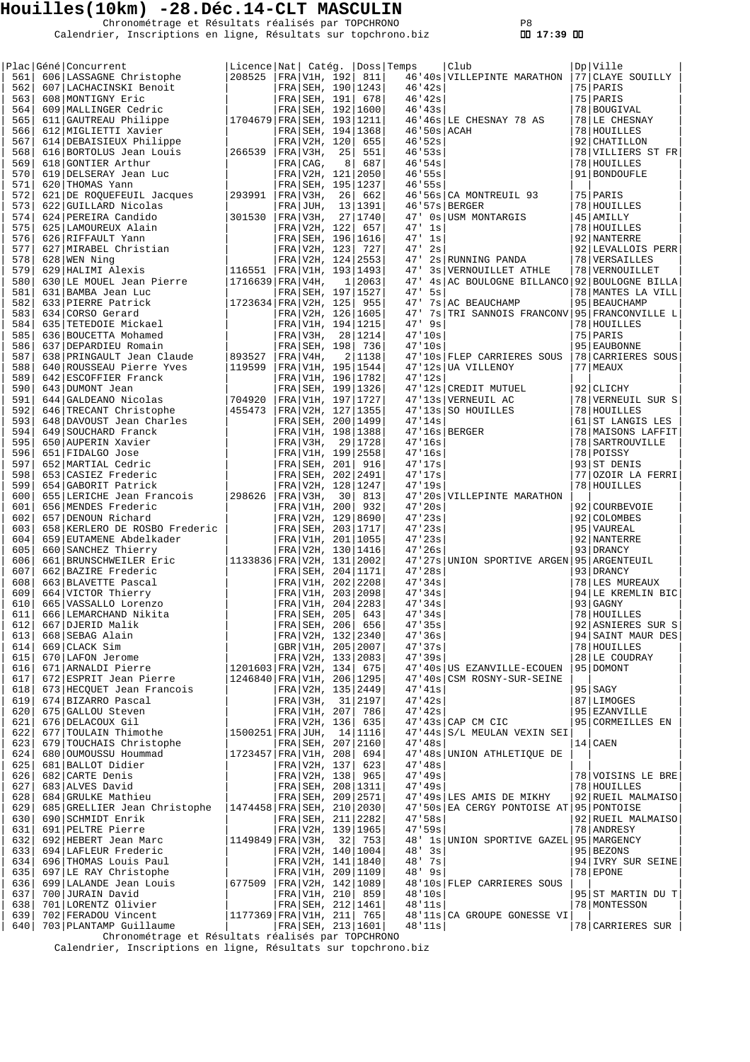# Houilles(10km) -28.Déc.14-CLT MASCULIN

Chronométrage et Résultats réalisés par TOPCHRONO
Calendrier, Inscriptions en ligne, Résultats sur topchrono.biz

| Plac | Géné | Concurrent | Licence | Nat | Catég. | | Doss | Temps | Club | Dp | Ville |
|---|---|---|---|---|---|---|---|---|---|---|---|
| 561 | 606 | LASSAGNE Christophe | 208525 | FRA | V1H, | 192 | 811 | 46'40s | VILLEPINTE MARATHON | 77 | CLAYE SOUILLY |
| 562 | 607 | LACHACINSKI Benoit | | FRA | SEH, | 190 | 1243 | 46'42s | | 75 | PARIS |
| 563 | 608 | MONTIGNY Eric | | FRA | SEH, | 191 | 678 | 46'42s | | 75 | PARIS |
| 564 | 609 | MALLINGER Cedric | | FRA | SEH, | 192 | 1600 | 46'43s | | 78 | BOUGIVAL |
| 565 | 611 | GAUTREAU Philippe | 1704679 | FRA | SEH, | 193 | 1211 | 46'46s | LE CHESNAY 78 AS | 78 | LE CHESNAY |
| 566 | 612 | MIGLIETTI Xavier | | FRA | SEH, | 194 | 1368 | 46'50s | ACAH | 78 | HOUILLES |
| 567 | 614 | DEBAISIEUX Philippe | | FRA | V2H, | 120 | 655 | 46'52s | | 92 | CHATILLON |
| 568 | 616 | BORTOLUS Jean Louis | 266539 | FRA | V3H, | 25 | 551 | 46'53s | | 78 | VILLIERS ST FR |
| 569 | 618 | GONTIER Arthur | | FRA | CAG, | 8 | 687 | 46'54s | | 78 | HOUILLES |
| 570 | 619 | DELSERAY Jean Luc | | FRA | V2H, | 121 | 2050 | 46'55s | | 91 | BONDOUFLE |
| 571 | 620 | THOMAS Yann | | FRA | SEH, | 195 | 1237 | 46'55s | | | |
| 572 | 621 | DE ROQUEFEUIL Jacques | 293991 | FRA | V3H, | 26 | 662 | 46'56s | CA MONTREUIL 93 | 75 | PARIS |
| 573 | 622 | GUILLARD Nicolas | | FRA | JUH, | 13 | 1391 | 46'57s | BERGER | 78 | HOUILLES |
| 574 | 624 | PEREIRA Candido | 301530 | FRA | V3H, | 27 | 1740 | 47' 0s | USM MONTARGIS | 45 | AMILLY |
| 575 | 625 | LAMOUREUX Alain | | FRA | V2H, | 122 | 657 | 47' 1s | | 78 | HOUILLES |
| 576 | 626 | RIFFAULT Yann | | FRA | SEH, | 196 | 1616 | 47' 1s | | 92 | NANTERRE |
| 577 | 627 | MIRABEL Christian | | FRA | V2H, | 123 | 727 | 47' 2s | | 92 | LEVALLOIS PERR |
| 578 | 628 | WEN Ning | | FRA | V2H, | 124 | 2553 | 47' 2s | RUNNING PANDA | 78 | VERSAILLES |
| 579 | 629 | HALIMI Alexis | 116551 | FRA | V1H, | 193 | 1493 | 47' 3s | VERNOUILLET ATHLE | 78 | VERNOUILLET |
| 580 | 630 | LE MOUEL Jean Pierre | 1716639 | FRA | V4H, | 1 | 2063 | 47' 4s | AC BOULOGNE BILLANCO | 92 | BOULOGNE BILLA |
| 581 | 631 | BAMBA Jean Luc | | FRA | SEH, | 197 | 1527 | 47' 5s | | 78 | MANTES LA VILL |
| 582 | 633 | PIERRE Patrick | 1723634 | FRA | V2H, | 125 | 955 | 47' 7s | AC BEAUCHAMP | 95 | BEAUCHAMP |
| 583 | 634 | CORSO Gerard | | FRA | V2H, | 126 | 1605 | 47' 7s | TRI SANNOIS FRANCONV | 95 | FRANCONVILLE L |
| 584 | 635 | TETEDOIE Mickael | | FRA | V1H, | 194 | 1215 | 47' 9s | | 78 | HOUILLES |
| 585 | 636 | BOUCETTA Mohamed | | FRA | V3H, | 28 | 1214 | 47'10s | | 75 | PARIS |
| 586 | 637 | DEPARDIEU Romain | | FRA | SEH, | 198 | 736 | 47'10s | | 95 | EAUBONNE |
| 587 | 638 | PRINGAULT Jean Claude | 893527 | FRA | V4H, | 2 | 1138 | 47'10s | FLEP CARRIERES SOUS | 78 | CARRIERES SOUS |
| 588 | 640 | ROUSSEAU Pierre Yves | 119599 | FRA | V1H, | 195 | 1544 | 47'12s | UA VILLENOY | 77 | MEAUX |
| 589 | 642 | ESCOFFIER Franck | | FRA | V1H, | 196 | 1782 | 47'12s | | | |
| 590 | 643 | DUMONT Jean | | FRA | SEH, | 199 | 1326 | 47'12s | CREDIT MUTUEL | 92 | CLICHY |
| 591 | 644 | GALDEANO Nicolas | 704920 | FRA | V1H, | 197 | 1727 | 47'13s | VERNEUIL AC | 78 | VERNEUIL SUR S |
| 592 | 646 | TRECANT Christophe | 455473 | FRA | V2H, | 127 | 1355 | 47'13s | SO HOUILLES | 78 | HOUILLES |
| 593 | 648 | DAVOUST Jean Charles | | FRA | SEH, | 200 | 1499 | 47'14s | | 61 | ST LANGIS LES |
| 594 | 649 | SOUCHARD Franck | | FRA | V1H, | 198 | 1388 | 47'16s | BERGER | 78 | MAISONS LAFFIT |
| 595 | 650 | AUPERIN Xavier | | FRA | V3H, | 29 | 1728 | 47'16s | | 78 | SARTROUVILLE |
| 596 | 651 | FIDALGO Jose | | FRA | V1H, | 199 | 2558 | 47'16s | | 78 | POISSY |
| 597 | 652 | MARTIAL Cedric | | FRA | SEH, | 201 | 916 | 47'17s | | 93 | ST DENIS |
| 598 | 653 | CASIEZ Frederic | | FRA | SEH, | 202 | 2491 | 47'17s | | 77 | OZOIR LA FERRI |
| 599 | 654 | GABORIT Patrick | | FRA | V2H, | 128 | 1247 | 47'19s | | 78 | HOUILLES |
| 600 | 655 | LERICHE Jean Francois | 298626 | FRA | V3H, | 30 | 813 | 47'20s | VILLEPINTE MARATHON | | |
| 601 | 656 | MENDES Frederic | | FRA | V1H, | 200 | 932 | 47'20s | | 92 | COURBEVOIE |
| 602 | 657 | DENOUN Richard | | FRA | V2H, | 129 | 8690 | 47'23s | | 92 | COLOMBES |
| 603 | 658 | KERLERO DE ROSBO Frederic | | FRA | SEH, | 203 | 1717 | 47'23s | | 95 | VAUREAL |
| 604 | 659 | EUTAMENE Abdelkader | | FRA | V1H, | 201 | 1055 | 47'23s | | 92 | NANTERRE |
| 605 | 660 | SANCHEZ Thierry | | FRA | V2H, | 130 | 1416 | 47'26s | | 93 | DRANCY |
| 606 | 661 | BRUNSCHWEILER Eric | 1133836 | FRA | V2H, | 131 | 2002 | 47'27s | UNION SPORTIVE ARGEN | 95 | ARGENTEUIL |
| 607 | 662 | BAZIRE Frederic | | FRA | SEH, | 204 | 1171 | 47'28s | | 93 | DRANCY |
| 608 | 663 | BLAVETTE Pascal | | FRA | V1H, | 202 | 2208 | 47'34s | | 78 | LES MUREAUX |
| 609 | 664 | VICTOR Thierry | | FRA | V1H, | 203 | 2098 | 47'34s | | 94 | LE KREMLIN BIC |
| 610 | 665 | VASSALLO Lorenzo | | FRA | V1H, | 204 | 2283 | 47'34s | | 93 | GAGNY |
| 611 | 666 | LEMARCHAND Nikita | | FRA | SEH, | 205 | 643 | 47'34s | | 78 | HOUILLES |
| 612 | 667 | DJERID Malik | | FRA | SEH, | 206 | 656 | 47'35s | | 92 | ASNIERES SUR S |
| 613 | 668 | SEBAG Alain | | FRA | V2H, | 132 | 2340 | 47'36s | | 94 | SAINT MAUR DES |
| 614 | 669 | CLACK Sim | | GBR | V1H, | 205 | 2007 | 47'37s | | 78 | HOUILLES |
| 615 | 670 | LAFON Jerome | | FRA | V2H, | 133 | 2083 | 47'39s | | 28 | LE COUDRAY |
| 616 | 671 | ARNALDI Pierre | 1201603 | FRA | V2H, | 134 | 675 | 47'40s | US EZANVILLE-ECOUEN | 95 | DOMONT |
| 617 | 672 | ESPRIT Jean Pierre | 1246840 | FRA | V1H, | 206 | 1295 | 47'40s | CSM ROSNY-SUR-SEINE | | |
| 618 | 673 | HECQUET Jean Francois | | FRA | V2H, | 135 | 2449 | 47'41s | | 95 | SAGY |
| 619 | 674 | BIZARRO Pascal | | FRA | V3H, | 31 | 2197 | 47'42s | | 87 | LIMOGES |
| 620 | 675 | GALLOU Steven | | FRA | V1H, | 207 | 786 | 47'42s | | 95 | EZANVILLE |
| 621 | 676 | DELACOUX Gil | | FRA | V2H, | 136 | 635 | 47'43s | CAP CM CIC | 95 | CORMEILLES EN |
| 622 | 677 | TOULAIN Thimothe | 1500251 | FRA | JUH, | 14 | 1116 | 47'44s | S/L MEULAN VEXIN SEI | | |
| 623 | 679 | TOUCHAIS Christophe | | FRA | SEH, | 207 | 2160 | 47'48s | | 14 | CAEN |
| 624 | 680 | OUMOUSSU Hoummad | 1723457 | FRA | V1H, | 208 | 694 | 47'48s | UNION ATHLETIQUE DE | | |
| 625 | 681 | BALLOT Didier | | FRA | V2H, | 137 | 623 | 47'48s | | | |
| 626 | 682 | CARTE Denis | | FRA | V2H, | 138 | 965 | 47'49s | | 78 | VOISINS LE BRE |
| 627 | 683 | ALVES David | | FRA | SEH, | 208 | 1311 | 47'49s | | 78 | HOUILLES |
| 628 | 684 | GRULKE Mathieu | | FRA | SEH, | 209 | 2571 | 47'49s | LES AMIS DE MIKHY | 92 | RUEIL MALMAISO |
| 629 | 685 | GRELLIER Jean Christophe | 1474458 | FRA | SEH, | 210 | 2030 | 47'50s | EA CERGY PONTOISE AT | 95 | PONTOISE |
| 630 | 690 | SCHMIDT Enrik | | FRA | SEH, | 211 | 2282 | 47'58s | | 92 | RUEIL MALMAISO |
| 631 | 691 | PELTRE Pierre | | FRA | V2H, | 139 | 1965 | 47'59s | | 78 | ANDRESY |
| 632 | 692 | HEBERT Jean Marc | 1149849 | FRA | V3H, | 32 | 753 | 48' 1s | UNION SPORTIVE GAZEL | 95 | MARGENCY |
| 633 | 694 | LAFLEUR Frederic | | FRA | V2H, | 140 | 1004 | 48' 3s | | 95 | BEZONS |
| 634 | 696 | THOMAS Louis Paul | | FRA | V2H, | 141 | 1840 | 48' 7s | | 94 | IVRY SUR SEINE |
| 635 | 697 | LE RAY Christophe | | FRA | V1H, | 209 | 1109 | 48' 9s | | 78 | EPONE |
| 636 | 699 | LALANDE Jean Louis | 677509 | FRA | V2H, | 142 | 1089 | 48'10s | FLEP CARRIERES SOUS | | |
| 637 | 700 | JURAIN David | | FRA | V1H, | 210 | 859 | 48'10s | | 95 | ST MARTIN DU T |
| 638 | 701 | LORENTZ Olivier | | FRA | SEH, | 212 | 1461 | 48'11s | | 78 | MONTESSON |
| 639 | 702 | FERADOU Vincent | 1177369 | FRA | V1H, | 211 | 765 | 48'11s | CA GROUPE GONESSE VI | | |
| 640 | 703 | PLANTAMP Guillaume | | FRA | SEH, | 213 | 1601 | 48'11s | | 78 | CARRIERES SUR |

Chronométrage et Résultats réalisés par TOPCHRONO
Calendrier, Inscriptions en ligne, Résultats sur topchrono.biz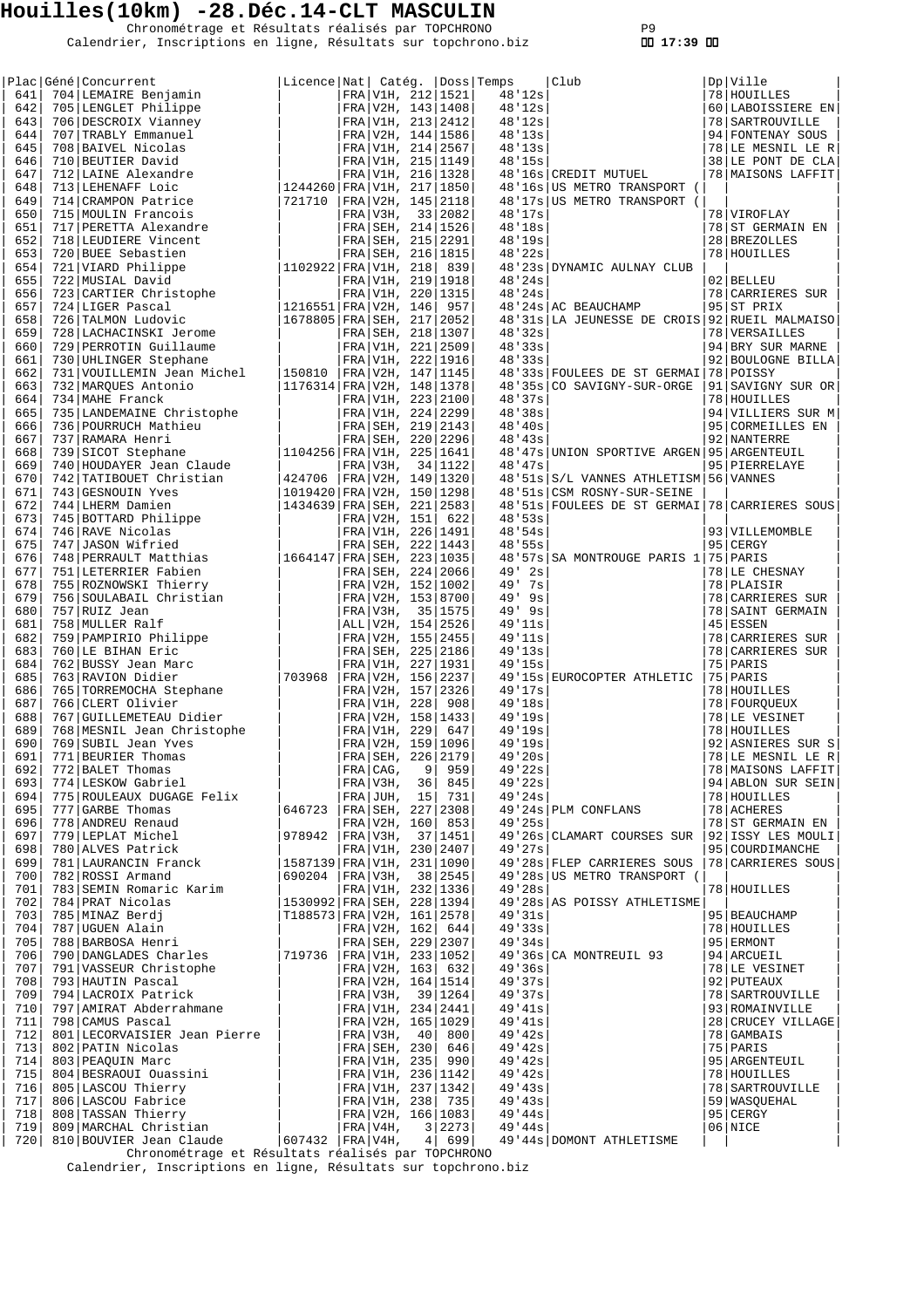# Houilles(10km) -28.Déc.14-CLT MASCULIN

Chronométrage et Résultats réalisés par TOPCHRONO
Calendrier, Inscriptions en ligne, Résultats sur topchrono.biz

17:39

| Plac | Géné | Concurrent | Licence | Nat | Catég. | Doss | Temps | Club | Dp | Ville |
|---|---|---|---|---|---|---|---|---|---|---|
| 641 | 704 | LEMAIRE Benjamin | | FRA | V1H, 212 | 1521 | 48'12s | | 78 | HOUILLES |
| 642 | 705 | LENGLET Philippe | | FRA | V2H, 143 | 1408 | 48'12s | | 60 | LABOISSIERE EN |
| 643 | 706 | DESCROIX Vianney | | FRA | V1H, 213 | 2412 | 48'12s | | 78 | SARTROUVILLE |
| 644 | 707 | TRABLY Emmanuel | | FRA | V2H, 144 | 1586 | 48'13s | | 94 | FONTENAY SOUS |
| 645 | 708 | BAIVEL Nicolas | | FRA | V1H, 214 | 2567 | 48'13s | | 78 | LE MESNIL LE R |
| 646 | 710 | BEUTIER David | | FRA | V1H, 215 | 1149 | 48'15s | | 38 | LE PONT DE CLA |
| 647 | 712 | LAINE Alexandre | | FRA | V1H, 216 | 1328 | 48'16s | CREDIT MUTUEL | 78 | MAISONS LAFFIT |
| 648 | 713 | LEHENAFF Loic | 1244260 | FRA | V1H, 217 | 1850 | 48'16s | US METRO TRANSPORT ( | | |
| 649 | 714 | CRAMPON Patrice | 721710 | FRA | V2H, 145 | 2118 | 48'17s | US METRO TRANSPORT ( | | |
| 650 | 715 | MOULIN Francois | | FRA | V3H, 33 | 2082 | 48'17s | | 78 | VIROFLAY |
| 651 | 717 | PERETTA Alexandre | | FRA | SEH, 214 | 1526 | 48'18s | | 78 | ST GERMAIN EN |
| 652 | 718 | LEUDIERE Vincent | | FRA | SEH, 215 | 2291 | 48'19s | | 28 | BREZOLLES |
| 653 | 720 | BUEE Sebastien | | FRA | SEH, 216 | 1815 | 48'22s | | 78 | HOUILLES |
| 654 | 721 | VIARD Philippe | 1102922 | FRA | V1H, 218 | 839 | 48'23s | DYNAMIC AULNAY CLUB | | |
| 655 | 722 | MUSIAL David | | FRA | V1H, 219 | 1918 | 48'24s | | 02 | BELLEU |
| 656 | 723 | CARTIER Christophe | | FRA | V1H, 220 | 1315 | 48'24s | | 78 | CARRIERES SUR |
| 657 | 724 | LIGER Pascal | 1216551 | FRA | V2H, 146 | 957 | 48'24s | AC BEAUCHAMP | 95 | ST PRIX |
| 658 | 726 | TALMON Ludovic | 1678805 | FRA | SEH, 217 | 2052 | 48'31s | LA JEUNESSE DE CROIS | 92 | RUEIL MALMAISO |
| 659 | 728 | LACHACINSKI Jerome | | FRA | SEH, 218 | 1307 | 48'32s | | 78 | VERSAILLES |
| 660 | 729 | PERROTIN Guillaume | | FRA | V1H, 221 | 2509 | 48'33s | | 94 | BRY SUR MARNE |
| 661 | 730 | UHLINGER Stephane | | FRA | V1H, 222 | 1916 | 48'33s | | 92 | BOULOGNE BILLA |
| 662 | 731 | VOUILLEMIN Jean Michel | 150810 | FRA | V2H, 147 | 1145 | 48'33s | FOULEES DE ST GERMAI | 78 | POISSY |
| 663 | 732 | MARQUES Antonio | 1176314 | FRA | V2H, 148 | 1378 | 48'35s | CO SAVIGNY-SUR-ORGE | 91 | SAVIGNY SUR OR |
| 664 | 734 | MAHE Franck | | FRA | V1H, 223 | 2100 | 48'37s | | 78 | HOUILLES |
| 665 | 735 | LANDEMAINE Christophe | | FRA | V1H, 224 | 2299 | 48'38s | | 94 | VILLIERS SUR M |
| 666 | 736 | POURRUCH Mathieu | | FRA | SEH, 219 | 2143 | 48'40s | | 95 | CORMEILLES EN |
| 667 | 737 | RAMARA Henri | | FRA | SEH, 220 | 2296 | 48'43s | | 92 | NANTERRE |
| 668 | 739 | SICOT Stephane | 1104256 | FRA | V1H, 225 | 1641 | 48'47s | UNION SPORTIVE ARGEN | 95 | ARGENTEUIL |
| 669 | 740 | HOUDAYER Jean Claude | | FRA | V3H, 34 | 1122 | 48'47s | | 95 | PIERRELAYE |
| 670 | 742 | TATIBOUET Christian | 424706 | FRA | V2H, 149 | 1320 | 48'51s | S/L VANNES ATHLETISM | 56 | VANNES |
| 671 | 743 | GESNOUIN Yves | 1019420 | FRA | V2H, 150 | 1298 | 48'51s | CSM ROSNY-SUR-SEINE | | |
| 672 | 744 | LHERM Damien | 1434639 | FRA | SEH, 221 | 2583 | 48'51s | FOULEES DE ST GERMAI | 78 | CARRIERES SOUS |
| 673 | 745 | BOTTARD Philippe | | FRA | V2H, 151 | 622 | 48'53s | | | |
| 674 | 746 | RAVE Nicolas | | FRA | V1H, 226 | 1491 | 48'54s | | 93 | VILLEMOMBLE |
| 675 | 747 | JASON Wifried | | FRA | SEH, 222 | 1443 | 48'55s | | 95 | CERGY |
| 676 | 748 | PERRAULT Matthias | 1664147 | FRA | SEH, 223 | 1035 | 48'57s | SA MONTROUGE PARIS 1 | 75 | PARIS |
| 677 | 751 | LETERRIER Fabien | | FRA | SEH, 224 | 2066 | 49' 2s | | 78 | LE CHESNAY |
| 678 | 755 | ROZNOWSKI Thierry | | FRA | V2H, 152 | 1002 | 49' 7s | | 78 | PLAISIR |
| 679 | 756 | SOULABAIL Christian | | FRA | V2H, 153 | 8700 | 49' 9s | | 78 | CARRIERES SUR |
| 680 | 757 | RUIZ Jean | | FRA | V3H, 35 | 1575 | 49' 9s | | 78 | SAINT GERMAIN |
| 681 | 758 | MULLER Ralf | | ALL | V2H, 154 | 2526 | 49'11s | | 45 | ESSEN |
| 682 | 759 | PAMPIRIO Philippe | | FRA | V2H, 155 | 2455 | 49'11s | | 78 | CARRIERES SUR |
| 683 | 760 | LE BIHAN Eric | | FRA | SEH, 225 | 2186 | 49'13s | | 78 | CARRIERES SUR |
| 684 | 762 | BUSSY Jean Marc | | FRA | V1H, 227 | 1931 | 49'15s | | 75 | PARIS |
| 685 | 763 | RAVION Didier | 703968 | FRA | V2H, 156 | 2237 | 49'15s | EUROCOPTER ATHLETIC | 75 | PARIS |
| 686 | 765 | TORREMOCHA Stephane | | FRA | V2H, 157 | 2326 | 49'17s | | 78 | HOUILLES |
| 687 | 766 | CLERT Olivier | | FRA | V1H, 228 | 908 | 49'18s | | 78 | FOURQUEUX |
| 688 | 767 | GUILLEMETEAU Didier | | FRA | V2H, 158 | 1433 | 49'19s | | 78 | LE VESINET |
| 689 | 768 | MESNIL Jean Christophe | | FRA | V1H, 229 | 647 | 49'19s | | 78 | HOUILLES |
| 690 | 769 | SUBIL Jean Yves | | FRA | V2H, 159 | 1096 | 49'19s | | 92 | ASNIERES SUR S |
| 691 | 771 | BEURIER Thomas | | FRA | SEH, 226 | 2179 | 49'20s | | 78 | LE MESNIL LE R |
| 692 | 772 | BALET Thomas | | FRA | CAG, 9 | 959 | 49'22s | | 78 | MAISONS LAFFIT |
| 693 | 774 | LESKOW Gabriel | | FRA | V3H, 36 | 845 | 49'22s | | 94 | ABLON SUR SEIN |
| 694 | 775 | ROULEAUX DUGAGE Felix | | FRA | JUH, 15 | 731 | 49'24s | | 78 | HOUILLES |
| 695 | 777 | GARBE Thomas | 646723 | FRA | SEH, 227 | 2308 | 49'24s | PLM CONFLANS | 78 | ACHERES |
| 696 | 778 | ANDREU Renaud | | FRA | V2H, 160 | 853 | 49'25s | | 78 | ST GERMAIN EN |
| 697 | 779 | LEPLAT Michel | 978942 | FRA | V3H, 37 | 1451 | 49'26s | CLAMART COURSES SUR | 92 | ISSY LES MOULI |
| 698 | 780 | ALVES Patrick | | FRA | V1H, 230 | 2407 | 49'27s | | 95 | COURDIMANCHE |
| 699 | 781 | LAURANCIN Franck | 1587139 | FRA | V1H, 231 | 1090 | 49'28s | FLEP CARRIERES SOUS | 78 | CARRIERES SOUS |
| 700 | 782 | ROSSI Armand | 690204 | FRA | V3H, 38 | 2545 | 49'28s | US METRO TRANSPORT ( | | |
| 701 | 783 | SEMIN Romaric Karim | | FRA | V1H, 232 | 1336 | 49'28s | | 78 | HOUILLES |
| 702 | 784 | PRAT Nicolas | 1530992 | FRA | SEH, 228 | 1394 | 49'28s | AS POISSY ATHLETISME | | |
| 703 | 785 | MINAZ Berdj | T188573 | FRA | V2H, 161 | 2578 | 49'31s | | 95 | BEAUCHAMP |
| 704 | 787 | UGUEN Alain | | FRA | V2H, 162 | 644 | 49'33s | | 78 | HOUILLES |
| 705 | 788 | BARBOSA Henri | | FRA | SEH, 229 | 2307 | 49'34s | | 95 | ERMONT |
| 706 | 790 | DANGLADES Charles | 719736 | FRA | V1H, 233 | 1052 | 49'36s | CA MONTREUIL 93 | 94 | ARCUEIL |
| 707 | 791 | VASSEUR Christophe | | FRA | V2H, 163 | 632 | 49'36s | | 78 | LE VESINET |
| 708 | 793 | HAUTIN Pascal | | FRA | V2H, 164 | 1514 | 49'37s | | 92 | PUTEAUX |
| 709 | 794 | LACROIX Patrick | | FRA | V3H, 39 | 1264 | 49'37s | | 78 | SARTROUVILLE |
| 710 | 797 | AMIRAT Abderrahmane | | FRA | V1H, 234 | 2441 | 49'41s | | 93 | ROMAINVILLE |
| 711 | 798 | CAMUS Pascal | | FRA | V2H, 165 | 1029 | 49'41s | | 28 | CRUCEY VILLAGE |
| 712 | 801 | LECORVAISIER Jean Pierre | | FRA | V3H, 40 | 800 | 49'42s | | 78 | GAMBAIS |
| 713 | 802 | PATIN Nicolas | | FRA | SEH, 230 | 646 | 49'42s | | 75 | PARIS |
| 714 | 803 | PEAQUIN Marc | | FRA | V1H, 235 | 990 | 49'42s | | 95 | ARGENTEUIL |
| 715 | 804 | BESRAOUI Ouassini | | FRA | V1H, 236 | 1142 | 49'42s | | 78 | HOUILLES |
| 716 | 805 | LASCOU Thierry | | FRA | V1H, 237 | 1342 | 49'43s | | 78 | SARTROUVILLE |
| 717 | 806 | LASCOU Fabrice | | FRA | V1H, 238 | 735 | 49'43s | | 59 | WASQUEHAL |
| 718 | 808 | TASSAN Thierry | | FRA | V2H, 166 | 1083 | 49'44s | | 95 | CERGY |
| 719 | 809 | MARCHAL Christian | | FRA | V4H, 3 | 2273 | 49'44s | | 06 | NICE |
| 720 | 810 | BOUVIER Jean Claude | 607432 | FRA | V4H, 4 | 699 | 49'44s | DOMONT ATHLETISME | | |

Chronométrage et Résultats réalisés par TOPCHRONO
Calendrier, Inscriptions en ligne, Résultats sur topchrono.biz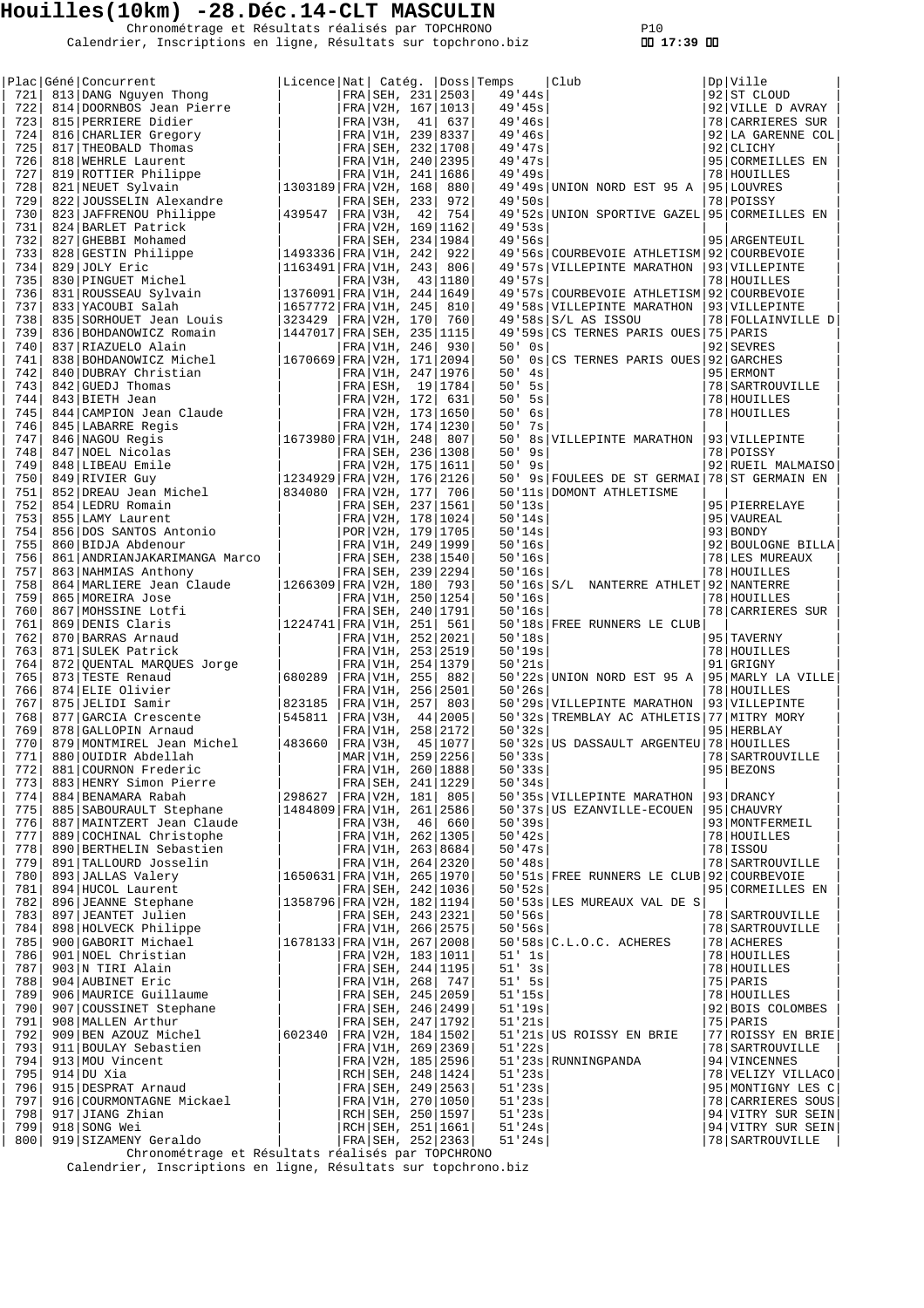# Houilles(10km) -28.Déc.14-CLT MASCULIN

Chronométrage et Résultats réalisés par TOPCHRONO
Calendrier, Inscriptions en ligne, Résultats sur topchrono.biz

17:39

| Plac | Géné | Concurrent | Licence | Nat | Catég. | | Doss | Temps | Club | Dp | Ville |
|---|---|---|---|---|---|---|---|---|---|---|---|
| 721 | 813 | DANG Nguyen Thong | | FRA | SEH, | 231 | 2503 | 49'44s | | 92 | ST CLOUD |
| 722 | 814 | DOORNBOS Jean Pierre | | FRA | V2H, | 167 | 1013 | 49'45s | | 92 | VILLE D AVRAY |
| 723 | 815 | PERRIERE Didier | | FRA | V3H, | 41 | 637 | 49'46s | | 78 | CARRIERES SUR |
| 724 | 816 | CHARLIER Gregory | | FRA | V1H, | 239 | 8337 | 49'46s | | 92 | LA GARENNE COL |
| 725 | 817 | THEOBALD Thomas | | FRA | SEH, | 232 | 1708 | 49'47s | | 92 | CLICHY |
| 726 | 818 | WEHRLE Laurent | | FRA | V1H, | 240 | 2395 | 49'47s | | 95 | CORMEILLES EN |
| 727 | 819 | ROTTIER Philippe | | FRA | V1H, | 241 | 1686 | 49'49s | | 78 | HOUILLES |
| 728 | 821 | NEUET Sylvain | 1303189 | FRA | V2H, | 168 | 880 | 49'49s | UNION NORD EST 95 A | 95 | LOUVRES |
| 729 | 822 | JOUSSELIN Alexandre | | FRA | SEH, | 233 | 972 | 49'50s | | 78 | POISSY |
| 730 | 823 | JAFFRENOU Philippe | 439547 | FRA | V3H, | 42 | 754 | 49'52s | UNION SPORTIVE GAZEL | 95 | CORMEILLES EN |
| 731 | 824 | BARLET Patrick | | FRA | V2H, | 169 | 1162 | 49'53s | | | |
| 732 | 827 | GHEBBI Mohamed | | FRA | SEH, | 234 | 1984 | 49'56s | | 95 | ARGENTEUIL |
| 733 | 828 | GESTIN Philippe | 1493336 | FRA | V1H, | 242 | 922 | 49'56s | COURBEVOIE ATHLETISM | 92 | COURBEVOIE |
| 734 | 829 | JOLY Eric | 1163491 | FRA | V1H, | 243 | 806 | 49'57s | VILLEPINTE MARATHON | 93 | VILLEPINTE |
| 735 | 830 | PINGUET Michel | | FRA | V3H, | 43 | 1180 | 49'57s | | 78 | HOUILLES |
| 736 | 831 | ROUSSEAU Sylvain | 1376091 | FRA | V1H, | 244 | 1649 | 49'57s | COURBEVOIE ATHLETISM | 92 | COURBEVOIE |
| 737 | 833 | YACOUBI Salah | 1657772 | FRA | V1H, | 245 | 810 | 49'58s | VILLEPINTE MARATHON | 93 | VILLEPINTE |
| 738 | 835 | SORHOUET Jean Louis | 323429 | FRA | V2H, | 170 | 760 | 49'58s | S/L AS ISSOU | 78 | FOLLAINVILLE D |
| 739 | 836 | BOHDANOWICZ Romain | 1447017 | FRA | SEH, | 235 | 1115 | 49'59s | CS TERNES PARIS OUES | 75 | PARIS |
| 740 | 837 | RIAZUELO Alain | | FRA | V1H, | 246 | 930 | 50' 0s | | 92 | SEVRES |
| 741 | 838 | BOHDANOWICZ Michel | 1670669 | FRA | V2H, | 171 | 2094 | 50' 0s | CS TERNES PARIS OUES | 92 | GARCHES |
| 742 | 840 | DUBRAY Christian | | FRA | V1H, | 247 | 1976 | 50' 4s | | 95 | ERMONT |
| 743 | 842 | GUEDJ Thomas | | FRA | ESH, | 19 | 1784 | 50' 5s | | 78 | SARTROUVILLE |
| 744 | 843 | BIETH Jean | | FRA | V2H, | 172 | 631 | 50' 5s | | 78 | HOUILLES |
| 745 | 844 | CAMPION Jean Claude | | FRA | V2H, | 173 | 1650 | 50' 6s | | 78 | HOUILLES |
| 746 | 845 | LABARRE Regis | | FRA | V2H, | 174 | 1230 | 50' 7s | | | |
| 747 | 846 | NAGOU Regis | 1673980 | FRA | V1H, | 248 | 807 | 50' 8s | VILLEPINTE MARATHON | 93 | VILLEPINTE |
| 748 | 847 | NOEL Nicolas | | FRA | SEH, | 236 | 1308 | 50' 9s | | 78 | POISSY |
| 749 | 848 | LIBEAU Emile | | FRA | V2H, | 175 | 1611 | 50' 9s | | 92 | RUEIL MALMAISO |
| 750 | 849 | RIVIER Guy | 1234929 | FRA | V2H, | 176 | 2126 | 50' 9s | FOULEES DE ST GERMAI | 78 | ST GERMAIN EN |
| 751 | 852 | DREAU Jean Michel | 834080 | FRA | V2H, | 177 | 706 | 50'11s | DOMONT ATHLETISME | | |
| 752 | 854 | LEDRU Romain | | FRA | SEH, | 237 | 1561 | 50'13s | | 95 | PIERRELAYE |
| 753 | 855 | LAMY Laurent | | FRA | V2H, | 178 | 1024 | 50'14s | | 95 | VAUREAL |
| 754 | 856 | DOS SANTOS Antonio | | POR | V2H, | 179 | 1705 | 50'14s | | 93 | BONDY |
| 755 | 860 | BIDJA Abdenour | | FRA | V1H, | 249 | 1999 | 50'16s | | 92 | BOULOGNE BILLA |
| 756 | 861 | ANDRIANJAKARIMANGA Marco | | FRA | SEH, | 238 | 1540 | 50'16s | | 78 | LES MUREAUX |
| 757 | 863 | NAHMIAS Anthony | | FRA | SEH, | 239 | 2294 | 50'16s | | 78 | HOUILLES |
| 758 | 864 | MARLIERE Jean Claude | 1266309 | FRA | V2H, | 180 | 793 | 50'16s | S/L NANTERRE ATHLET | 92 | NANTERRE |
| 759 | 865 | MOREIRA Jose | | FRA | V1H, | 250 | 1254 | 50'16s | | 78 | HOUILLES |
| 760 | 867 | MOHSSINE Lotfi | | FRA | SEH, | 240 | 1791 | 50'16s | | 78 | CARRIERES SUR |
| 761 | 869 | DENIS Claris | 1224741 | FRA | V1H, | 251 | 561 | 50'18s | FREE RUNNERS LE CLUB | | |
| 762 | 870 | BARRAS Arnaud | | FRA | V1H, | 252 | 2021 | 50'18s | | 95 | TAVERNY |
| 763 | 871 | SULEK Patrick | | FRA | V1H, | 253 | 2519 | 50'19s | | 78 | HOUILLES |
| 764 | 872 | QUENTAL MARQUES Jorge | | FRA | V1H, | 254 | 1379 | 50'21s | | 91 | GRIGNY |
| 765 | 873 | TESTE Renaud | 680289 | FRA | V1H, | 255 | 882 | 50'22s | UNION NORD EST 95 A | 95 | MARLY LA VILLE |
| 766 | 874 | ELIE Olivier | | FRA | V1H, | 256 | 2501 | 50'26s | | 78 | HOUILLES |
| 767 | 875 | JELIDI Samir | 823185 | FRA | V1H, | 257 | 803 | 50'29s | VILLEPINTE MARATHON | 93 | VILLEPINTE |
| 768 | 877 | GARCIA Crescente | 545811 | FRA | V3H, | 44 | 2005 | 50'32s | TREMBLAY AC ATHLETIS | 77 | MITRY MORY |
| 769 | 878 | GALLOPIN Arnaud | | FRA | V1H, | 258 | 2172 | 50'32s | | 95 | HERBLAY |
| 770 | 879 | MONTMIREL Jean Michel | 483660 | FRA | V3H, | 45 | 1077 | 50'32s | US DASSAULT ARGENTEU | 78 | HOUILLES |
| 771 | 880 | OUIDIR Abdellah | | MAR | V1H, | 259 | 2256 | 50'33s | | 78 | SARTROUVILLE |
| 772 | 881 | COURNON Frederic | | FRA | V1H, | 260 | 1888 | 50'33s | | 95 | BEZONS |
| 773 | 883 | HENRY Simon Pierre | | FRA | SEH, | 241 | 1229 | 50'34s | | | |
| 774 | 884 | BENAMARA Rabah | 298627 | FRA | V2H, | 181 | 805 | 50'35s | VILLEPINTE MARATHON | 93 | DRANCY |
| 775 | 885 | SABOURAULT Stephane | 1484809 | FRA | V1H, | 261 | 2586 | 50'37s | US EZANVILLE-ECOUEN | 95 | CHAUVRY |
| 776 | 887 | MAINTZERT Jean Claude | | FRA | V3H, | 46 | 660 | 50'39s | | 93 | MONTFERMEIL |
| 777 | 889 | COCHINAL Christophe | | FRA | V1H, | 262 | 1305 | 50'42s | | 78 | HOUILLES |
| 778 | 890 | BERTHELIN Sebastien | | FRA | V1H, | 263 | 8684 | 50'47s | | 78 | ISSOU |
| 779 | 891 | TALLOURD Josselin | | FRA | V1H, | 264 | 2320 | 50'48s | | 78 | SARTROUVILLE |
| 780 | 893 | JALLAS Valery | 1650631 | FRA | V1H, | 265 | 1970 | 50'51s | FREE RUNNERS LE CLUB | 92 | COURBEVOIE |
| 781 | 894 | HUCOL Laurent | | FRA | SEH, | 242 | 1036 | 50'52s | | 95 | CORMEILLES EN |
| 782 | 896 | JEANNE Stephane | 1358796 | FRA | V2H, | 182 | 1194 | 50'53s | LES MUREAUX VAL DE S | | |
| 783 | 897 | JEANTET Julien | | FRA | SEH, | 243 | 2321 | 50'56s | | 78 | SARTROUVILLE |
| 784 | 898 | HOLVECK Philippe | | FRA | V1H, | 266 | 2575 | 50'56s | | 78 | SARTROUVILLE |
| 785 | 900 | GABORIT Michael | 1678133 | FRA | V1H, | 267 | 2008 | 50'58s | C.L.O.C. ACHERES | 78 | ACHERES |
| 786 | 901 | NOEL Christian | | FRA | V2H, | 183 | 1011 | 51' 1s | | 78 | HOUILLES |
| 787 | 903 | N TIRI Alain | | FRA | SEH, | 244 | 1195 | 51' 3s | | 78 | HOUILLES |
| 788 | 904 | AUBINET Eric | | FRA | V1H, | 268 | 747 | 51' 5s | | 75 | PARIS |
| 789 | 906 | MAURICE Guillaume | | FRA | SEH, | 245 | 2059 | 51'15s | | 78 | HOUILLES |
| 790 | 907 | COUSSINET Stephane | | FRA | SEH, | 246 | 2499 | 51'19s | | 92 | BOIS COLOMBES |
| 791 | 908 | MALLEN Arthur | | FRA | SEH, | 247 | 1792 | 51'21s | | 75 | PARIS |
| 792 | 909 | BEN AZOUZ Michel | 602340 | FRA | V2H, | 184 | 1502 | 51'21s | US ROISSY EN BRIE | 77 | ROISSY EN BRIE |
| 793 | 911 | BOULAY Sebastien | | FRA | V1H, | 269 | 2369 | 51'22s | | 78 | SARTROUVILLE |
| 794 | 913 | MOU Vincent | | FRA | V2H, | 185 | 2596 | 51'23s | RUNNINGPANDA | 94 | VINCENNES |
| 795 | 914 | DU Xia | | RCH | SEH, | 248 | 1424 | 51'23s | | 78 | VELIZY VILLACO |
| 796 | 915 | DESPRAT Arnaud | | FRA | SEH, | 249 | 2563 | 51'23s | | 95 | MONTIGNY LES C |
| 797 | 916 | COURMONTAGNE Mickael | | FRA | V1H, | 270 | 1050 | 51'23s | | 78 | CARRIERES SOUS |
| 798 | 917 | JIANG Zhian | | RCH | SEH, | 250 | 1597 | 51'23s | | 94 | VITRY SUR SEIN |
| 799 | 918 | SONG Wei | | RCH | SEH, | 251 | 1661 | 51'24s | | 94 | VITRY SUR SEIN |
| 800 | 919 | SIZAMENY Geraldo | | FRA | SEH, | 252 | 2363 | 51'24s | | 78 | SARTROUVILLE |

Chronométrage et Résultats réalisés par TOPCHRONO
Calendrier, Inscriptions en ligne, Résultats sur topchrono.biz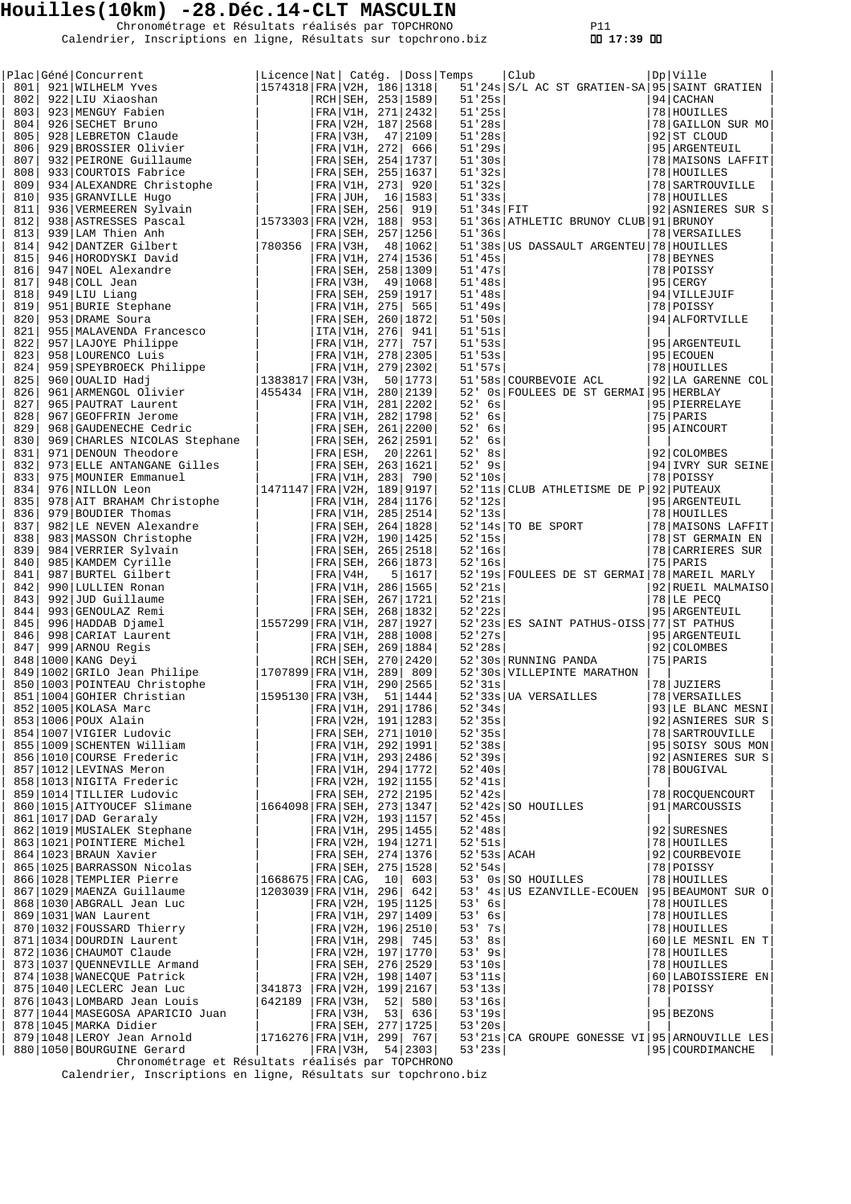# Houilles(10km) -28.Déc.14-CLT MASCULIN

Chronométrage et Résultats réalisés par TOPCHRONO
Calendrier, Inscriptions en ligne, Résultats sur topchrono.biz

17:39

| Plac | Géné | Concurrent | Licence | Nat | Catég. | | Doss | Temps | Club | Dp | Ville |
|---|---|---|---|---|---|---|---|---|---|---|---|
| 801 | 921 | WILHELM Yves | 1574318 | FRA | V2H, | 186 | 1318 | 51'24s | S/L AC ST GRATIEN-SA | 95 | SAINT GRATIEN |
| 802 | 922 | LIU Xiaoshan | | RCH | SEH, | 253 | 1589 | 51'25s | | 94 | CACHAN |
| 803 | 923 | MENGUY Fabien | | FRA | V1H, | 271 | 2432 | 51'25s | | 78 | HOUILLES |
| 804 | 926 | SECHET Bruno | | FRA | V2H, | 187 | 2568 | 51'28s | | 78 | GAILLON SUR MO |
| 805 | 928 | LEBRETON Claude | | FRA | V3H, | 47 | 2109 | 51'28s | | 92 | ST CLOUD |
| 806 | 929 | BROSSIER Olivier | | FRA | V1H, | 272 | 666 | 51'29s | | 95 | ARGENTEUIL |
| 807 | 932 | PEIRONE Guillaume | | FRA | SEH, | 254 | 1737 | 51'30s | | 78 | MAISONS LAFFIT |
| 808 | 933 | COURTOIS Fabrice | | FRA | SEH, | 255 | 1637 | 51'32s | | 78 | HOUILLES |
| 809 | 934 | ALEXANDRE Christophe | | FRA | V1H, | 273 | 920 | 51'32s | | 78 | SARTROUVILLE |
| 810 | 935 | GRANVILLE Hugo | | FRA | JUH, | 16 | 1583 | 51'33s | | 78 | HOUILLES |
| 811 | 936 | VERMEEREN Sylvain | | FRA | SEH, | 256 | 919 | 51'34s | FIT | 92 | ASNIERES SUR S |
| 812 | 938 | ASTRESSES Pascal | 1573303 | FRA | V2H, | 188 | 953 | 51'36s | ATHLETIC BRUNOY CLUB | 91 | BRUNOY |
| 813 | 939 | LAM Thien Anh | | FRA | SEH, | 257 | 1256 | 51'36s | | 78 | VERSAILLES |
| 814 | 942 | DANTZER Gilbert | 780356 | FRA | V3H, | 48 | 1062 | 51'38s | US DASSAULT ARGENTEU | 78 | HOUILLES |
| 815 | 946 | HORODYSKI David | | FRA | V1H, | 274 | 1536 | 51'45s | | 78 | BEYNES |
| 816 | 947 | NOEL Alexandre | | FRA | SEH, | 258 | 1309 | 51'47s | | 78 | POISSY |
| 817 | 948 | COLL Jean | | FRA | V3H, | 49 | 1068 | 51'48s | | 95 | CERGY |
| 818 | 949 | LIU Liang | | FRA | SEH, | 259 | 1917 | 51'48s | | 94 | VILLEJUIF |
| 819 | 951 | BURIE Stephane | | FRA | V1H, | 275 | 565 | 51'49s | | 78 | POISSY |
| 820 | 953 | DRAME Soura | | FRA | SEH, | 260 | 1872 | 51'50s | | 94 | ALFORTVILLE |
| 821 | 955 | MALAVENDA Francesco | | ITA | V1H, | 276 | 941 | 51'51s | | | |
| 822 | 957 | LAJOYE Philippe | | FRA | V1H, | 277 | 757 | 51'53s | | 95 | ARGENTEUIL |
| 823 | 958 | LOURENCO Luis | | FRA | V1H, | 278 | 2305 | 51'53s | | 95 | ECOUEN |
| 824 | 959 | SPEYBROECK Philippe | | FRA | V1H, | 279 | 2302 | 51'57s | | 78 | HOUILLES |
| 825 | 960 | OUALID Hadj | 1383817 | FRA | V3H, | 50 | 1773 | 51'58s | COURBEVOIE ACL | 92 | LA GARENNE COL |
| 826 | 961 | ARMENGOL Olivier | 455434 | FRA | V1H, | 280 | 2139 | 52' 0s | FOULEES DE ST GERMAI | 95 | HERBLAY |
| 827 | 965 | PAUTRAT Laurent | | FRA | V1H, | 281 | 2202 | 52' 6s | | 95 | PIERRELAYE |
| 828 | 967 | GEOFFRIN Jerome | | FRA | V1H, | 282 | 1798 | 52' 6s | | 75 | PARIS |
| 829 | 968 | GAUDENECHE Cedric | | FRA | SEH, | 261 | 2200 | 52' 6s | | 95 | AINCOURT |
| 830 | 969 | CHARLES NICOLAS Stephane | | FRA | SEH, | 262 | 2591 | 52' 6s | | | |
| 831 | 971 | DENOUN Theodore | | FRA | ESH, | 20 | 2261 | 52' 8s | | 92 | COLOMBES |
| 832 | 973 | ELLE ANTANGANE Gilles | | FRA | SEH, | 263 | 1621 | 52' 9s | | 94 | IVRY SUR SEINE |
| 833 | 975 | MOUNIER Emmanuel | | FRA | V1H, | 283 | 790 | 52'10s | | 78 | POISSY |
| 834 | 976 | NILLON Leon | 1471147 | FRA | V2H, | 189 | 9197 | 52'11s | CLUB ATHLETISME DE P | 92 | PUTEAUX |
| 835 | 978 | AIT BRAHAM Christophe | | FRA | V1H, | 284 | 1176 | 52'12s | | 95 | ARGENTEUIL |
| 836 | 979 | BOUDIER Thomas | | FRA | V1H, | 285 | 2514 | 52'13s | | 78 | HOUILLES |
| 837 | 982 | LE NEVEN Alexandre | | FRA | SEH, | 264 | 1828 | 52'14s | TO BE SPORT | 78 | MAISONS LAFFIT |
| 838 | 983 | MASSON Christophe | | FRA | V2H, | 190 | 1425 | 52'15s | | 78 | ST GERMAIN EN |
| 839 | 984 | VERRIER Sylvain | | FRA | SEH, | 265 | 2518 | 52'16s | | 78 | CARRIERES SUR |
| 840 | 985 | KAMDEM Cyrille | | FRA | SEH, | 266 | 1873 | 52'16s | | 75 | PARIS |
| 841 | 987 | BURTEL Gilbert | | FRA | V4H, | 5 | 1617 | 52'19s | FOULEES DE ST GERMAI | 78 | MAREIL MARLY |
| 842 | 990 | LULLIEN Ronan | | FRA | V1H, | 286 | 1565 | 52'21s | | 92 | RUEIL MALMAISO |
| 843 | 992 | JUD Guillaume | | FRA | SEH, | 267 | 1721 | 52'21s | | 78 | LE PECQ |
| 844 | 993 | GENOULAZ Remi | | FRA | SEH, | 268 | 1832 | 52'22s | | 95 | ARGENTEUIL |
| 845 | 996 | HADDAB Djamel | 1557299 | FRA | V1H, | 287 | 1927 | 52'23s | ES SAINT PATHUS-OISS | 77 | ST PATHUS |
| 846 | 998 | CARIAT Laurent | | FRA | V1H, | 288 | 1008 | 52'27s | | 95 | ARGENTEUIL |
| 847 | 999 | ARNOU Regis | | FRA | SEH, | 269 | 1884 | 52'28s | | 92 | COLOMBES |
| 848 | 1000 | KANG Deyi | | RCH | SEH, | 270 | 2420 | 52'30s | RUNNING PANDA | 75 | PARIS |
| 849 | 1002 | GRILO Jean Philipe | 1707899 | FRA | V1H, | 289 | 809 | 52'30s | VILLEPINTE MARATHON | | |
| 850 | 1003 | POINTEAU Christophe | | FRA | V1H, | 290 | 2565 | 52'31s | | 78 | JUZIERS |
| 851 | 1004 | GOHIER Christian | 1595130 | FRA | V3H, | 51 | 1444 | 52'33s | UA VERSAILLES | 78 | VERSAILLES |
| 852 | 1005 | KOLASA Marc | | FRA | V1H, | 291 | 1786 | 52'34s | | 93 | LE BLANC MESNI |
| 853 | 1006 | POUX Alain | | FRA | V2H, | 191 | 1283 | 52'35s | | 92 | ASNIERES SUR S |
| 854 | 1007 | VIGIER Ludovic | | FRA | SEH, | 271 | 1010 | 52'35s | | 78 | SARTROUVILLE |
| 855 | 1009 | SCHENTEN William | | FRA | V1H, | 292 | 1991 | 52'38s | | 95 | SOISY SOUS MON |
| 856 | 1010 | COURSE Frederic | | FRA | V1H, | 293 | 2486 | 52'39s | | 92 | ASNIERES SUR S |
| 857 | 1012 | LEVINAS Meron | | FRA | V1H, | 294 | 1772 | 52'40s | | 78 | BOUGIVAL |
| 858 | 1013 | NIGITA Frederic | | FRA | V2H, | 192 | 1155 | 52'41s | | | |
| 859 | 1014 | TILLIER Ludovic | | FRA | SEH, | 272 | 2195 | 52'42s | | 78 | ROCQUENCOURT |
| 860 | 1015 | AITYOUCEF Slimane | 1664098 | FRA | SEH, | 273 | 1347 | 52'42s | SO HOUILLES | 91 | MARCOUSSIS |
| 861 | 1017 | DAD Geraraly | | FRA | V2H, | 193 | 1157 | 52'45s | | | |
| 862 | 1019 | MUSIALEK Stephane | | FRA | V1H, | 295 | 1455 | 52'48s | | 92 | SURESNES |
| 863 | 1021 | POINTIERE Michel | | FRA | V2H, | 194 | 1271 | 52'51s | | 78 | HOUILLES |
| 864 | 1023 | BRAUN Xavier | | FRA | SEH, | 274 | 1376 | 52'53s | ACAH | 92 | COURBEVOIE |
| 865 | 1025 | BARRASSON Nicolas | | FRA | SEH, | 275 | 1528 | 52'54s | | 78 | POISSY |
| 866 | 1028 | TEMPLIER Pierre | 1668675 | FRA | CAG, | 10 | 603 | 53' 0s | SO HOUILLES | 78 | HOUILLES |
| 867 | 1029 | MAENZA Guillaume | 1203039 | FRA | V1H, | 296 | 642 | 53' 4s | US EZANVILLE-ECOUEN | 95 | BEAUMONT SUR O |
| 868 | 1030 | ABGRALL Jean Luc | | FRA | V2H, | 195 | 1125 | 53' 6s | | 78 | HOUILLES |
| 869 | 1031 | WAN Laurent | | FRA | V1H, | 297 | 1409 | 53' 6s | | 78 | HOUILLES |
| 870 | 1032 | FOUSSARD Thierry | | FRA | V2H, | 196 | 2510 | 53' 7s | | 78 | HOUILLES |
| 871 | 1034 | DOURDIN Laurent | | FRA | V1H, | 298 | 745 | 53' 8s | | 60 | LE MESNIL EN T |
| 872 | 1036 | CHAUMOT Claude | | FRA | V2H, | 197 | 1770 | 53' 9s | | 78 | HOUILLES |
| 873 | 1037 | QUENNEVILLE Armand | | FRA | SEH, | 276 | 2529 | 53'10s | | 78 | HOUILLES |
| 874 | 1038 | WANECQUE Patrick | | FRA | V2H, | 198 | 1407 | 53'11s | | 60 | LABOISSIERE EN |
| 875 | 1040 | LECLERC Jean Luc | 341873 | FRA | V2H, | 199 | 2167 | 53'13s | | 78 | POISSY |
| 876 | 1043 | LOMBARD Jean Louis | 642189 | FRA | V3H, | 52 | 580 | 53'16s | | | |
| 877 | 1044 | MASEGOSA APARICIO Juan | | FRA | V3H, | 53 | 636 | 53'19s | | 95 | BEZONS |
| 878 | 1045 | MARKA Didier | | FRA | SEH, | 277 | 1725 | 53'20s | | | |
| 879 | 1048 | LEROY Jean Arnold | 1716276 | FRA | V1H, | 299 | 767 | 53'21s | CA GROUPE GONESSE VI | 95 | ARNOUVILLE LES |
| 880 | 1050 | BOURGUINE Gerard | | FRA | V3H, | 54 | 2303 | 53'23s | | 95 | COURDIMANCHE |

Chronométrage et Résultats réalisés par TOPCHRONO
Calendrier, Inscriptions en ligne, Résultats sur topchrono.biz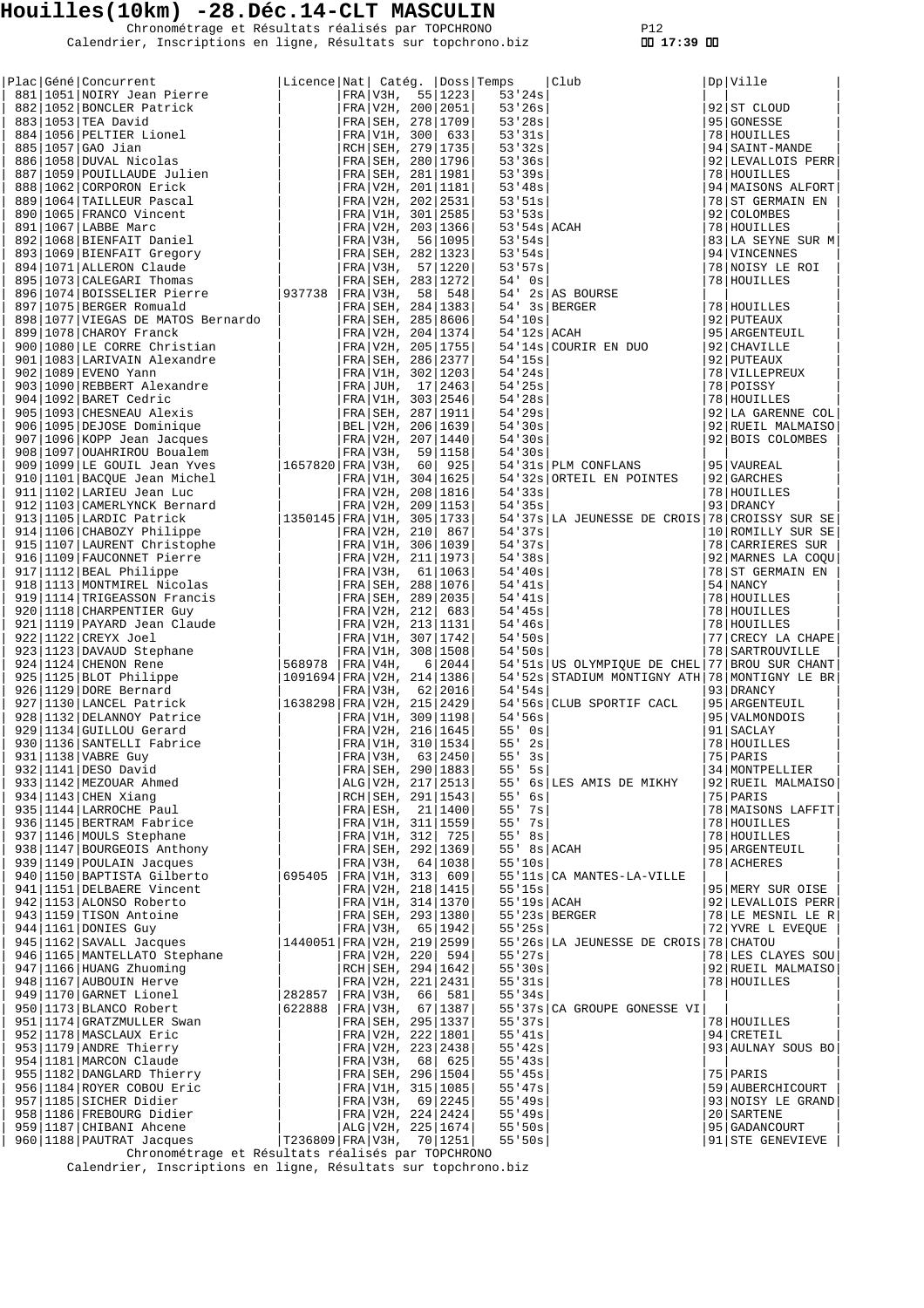# Houilles(10km) -28.Déc.14-CLT MASCULIN

Chronométrage et Résultats réalisés par TOPCHRONO
Calendrier, Inscriptions en ligne, Résultats sur topchrono.biz

17:39

| Plac | Géné | Concurrent | Licence | Nat | Catég. | | Doss | Temps | Club | Dp | Ville |
|---|---|---|---|---|---|---|---|---|---|---|---|
| 881 | 1051 | NOIRY Jean Pierre | | FRA | V3H, | 55 | 1223 | 53'24s | | | |
| 882 | 1052 | BONCLER Patrick | | FRA | V2H, | 200 | 2051 | 53'26s | | 92 | ST CLOUD |
| 883 | 1053 | TEA David | | FRA | SEH, | 278 | 1709 | 53'28s | | 95 | GONESSE |
| 884 | 1056 | PELTIER Lionel | | FRA | V1H, | 300 | 633 | 53'31s | | 78 | HOUILLES |
| 885 | 1057 | GAO Jian | | RCH | SEH, | 279 | 1735 | 53'32s | | 94 | SAINT-MANDE |
| 886 | 1058 | DUVAL Nicolas | | FRA | SEH, | 280 | 1796 | 53'36s | | 92 | LEVALLOIS PERR |
| 887 | 1059 | POUILLAUDE Julien | | FRA | SEH, | 281 | 1981 | 53'39s | | 78 | HOUILLES |
| 888 | 1062 | CORPORON Erick | | FRA | V2H, | 201 | 1181 | 53'48s | | 94 | MAISONS ALFORT |
| 889 | 1064 | TAILLEUR Pascal | | FRA | V2H, | 202 | 2531 | 53'51s | | 78 | ST GERMAIN EN |
| 890 | 1065 | FRANCO Vincent | | FRA | V1H, | 301 | 2585 | 53'53s | | 92 | COLOMBES |
| 891 | 1067 | LABBE Marc | | FRA | V2H, | 203 | 1366 | 53'54s | ACAH | 78 | HOUILLES |
| 892 | 1068 | BIENFAIT Daniel | | FRA | V3H, | 56 | 1095 | 53'54s | | 83 | LA SEYNE SUR M |
| 893 | 1069 | BIENFAIT Gregory | | FRA | SEH, | 282 | 1323 | 53'54s | | 94 | VINCENNES |
| 894 | 1071 | ALLERON Claude | | FRA | V3H, | 57 | 1220 | 53'57s | | 78 | NOISY LE ROI |
| 895 | 1073 | CALEGARI Thomas | | FRA | SEH, | 283 | 1272 | 54' 0s | | 78 | HOUILLES |
| 896 | 1074 | BOISSELIER Pierre | 937738 | FRA | V3H, | 58 | 548 | 54' 2s | AS BOURSE | | |
| 897 | 1075 | BERGER Romuald | | FRA | SEH, | 284 | 1383 | 54' 3s | BERGER | 78 | HOUILLES |
| 898 | 1077 | VIEGAS DE MATOS Bernardo | | FRA | SEH, | 285 | 8606 | 54'10s | | 92 | PUTEAUX |
| 899 | 1078 | CHAROY Franck | | FRA | V2H, | 204 | 1374 | 54'12s | ACAH | 95 | ARGENTEUIL |
| 900 | 1080 | LE CORRE Christian | | FRA | V2H, | 205 | 1755 | 54'14s | COURIR EN DUO | 92 | CHAVILLE |
| 901 | 1083 | LARIVAIN Alexandre | | FRA | SEH, | 286 | 2377 | 54'15s | | 92 | PUTEAUX |
| 902 | 1089 | EVENO Yann | | FRA | V1H, | 302 | 1203 | 54'24s | | 78 | VILLEPREUX |
| 903 | 1090 | REBBERT Alexandre | | FRA | JUH, | 17 | 2463 | 54'25s | | 78 | POISSY |
| 904 | 1092 | BARET Cedric | | FRA | V1H, | 303 | 2546 | 54'28s | | 78 | HOUILLES |
| 905 | 1093 | CHESNEAU Alexis | | FRA | SEH, | 287 | 1911 | 54'29s | | 92 | LA GARENNE COL |
| 906 | 1095 | DEJOSE Dominique | | BEL | V2H, | 206 | 1639 | 54'30s | | 92 | RUEIL MALMAISO |
| 907 | 1096 | KOPP Jean Jacques | | FRA | V2H, | 207 | 1440 | 54'30s | | 92 | BOIS COLOMBES |
| 908 | 1097 | OUAHRIROU Boualem | | FRA | V3H, | 59 | 1158 | 54'30s | | | |
| 909 | 1099 | LE GOUIL Jean Yves | 1657820 | FRA | V3H, | 60 | 925 | 54'31s | PLM CONFLANS | 95 | VAUREAL |
| 910 | 1101 | BACQUE Jean Michel | | FRA | V1H, | 304 | 1625 | 54'32s | ORTEIL EN POINTES | 92 | GARCHES |
| 911 | 1102 | LARIEU Jean Luc | | FRA | V2H, | 208 | 1816 | 54'33s | | 78 | HOUILLES |
| 912 | 1103 | CAMERLYNCK Bernard | | FRA | V2H, | 209 | 1153 | 54'35s | | 93 | DRANCY |
| 913 | 1105 | LARDIC Patrick | 1350145 | FRA | V1H, | 305 | 1733 | 54'37s | LA JEUNESSE DE CROIS | 78 | CROISSY SUR SE |
| 914 | 1106 | CHABOZY Philippe | | FRA | V2H, | 210 | 867 | 54'37s | | 10 | ROMILLY SUR SE |
| 915 | 1107 | LAURENT Christophe | | FRA | V1H, | 306 | 1039 | 54'37s | | 78 | CARRIERES SUR |
| 916 | 1109 | FAUCONNET Pierre | | FRA | V2H, | 211 | 1973 | 54'38s | | 92 | MARNES LA COQU |
| 917 | 1112 | BEAL Philippe | | FRA | V3H, | 61 | 1063 | 54'40s | | 78 | ST GERMAIN EN |
| 918 | 1113 | MONTMIREL Nicolas | | FRA | SEH, | 288 | 1076 | 54'41s | | 54 | NANCY |
| 919 | 1114 | TRIGEASSON Francis | | FRA | SEH, | 289 | 2035 | 54'41s | | 78 | HOUILLES |
| 920 | 1118 | CHARPENTIER Guy | | FRA | V2H, | 212 | 683 | 54'45s | | 78 | HOUILLES |
| 921 | 1119 | PAYARD Jean Claude | | FRA | V2H, | 213 | 1131 | 54'46s | | 78 | HOUILLES |
| 922 | 1122 | CREYX Joel | | FRA | V1H, | 307 | 1742 | 54'50s | | 77 | CRECY LA CHAPE |
| 923 | 1123 | DAVAUD Stephane | | FRA | V1H, | 308 | 1508 | 54'50s | | 78 | SARTROUVILLE |
| 924 | 1124 | CHENON Rene | 568978 | FRA | V4H, | 6 | 2044 | 54'51s | US OLYMPIQUE DE CHEL | 77 | BROU SUR CHANT |
| 925 | 1125 | BLOT Philippe | 1091694 | FRA | V2H, | 214 | 1386 | 54'52s | STADIUM MONTIGNY ATH | 78 | MONTIGNY LE BR |
| 926 | 1129 | DORE Bernard | | FRA | V3H, | 62 | 2016 | 54'54s | | 93 | DRANCY |
| 927 | 1130 | LANCEL Patrick | 1638298 | FRA | V2H, | 215 | 2429 | 54'56s | CLUB SPORTIF CACL | 95 | ARGENTEUIL |
| 928 | 1132 | DELANNOY Patrice | | FRA | V1H, | 309 | 1198 | 54'56s | | 95 | VALMONDOIS |
| 929 | 1134 | GUILLOU Gerard | | FRA | V2H, | 216 | 1645 | 55' 0s | | 91 | SACLAY |
| 930 | 1136 | SANTELLI Fabrice | | FRA | V1H, | 310 | 1534 | 55' 2s | | 78 | HOUILLES |
| 931 | 1138 | VABRE Guy | | FRA | V3H, | 63 | 2450 | 55' 3s | | 75 | PARIS |
| 932 | 1141 | DESO David | | FRA | SEH, | 290 | 1883 | 55' 5s | | 34 | MONTPELLIER |
| 933 | 1142 | MEZOUAR Ahmed | | ALG | V2H, | 217 | 2513 | 55' 6s | LES AMIS DE MIKHY | 92 | RUEIL MALMAISO |
| 934 | 1143 | CHEN Xiang | | RCH | SEH, | 291 | 1543 | 55' 6s | | 75 | PARIS |
| 935 | 1144 | LARROCHE Paul | | FRA | ESH, | 21 | 1400 | 55' 7s | | 78 | MAISONS LAFFIT |
| 936 | 1145 | BERTRAM Fabrice | | FRA | V1H, | 311 | 1559 | 55' 7s | | 78 | HOUILLES |
| 937 | 1146 | MOULS Stephane | | FRA | V1H, | 312 | 725 | 55' 8s | | 78 | HOUILLES |
| 938 | 1147 | BOURGEOIS Anthony | | FRA | SEH, | 292 | 1369 | 55' 8s | ACAH | 95 | ARGENTEUIL |
| 939 | 1149 | POULAIN Jacques | | FRA | V3H, | 64 | 1038 | 55'10s | | 78 | ACHERES |
| 940 | 1150 | BAPTISTA Gilberto | 695405 | FRA | V1H, | 313 | 609 | 55'11s | CA MANTES-LA-VILLE | | |
| 941 | 1151 | DELBAERE Vincent | | FRA | V2H, | 218 | 1415 | 55'15s | | 95 | MERY SUR OISE |
| 942 | 1153 | ALONSO Roberto | | FRA | V1H, | 314 | 1370 | 55'19s | ACAH | 92 | LEVALLOIS PERR |
| 943 | 1159 | TISON Antoine | | FRA | SEH, | 293 | 1380 | 55'23s | BERGER | 78 | LE MESNIL LE R |
| 944 | 1161 | DONIES Guy | | FRA | V3H, | 65 | 1942 | 55'25s | | 72 | YVRE L EVEQUE |
| 945 | 1162 | SAVALL Jacques | 1440051 | FRA | V2H, | 219 | 2599 | 55'26s | LA JEUNESSE DE CROIS | 78 | CHATOU |
| 946 | 1165 | MANTELLATO Stephane | | FRA | V2H, | 220 | 594 | 55'27s | | 78 | LES CLAYES SOU |
| 947 | 1166 | HUANG Zhuoming | | RCH | SEH, | 294 | 1642 | 55'30s | | 92 | RUEIL MALMAISO |
| 948 | 1167 | AUBOUIN Herve | | FRA | V2H, | 221 | 2431 | 55'31s | | 78 | HOUILLES |
| 949 | 1170 | GARNET Lionel | 282857 | FRA | V3H, | 66 | 581 | 55'34s | | | |
| 950 | 1173 | BLANCO Robert | 622888 | FRA | V3H, | 67 | 1387 | 55'37s | CA GROUPE GONESSE VI | | |
| 951 | 1174 | GRATZMULLER Swan | | FRA | SEH, | 295 | 1337 | 55'37s | | 78 | HOUILLES |
| 952 | 1178 | MASCLAUX Eric | | FRA | V2H, | 222 | 1801 | 55'41s | | 94 | CRETEIL |
| 953 | 1179 | ANDRE Thierry | | FRA | V2H, | 223 | 2438 | 55'42s | | 93 | AULNAY SOUS BO |
| 954 | 1181 | MARCON Claude | | FRA | V3H, | 68 | 625 | 55'43s | | | |
| 955 | 1182 | DANGLARD Thierry | | FRA | SEH, | 296 | 1504 | 55'45s | | 75 | PARIS |
| 956 | 1184 | ROYER COBOU Eric | | FRA | V1H, | 315 | 1085 | 55'47s | | 59 | AUBERCHICOURT |
| 957 | 1185 | SICHER Didier | | FRA | V3H, | 69 | 2245 | 55'49s | | 93 | NOISY LE GRAND |
| 958 | 1186 | FREBOURG Didier | | FRA | V2H, | 224 | 2424 | 55'49s | | 20 | SARTENE |
| 959 | 1187 | CHIBANI Ahcene | | ALG | V2H, | 225 | 1674 | 55'50s | | 95 | GADANCOURT |
| 960 | 1188 | PAUTRAT Jacques | T236809 | FRA | V3H, | 70 | 1251 | 55'50s | | 91 | STE GENEVIEVE |

Chronométrage et Résultats réalisés par TOPCHRONO
Calendrier, Inscriptions en ligne, Résultats sur topchrono.biz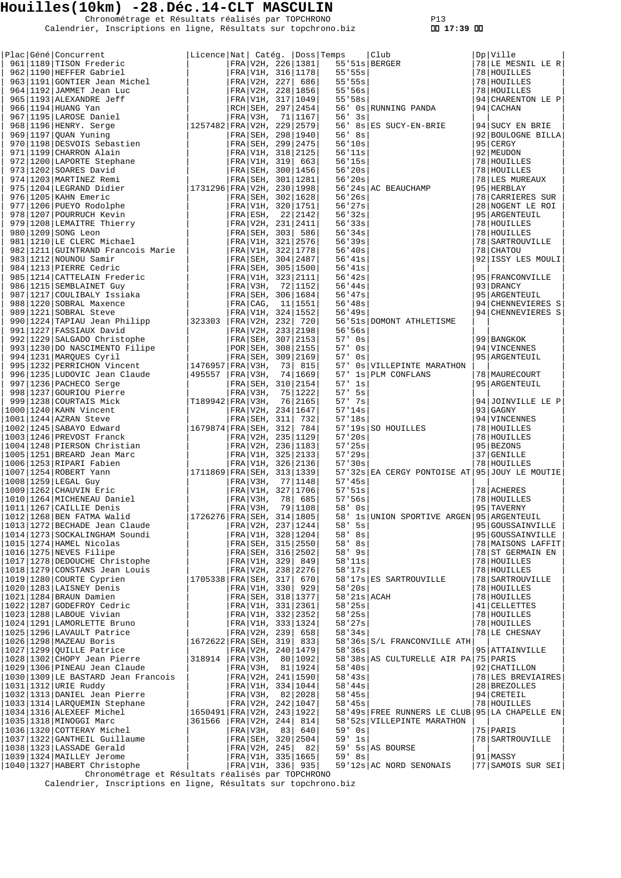# Houilles(10km) -28.Déc.14-CLT MASCULIN

Chronométrage et Résultats réalisés par TOPCHRONO
Calendrier, Inscriptions en ligne, Résultats sur topchrono.biz

17:39

| Plac | Géné | Concurrent | Licence | Nat | Catég. | Doss | Temps | Club | Dp | Ville |
|---|---|---|---|---|---|---|---|---|---|---|
| 961 | 1189 | TISON Frederic | | FRA | V2H, 226 | 1381 | 55'51s | BERGER | 78 | LE MESNIL LE R |
| 962 | 1190 | HEFFER Gabriel | | FRA | V1H, 316 | 1178 | 55'55s | | 78 | HOUILLES |
| 963 | 1191 | GONTIER Jean Michel | | FRA | V2H, 227 | 686 | 55'55s | | 78 | HOUILLES |
| 964 | 1192 | JAMMET Jean Luc | | FRA | V2H, 228 | 1856 | 55'56s | | 78 | HOUILLES |
| 965 | 1193 | ALEXANDRE Jeff | | FRA | V1H, 317 | 1049 | 55'58s | | 94 | CHARENTON LE P |
| 966 | 1194 | HUANG Yan | | RCH | SEH, 297 | 2454 | 56' 0s | RUNNING PANDA | 94 | CACHAN |
| 967 | 1195 | LAROSE Daniel | | FRA | V3H, 71 | 1167 | 56' 3s | | | |
| 968 | 1196 | HENRY. Serge | 1257482 | FRA | V2H, 229 | 2579 | 56' 8s | ES SUCY-EN-BRIE | 94 | SUCY EN BRIE |
| 969 | 1197 | QUAN Yuning | | FRA | SEH, 298 | 1940 | 56' 8s | | 92 | BOULOGNE BILLA |
| 970 | 1198 | DESVOIS Sebastien | | FRA | SEH, 299 | 2475 | 56'10s | | 95 | CERGY |
| 971 | 1199 | CHARRON Alain | | FRA | V1H, 318 | 2125 | 56'11s | | 92 | MEUDON |
| 972 | 1200 | LAPORTE Stephane | | FRA | V1H, 319 | 663 | 56'15s | | 78 | HOUILLES |
| 973 | 1202 | SOARES David | | FRA | SEH, 300 | 1456 | 56'20s | | 78 | HOUILLES |
| 974 | 1203 | MARTINEZ Remi | | FRA | SEH, 301 | 1281 | 56'20s | | 78 | LES MUREAUX |
| 975 | 1204 | LEGRAND Didier | 1731296 | FRA | V2H, 230 | 1998 | 56'24s | AC BEAUCHAMP | 95 | HERBLAY |
| 976 | 1205 | KAHN Emeric | | FRA | SEH, 302 | 1628 | 56'26s | | 78 | CARRIERES SUR |
| 977 | 1206 | PUEYO Rodolphe | | FRA | V1H, 320 | 1751 | 56'27s | | 28 | NOGENT LE ROI |
| 978 | 1207 | POURRUCH Kevin | | FRA | ESH, 22 | 2142 | 56'32s | | 95 | ARGENTEUIL |
| 979 | 1208 | LEMAITRE Thierry | | FRA | V2H, 231 | 2411 | 56'33s | | 78 | HOUILLES |
| 980 | 1209 | SONG Leon | | FRA | SEH, 303 | 586 | 56'34s | | 78 | HOUILLES |
| 981 | 1210 | LE CLERC Michael | | FRA | V1H, 321 | 2576 | 56'39s | | 78 | SARTROUVILLE |
| 982 | 1211 | GUINTRAND Francois Marie | | FRA | V1H, 322 | 1778 | 56'40s | | 78 | CHATOU |
| 983 | 1212 | NOUNOU Samir | | FRA | SEH, 304 | 2487 | 56'41s | | 92 | ISSY LES MOULI |
| 984 | 1213 | PIERRE Cedric | | FRA | SEH, 305 | 1500 | 56'41s | | | |
| 985 | 1214 | CATTELAIN Frederic | | FRA | V1H, 323 | 2111 | 56'42s | | 95 | FRANCONVILLE |
| 986 | 1215 | SEMBLAINET Guy | | FRA | V3H, 72 | 1152 | 56'44s | | 93 | DRANCY |
| 987 | 1217 | COULIBALY Issiaka | | FRA | SEH, 306 | 1684 | 56'47s | | 95 | ARGENTEUIL |
| 988 | 1220 | SOBRAL Maxence | | FRA | CAG, 11 | 1551 | 56'48s | | 94 | CHENNEVIERES S |
| 989 | 1221 | SOBRAL Steve | | FRA | V1H, 324 | 1552 | 56'49s | | 94 | CHENNEVIERES S |
| 990 | 1224 | TAPIAU Jean Philipp | 323303 | FRA | V2H, 232 | 720 | 56'51s | DOMONT ATHLETISME | | |
| 991 | 1227 | FASSIAUX David | | FRA | V2H, 233 | 2198 | 56'56s | | | |
| 992 | 1229 | SALGADO Christophe | | FRA | SEH, 307 | 2153 | 57' 0s | | 99 | BANGKOK |
| 993 | 1230 | DO NASCIMENTO Filipe | | POR | SEH, 308 | 2155 | 57' 0s | | 94 | VINCENNES |
| 994 | 1231 | MARQUES Cyril | | FRA | SEH, 309 | 2169 | 57' 0s | | 95 | ARGENTEUIL |
| 995 | 1232 | PERRICHON Vincent | 1476957 | FRA | V3H, 73 | 815 | 57' 0s | VILLEPINTE MARATHON | | |
| 996 | 1235 | LUDOVIC Jean Claude | 495557 | FRA | V3H, 74 | 1669 | 57' 1s | PLM CONFLANS | 78 | MAURECOURT |
| 997 | 1236 | PACHECO Serge | | FRA | SEH, 310 | 2154 | 57' 1s | | 95 | ARGENTEUIL |
| 998 | 1237 | GOURIOU Pierre | | FRA | V3H, 75 | 1222 | 57' 5s | | | |
| 999 | 1238 | COURTAIS Mick | T189942 | FRA | V3H, 76 | 2165 | 57' 7s | | 94 | JOINVILLE LE P |
| 1000 | 1240 | KAHN Vincent | | FRA | V2H, 234 | 1647 | 57'14s | | 93 | GAGNY |
| 1001 | 1244 | AZRAN Steve | | FRA | SEH, 311 | 732 | 57'18s | | 94 | VINCENNES |
| 1002 | 1245 | SABAYO Edward | 1679874 | FRA | SEH, 312 | 784 | 57'19s | SO HOUILLES | 78 | HOUILLES |
| 1003 | 1246 | PREVOST Franck | | FRA | V2H, 235 | 1129 | 57'20s | | 78 | HOUILLES |
| 1004 | 1248 | PIERSON Christian | | FRA | V2H, 236 | 1183 | 57'25s | | 95 | BEZONS |
| 1005 | 1251 | BREARD Jean Marc | | FRA | V1H, 325 | 2133 | 57'29s | | 37 | GENILLE |
| 1006 | 1253 | RIPARI Fabien | | FRA | V1H, 326 | 2136 | 57'30s | | 78 | HOUILLES |
| 1007 | 1254 | ROBERT Yann | 1711869 | FRA | SEH, 313 | 1339 | 57'32s | EA CERGY PONTOISE AT | 95 | JOUY LE MOUTIE |
| 1008 | 1259 | LEGAL Guy | | FRA | V3H, 77 | 1148 | 57'45s | | | |
| 1009 | 1262 | CHAUVIN Eric | | FRA | V1H, 327 | 1706 | 57'51s | | 78 | ACHERES |
| 1010 | 1264 | MICHENEAU Daniel | | FRA | V3H, 78 | 685 | 57'56s | | 78 | HOUILLES |
| 1011 | 1267 | CAILLIE Denis | | FRA | V3H, 79 | 1108 | 58' 0s | | 95 | TAVERNY |
| 1012 | 1268 | BEN FATMA Walid | 1726276 | FRA | SEH, 314 | 1805 | 58' 1s | UNION SPORTIVE ARGEN | 95 | ARGENTEUIL |
| 1013 | 1272 | BECHADE Jean Claude | | FRA | V2H, 237 | 1244 | 58' 5s | | 95 | GOUSSAINVILLE |
| 1014 | 1273 | SOCKALINGHAM Soundi | | FRA | V1H, 328 | 1204 | 58' 8s | | 95 | GOUSSAINVILLE |
| 1015 | 1274 | HAMEL Nicolas | | FRA | SEH, 315 | 2550 | 58' 8s | | 78 | MAISONS LAFFIT |
| 1016 | 1275 | NEVES Filipe | | FRA | SEH, 316 | 2502 | 58' 9s | | 78 | ST GERMAIN EN |
| 1017 | 1278 | DEDOUCHE Christophe | | FRA | V1H, 329 | 849 | 58'11s | | 78 | HOUILLES |
| 1018 | 1279 | CONSTANS Jean Louis | | FRA | V2H, 238 | 2276 | 58'17s | | 78 | HOUILLES |
| 1019 | 1280 | COURTE Cyprien | 1705338 | FRA | SEH, 317 | 670 | 58'17s | ES SARTROUVILLE | 78 | SARTROUVILLE |
| 1020 | 1283 | LAISNEY Denis | | FRA | V1H, 330 | 929 | 58'20s | | 78 | HOUILLES |
| 1021 | 1284 | BRAUN Damien | | FRA | SEH, 318 | 1377 | 58'21s | ACAH | 78 | HOUILLES |
| 1022 | 1287 | GODEFROY Cedric | | FRA | V1H, 331 | 2361 | 58'25s | | 41 | CELLETTES |
| 1023 | 1288 | LABOUE Vivian | | FRA | V1H, 332 | 2352 | 58'25s | | 78 | HOUILLES |
| 1024 | 1291 | LAMORLETTE Bruno | | FRA | V1H, 333 | 1324 | 58'27s | | 78 | HOUILLES |
| 1025 | 1296 | LAVAULT Patrice | | FRA | V2H, 239 | 658 | 58'34s | | 78 | LE CHESNAY |
| 1026 | 1298 | MAZEAU Boris | 1672622 | FRA | SEH, 319 | 833 | 58'36s | S/L FRANCONVILLE ATH | | |
| 1027 | 1299 | QUILLE Patrice | | FRA | V2H, 240 | 1479 | 58'36s | | 95 | ATTAINVILLE |
| 1028 | 1302 | CHOPY Jean Pierre | 318914 | FRA | V3H, 80 | 1092 | 58'38s | AS CULTURELLE AIR PA | 75 | PARIS |
| 1029 | 1306 | PINEAU Jean Claude | | FRA | V3H, 81 | 1924 | 58'40s | | 92 | CHATILLON |
| 1030 | 1309 | LE BASTARD Jean Francois | | FRA | V2H, 241 | 1590 | 58'43s | | 78 | LES BREVIAIRES |
| 1031 | 1312 | URIE Ruddy | | FRA | V1H, 334 | 1044 | 58'44s | | 28 | BREZOLLES |
| 1032 | 1313 | DANIEL Jean Pierre | | FRA | V3H, 82 | 2028 | 58'45s | | 94 | CRETEIL |
| 1033 | 1314 | LARQUEMIN Stephane | | FRA | V2H, 242 | 1047 | 58'45s | | 78 | HOUILLES |
| 1034 | 1316 | ALEXEEF Michel | 1650491 | FRA | V2H, 243 | 1922 | 58'49s | FREE RUNNERS LE CLUB | 95 | LA CHAPELLE EN |
| 1035 | 1318 | MINOGGI Marc | 361566 | FRA | V2H, 244 | 814 | 58'52s | VILLEPINTE MARATHON | | |
| 1036 | 1320 | COTTERAY Michel | | FRA | V3H, 83 | 640 | 59' 0s | | 75 | PARIS |
| 1037 | 1322 | GANTHEIL Guillaume | | FRA | SEH, 320 | 2504 | 59' 1s | | 78 | SARTROUVILLE |
| 1038 | 1323 | LASSADE Gerald | | FRA | V2H, 245 | 82 | 59' 5s | AS BOURSE | | |
| 1039 | 1324 | MAILLEY Jerome | | FRA | V1H, 335 | 1665 | 59' 8s | | 91 | MASSY |
| 1040 | 1327 | HABERT Christophe | | FRA | V1H, 336 | 935 | 59'12s | AC NORD SENONAIS | 77 | SAMOIS SUR SEI |

Chronométrage et Résultats réalisés par TOPCHRONO
Calendrier, Inscriptions en ligne, Résultats sur topchrono.biz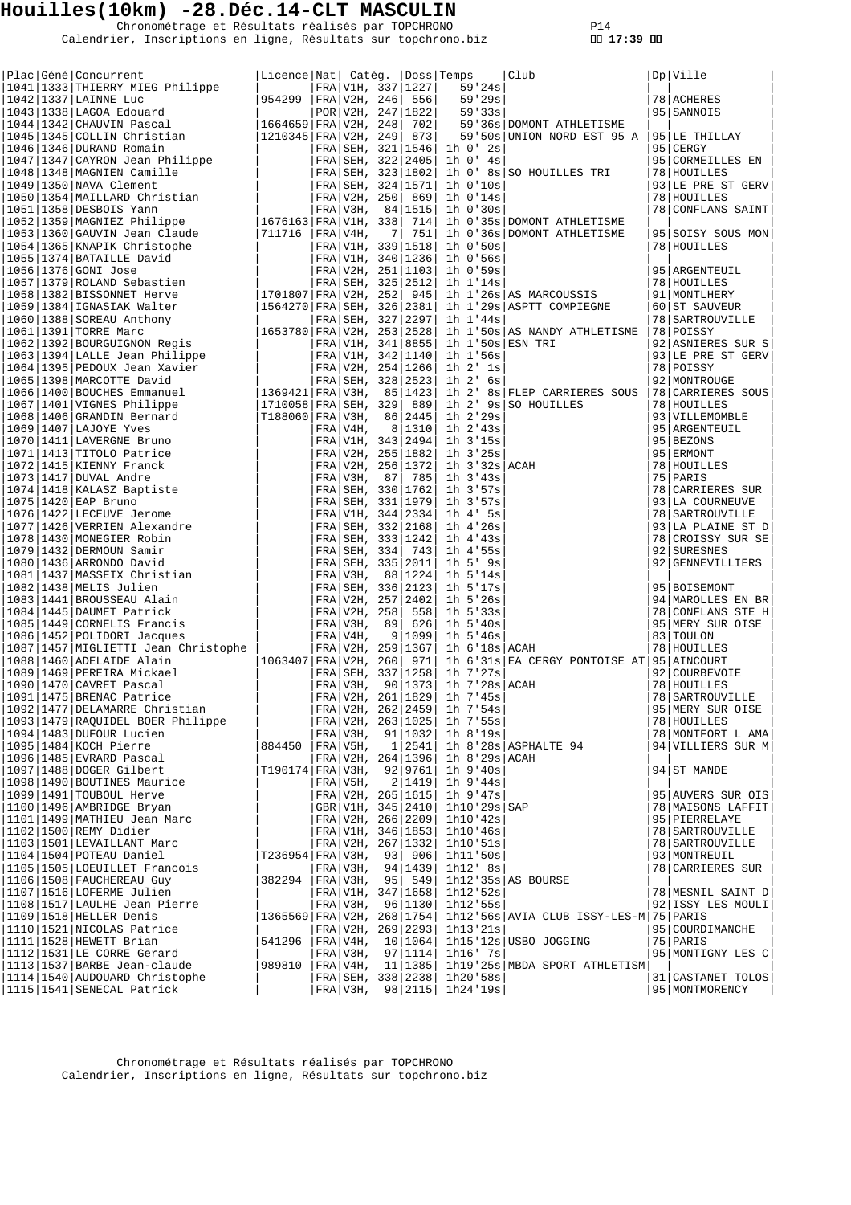# Houilles(10km) -28.Déc.14-CLT MASCULIN

Chronométrage et Résultats réalisés par TOPCHRONO
Calendrier, Inscriptions en ligne, Résultats sur topchrono.biz

| Plac | Géné | Concurrent | Licence | Nat | Catég. | | Doss | Temps | Club | Dp | Ville |
|---|---|---|---|---|---|---|---|---|---|---|---|
| 1041 | 1333 | THIERRY MIEG Philippe | | FRA | V1H, | 337 | 1227 | 59'24s | | | |
| 1042 | 1337 | LAINNE Luc | 954299 | FRA | V2H, | 246 | 556 | 59'29s | | 78 | ACHERES |
| 1043 | 1338 | LAGOA Edouard | | POR | V2H, | 247 | 1822 | 59'33s | | 95 | SANNOIS |
| 1044 | 1342 | CHAUVIN Pascal | 1664659 | FRA | V2H, | 248 | 702 | 59'36s | DOMONT ATHLETISME | | |
| 1045 | 1345 | COLLIN Christian | 1210345 | FRA | V2H, | 249 | 873 | 59'50s | UNION NORD EST 95 A | 95 | LE THILLAY |
| 1046 | 1346 | DURAND Romain | | FRA | SEH, | 321 | 1546 | 1h 0' 2s | | 95 | CERGY |
| 1047 | 1347 | CAYRON Jean Philippe | | FRA | SEH, | 322 | 2405 | 1h 0' 4s | | 95 | CORMEILLES EN |
| 1048 | 1348 | MAGNIEN Camille | | FRA | SEH, | 323 | 1802 | 1h 0' 8s | SO HOUILLES TRI | 78 | HOUILLES |
| 1049 | 1350 | NAVA Clement | | FRA | SEH, | 324 | 1571 | 1h 0'10s | | 93 | LE PRE ST GERV |
| 1050 | 1354 | MAILLARD Christian | | FRA | V2H, | 250 | 869 | 1h 0'14s | | 78 | HOUILLES |
| 1051 | 1358 | DESBOIS Yann | | FRA | V3H, | 84 | 1515 | 1h 0'30s | | 78 | CONFLANS SAINT |
| 1052 | 1359 | MAGNIEZ Philippe | 1676163 | FRA | V1H, | 338 | 714 | 1h 0'35s | DOMONT ATHLETISME | | |
| 1053 | 1360 | GAUVIN Jean Claude | 711716 | FRA | V4H, | 7 | 751 | 1h 0'36s | DOMONT ATHLETISME | 95 | SOISY SOUS MON |
| 1054 | 1365 | KNAPIK Christophe | | FRA | V1H, | 339 | 1518 | 1h 0'50s | | 78 | HOUILLES |
| 1055 | 1374 | BATAILLE David | | FRA | V1H, | 340 | 1236 | 1h 0'56s | | | |
| 1056 | 1376 | GONI Jose | | FRA | V2H, | 251 | 1103 | 1h 0'59s | | 95 | ARGENTEUIL |
| 1057 | 1379 | ROLAND Sebastien | | FRA | SEH, | 325 | 2512 | 1h 1'14s | | 78 | HOUILLES |
| 1058 | 1382 | BISSONNET Herve | 1701807 | FRA | V2H, | 252 | 945 | 1h 1'26s | AS MARCOUSSIS | 91 | MONTLHERY |
| 1059 | 1384 | IGNASIAK Walter | 1564270 | FRA | SEH, | 326 | 2381 | 1h 1'29s | ASPTT COMPIEGNE | 60 | ST SAUVEUR |
| 1060 | 1388 | SOREAU Anthony | | FRA | SEH, | 327 | 2297 | 1h 1'44s | | 78 | SARTROUVILLE |
| 1061 | 1391 | TORRE Marc | 1653780 | FRA | V2H, | 253 | 2528 | 1h 1'50s | AS NANDY ATHLETISME | 78 | POISSY |
| 1062 | 1392 | BOURGUIGNON Regis | | FRA | V1H, | 341 | 8855 | 1h 1'50s | ESN TRI | 92 | ASNIERES SUR S |
| 1063 | 1394 | LALLE Jean Philippe | | FRA | V1H, | 342 | 1140 | 1h 1'56s | | 93 | LE PRE ST GERV |
| 1064 | 1395 | PEDOUX Jean Xavier | | FRA | V2H, | 254 | 1266 | 1h 2' 1s | | 78 | POISSY |
| 1065 | 1398 | MARCOTTE David | | FRA | SEH, | 328 | 2523 | 1h 2' 6s | | 92 | MONTROUGE |
| 1066 | 1400 | BOUCHES Emmanuel | 1369421 | FRA | V3H, | 85 | 1423 | 1h 2' 8s | FLEP CARRIERES SOUS | 78 | CARRIERES SOUS |
| 1067 | 1401 | VIGNES Philippe | 1710058 | FRA | SEH, | 329 | 889 | 1h 2' 9s | SO HOUILLES | 78 | HOUILLES |
| 1068 | 1406 | GRANDIN Bernard | T188060 | FRA | V3H, | 86 | 2445 | 1h 2'29s | | 93 | VILLEMOMBLE |
| 1069 | 1407 | LAJOYE Yves | | FRA | V4H, | 8 | 1310 | 1h 2'43s | | 95 | ARGENTEUIL |
| 1070 | 1411 | LAVERGNE Bruno | | FRA | V1H, | 343 | 2494 | 1h 3'15s | | 95 | BEZONS |
| 1071 | 1413 | TITOLO Patrice | | FRA | V2H, | 255 | 1882 | 1h 3'25s | | 95 | ERMONT |
| 1072 | 1415 | KIENNY Franck | | FRA | V2H, | 256 | 1372 | 1h 3'32s | ACAH | 78 | HOUILLES |
| 1073 | 1417 | DUVAL Andre | | FRA | V3H, | 87 | 785 | 1h 3'43s | | 75 | PARIS |
| 1074 | 1418 | KALASZ Baptiste | | FRA | SEH, | 330 | 1762 | 1h 3'57s | | 78 | CARRIERES SUR |
| 1075 | 1420 | EAP Bruno | | FRA | SEH, | 331 | 1979 | 1h 3'57s | | 93 | LA COURNEUVE |
| 1076 | 1422 | LECEUVE Jerome | | FRA | V1H, | 344 | 2334 | 1h 4' 5s | | 78 | SARTROUVILLE |
| 1077 | 1426 | VERRIEN Alexandre | | FRA | SEH, | 332 | 2168 | 1h 4'26s | | 93 | LA PLAINE ST D |
| 1078 | 1430 | MONEGIER Robin | | FRA | SEH, | 333 | 1242 | 1h 4'43s | | 78 | CROISSY SUR SE |
| 1079 | 1432 | DERMOUN Samir | | FRA | SEH, | 334 | 743 | 1h 4'55s | | 92 | SURESNES |
| 1080 | 1436 | ARRONDO David | | FRA | SEH, | 335 | 2011 | 1h 5' 9s | | 92 | GENNEVILLIERS |
| 1081 | 1437 | MASSEIX Christian | | FRA | V3H, | 88 | 1224 | 1h 5'14s | | | |
| 1082 | 1438 | MELIS Julien | | FRA | SEH, | 336 | 2123 | 1h 5'17s | | 95 | BOISEMONT |
| 1083 | 1441 | BROUSSEAU Alain | | FRA | V2H, | 257 | 2402 | 1h 5'26s | | 94 | MAROLLES EN BR |
| 1084 | 1445 | DAUMET Patrick | | FRA | V2H, | 258 | 558 | 1h 5'33s | | 78 | CONFLANS STE H |
| 1085 | 1449 | CORNELIS Francis | | FRA | V3H, | 89 | 626 | 1h 5'40s | | 95 | MERY SUR OISE |
| 1086 | 1452 | POLIDORI Jacques | | FRA | V4H, | 9 | 1099 | 1h 5'46s | | 83 | TOULON |
| 1087 | 1457 | MIGLIETTI Jean Christophe | | FRA | V2H, | 259 | 1367 | 1h 6'18s | ACAH | 78 | HOUILLES |
| 1088 | 1460 | ADELAIDE Alain | 1063407 | FRA | V2H, | 260 | 971 | 1h 6'31s | EA CERGY PONTOISE AT | 95 | AINCOURT |
| 1089 | 1469 | PEREIRA Mickael | | FRA | SEH, | 337 | 1258 | 1h 7'27s | | 92 | COURBEVOIE |
| 1090 | 1470 | CAVRET Pascal | | FRA | V3H, | 90 | 1373 | 1h 7'28s | ACAH | 78 | HOUILLES |
| 1091 | 1475 | BRENAC Patrice | | FRA | V2H, | 261 | 1829 | 1h 7'45s | | 78 | SARTROUVILLE |
| 1092 | 1477 | DELAMARRE Christian | | FRA | V2H, | 262 | 2459 | 1h 7'54s | | 95 | MERY SUR OISE |
| 1093 | 1479 | RAQUIDEL BOER Philippe | | FRA | V2H, | 263 | 1025 | 1h 7'55s | | 78 | HOUILLES |
| 1094 | 1483 | DUFOUR Lucien | | FRA | V3H, | 91 | 1032 | 1h 8'19s | | 78 | MONTFORT L AMA |
| 1095 | 1484 | KOCH Pierre | 884450 | FRA | V5H, | 1 | 2541 | 1h 8'28s | ASPHALTE 94 | 94 | VILLIERS SUR M |
| 1096 | 1485 | EVRARD Pascal | | FRA | V2H, | 264 | 1396 | 1h 8'29s | ACAH | | |
| 1097 | 1488 | DOGER Gilbert | T190174 | FRA | V3H, | 92 | 9761 | 1h 9'40s | | 94 | ST MANDE |
| 1098 | 1490 | BOUTINES Maurice | | FRA | V5H, | 2 | 1419 | 1h 9'44s | | | |
| 1099 | 1491 | TOUBOUL Herve | | FRA | V2H, | 265 | 1615 | 1h 9'47s | | 95 | AUVERS SUR OIS |
| 1100 | 1496 | AMBRIDGE Bryan | | GBR | V1H, | 345 | 2410 | 1h10'29s | SAP | 78 | MAISONS LAFFIT |
| 1101 | 1499 | MATHIEU Jean Marc | | FRA | V2H, | 266 | 2209 | 1h10'42s | | 95 | PIERRELAYE |
| 1102 | 1500 | REMY Didier | | FRA | V1H, | 346 | 1853 | 1h10'46s | | 78 | SARTROUVILLE |
| 1103 | 1501 | LEVAILLANT Marc | | FRA | V2H, | 267 | 1332 | 1h10'51s | | 78 | SARTROUVILLE |
| 1104 | 1504 | POTEAU Daniel | T236954 | FRA | V3H, | 93 | 906 | 1h11'50s | | 93 | MONTREUIL |
| 1105 | 1505 | LOEUILLET Francois | | FRA | V3H, | 94 | 1439 | 1h12' 8s | | 78 | CARRIERES SUR |
| 1106 | 1508 | FAUCHEREAU Guy | 382294 | FRA | V3H, | 95 | 549 | 1h12'35s | AS BOURSE | | |
| 1107 | 1516 | LOFERME Julien | | FRA | V1H, | 347 | 1658 | 1h12'52s | | 78 | MESNIL SAINT D |
| 1108 | 1517 | LAULHE Jean Pierre | | FRA | V3H, | 96 | 1130 | 1h12'55s | | 92 | ISSY LES MOULI |
| 1109 | 1518 | HELLER Denis | 1365569 | FRA | V2H, | 268 | 1754 | 1h12'56s | AVIA CLUB ISSY-LES-M | 75 | PARIS |
| 1110 | 1521 | NICOLAS Patrice | | FRA | V2H, | 269 | 2293 | 1h13'21s | | 95 | COURDIMANCHE |
| 1111 | 1528 | HEWETT Brian | 541296 | FRA | V4H, | 10 | 1064 | 1h15'12s | USBO JOGGING | 75 | PARIS |
| 1112 | 1531 | LE CORRE Gerard | | FRA | V3H, | 97 | 1114 | 1h16' 7s | | 95 | MONTIGNY LES C |
| 1113 | 1537 | BARBE Jean-claude | 989810 | FRA | V4H, | 11 | 1385 | 1h19'25s | MBDA SPORT ATHLETISM | | |
| 1114 | 1540 | AUDOUARD Christophe | | FRA | SEH, | 338 | 2238 | 1h20'58s | | 31 | CASTANET TOLOS |
| 1115 | 1541 | SENECAL Patrick | | FRA | V3H, | 98 | 2115 | 1h24'19s | | 95 | MONTMORENCY |

Chronométrage et Résultats réalisés par TOPCHRONO
Calendrier, Inscriptions en ligne, Résultats sur topchrono.biz